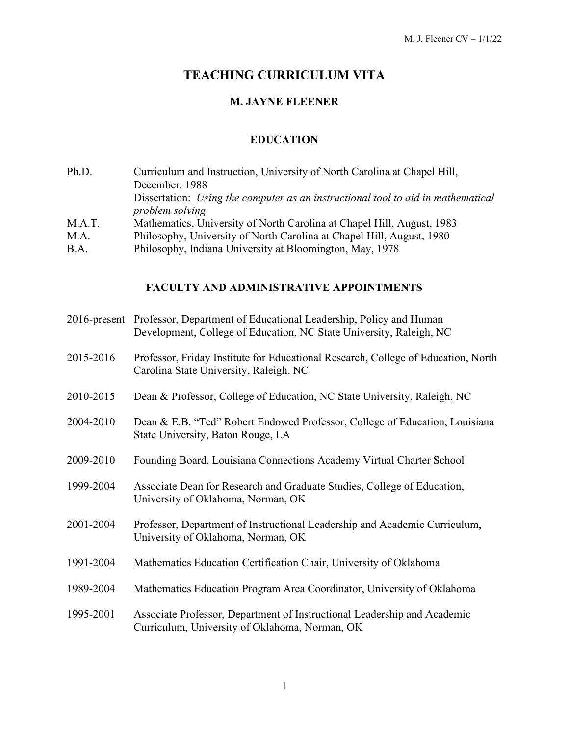# TEACHING CURRICULUM VITA

## M. JAYNE FLEENER

### EDUCATION

Ph.D. Curriculum and Instruction, University of North Carolina at Chapel Hill, December, 1988
Dissertation: *Using the computer as an instructional tool to aid in mathematical problem solving*

M.A.T. Mathematics, University of North Carolina at Chapel Hill, August, 1983

M.A. Philosophy, University of North Carolina at Chapel Hill, August, 1980

B.A. Philosophy, Indiana University at Bloomington, May, 1978

### FACULTY AND ADMINISTRATIVE APPOINTMENTS

2016-present Professor, Department of Educational Leadership, Policy and Human Development, College of Education, NC State University, Raleigh, NC

2015-2016 Professor, Friday Institute for Educational Research, College of Education, North Carolina State University, Raleigh, NC

2010-2015 Dean & Professor, College of Education, NC State University, Raleigh, NC

2004-2010 Dean & E.B. "Ted" Robert Endowed Professor, College of Education, Louisiana State University, Baton Rouge, LA

2009-2010 Founding Board, Louisiana Connections Academy Virtual Charter School

1999-2004 Associate Dean for Research and Graduate Studies, College of Education, University of Oklahoma, Norman, OK

2001-2004 Professor, Department of Instructional Leadership and Academic Curriculum, University of Oklahoma, Norman, OK

1991-2004 Mathematics Education Certification Chair, University of Oklahoma

1989-2004 Mathematics Education Program Area Coordinator, University of Oklahoma

1995-2001 Associate Professor, Department of Instructional Leadership and Academic Curriculum, University of Oklahoma, Norman, OK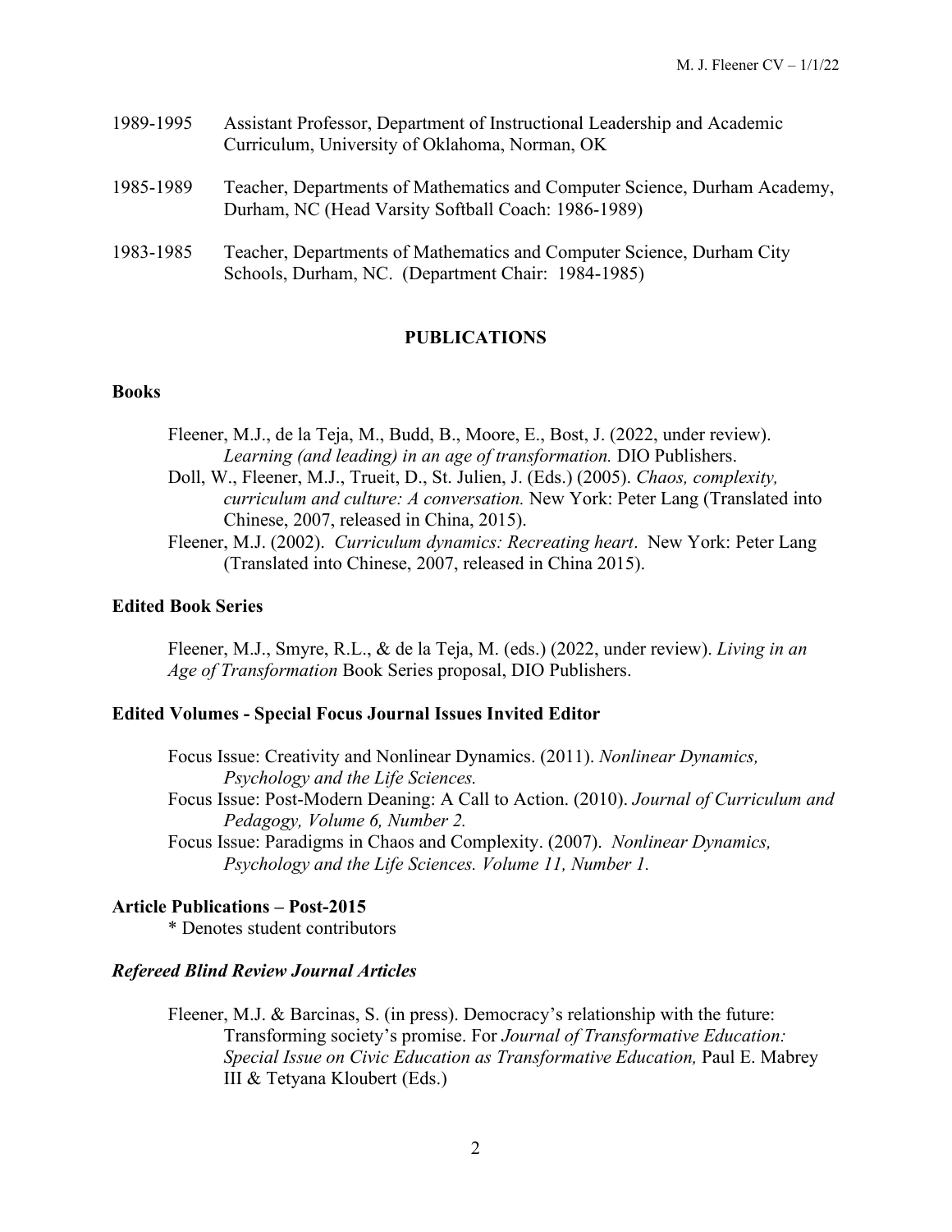1989-1995 Assistant Professor, Department of Instructional Leadership and Academic Curriculum, University of Oklahoma, Norman, OK

1985-1989 Teacher, Departments of Mathematics and Computer Science, Durham Academy, Durham, NC (Head Varsity Softball Coach: 1986-1989)

1983-1985 Teacher, Departments of Mathematics and Computer Science, Durham City Schools, Durham, NC. (Department Chair: 1984-1985)

## PUBLICATIONS

### Books

Fleener, M.J., de la Teja, M., Budd, B., Moore, E., Bost, J. (2022, under review). *Learning (and leading) in an age of transformation.* DIO Publishers.

Doll, W., Fleener, M.J., Trueit, D., St. Julien, J. (Eds.) (2005). *Chaos, complexity, curriculum and culture: A conversation.* New York: Peter Lang (Translated into Chinese, 2007, released in China, 2015).

Fleener, M.J. (2002). *Curriculum dynamics: Recreating heart*. New York: Peter Lang (Translated into Chinese, 2007, released in China 2015).

### Edited Book Series

Fleener, M.J., Smyre, R.L., & de la Teja, M. (eds.) (2022, under review). *Living in an Age of Transformation* Book Series proposal, DIO Publishers.

### Edited Volumes - Special Focus Journal Issues Invited Editor

Focus Issue: Creativity and Nonlinear Dynamics. (2011). *Nonlinear Dynamics, Psychology and the Life Sciences.*

Focus Issue: Post-Modern Deaning: A Call to Action. (2010). *Journal of Curriculum and Pedagogy, Volume 6, Number 2.*

Focus Issue: Paradigms in Chaos and Complexity. (2007). *Nonlinear Dynamics, Psychology and the Life Sciences. Volume 11, Number 1.*

### Article Publications – Post-2015

* Denotes student contributors

#### *Refereed Blind Review Journal Articles*

Fleener, M.J. & Barcinas, S. (in press). Democracy's relationship with the future: Transforming society's promise. For *Journal of Transformative Education: Special Issue on Civic Education as Transformative Education,* Paul E. Mabrey III & Tetyana Kloubert (Eds.)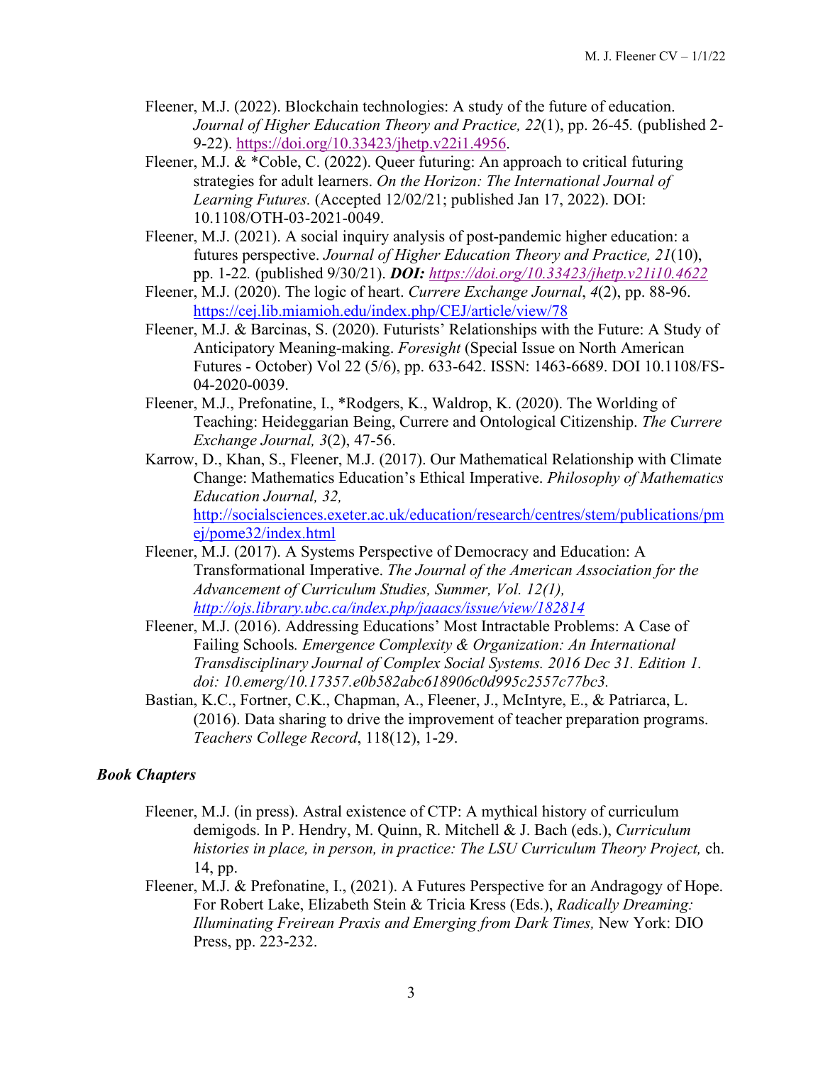Fleener, M.J. (2022). Blockchain technologies: A study of the future of education. *Journal of Higher Education Theory and Practice, 22*(1), pp. 26-45*.* (published 2-9-22). https://doi.org/10.33423/jhetp.v22i1.4956.

Fleener, M.J. & *Coble, C. (2022). Queer futuring: An approach to critical futuring strategies for adult learners. *On the Horizon: The International Journal of Learning Futures.* (Accepted 12/02/21; published Jan 17, 2022). DOI: 10.1108/OTH-03-2021-0049.

Fleener, M.J. (2021). A social inquiry analysis of post-pandemic higher education: a futures perspective. *Journal of Higher Education Theory and Practice, 21*(10), pp. 1-22*.* (published 9/30/21). ***DOI:*** *https://doi.org/10.33423/jhetp.v21i10.4622*

Fleener, M.J. (2020). The logic of heart. *Currere Exchange Journal*, *4*(2), pp. 88-96. https://cej.lib.miamioh.edu/index.php/CEJ/article/view/78

Fleener, M.J. & Barcinas, S. (2020). Futurists' Relationships with the Future: A Study of Anticipatory Meaning-making. *Foresight* (Special Issue on North American Futures - October) Vol 22 (5/6), pp. 633-642. ISSN: 1463-6689. DOI 10.1108/FS-04-2020-0039.

Fleener, M.J., Prefonatine, I., *Rodgers, K., Waldrop, K. (2020). The Worlding of Teaching: Heideggarian Being, Currere and Ontological Citizenship. *The Currere Exchange Journal, 3*(2), 47-56.

Karrow, D., Khan, S., Fleener, M.J. (2017). Our Mathematical Relationship with Climate Change: Mathematics Education's Ethical Imperative. *Philosophy of Mathematics Education Journal, 32,* http://socialsciences.exeter.ac.uk/education/research/centres/stem/publications/pmej/pome32/index.html

Fleener, M.J. (2017). A Systems Perspective of Democracy and Education: A Transformational Imperative. *The Journal of the American Association for the Advancement of Curriculum Studies, Summer, Vol. 12(1), http://ojs.library.ubc.ca/index.php/jaaacs/issue/view/182814*

Fleener, M.J. (2016). Addressing Educations' Most Intractable Problems: A Case of Failing Schools*. Emergence Complexity & Organization: An International Transdisciplinary Journal of Complex Social Systems. 2016 Dec 31. Edition 1. doi: 10.emerg/10.17357.e0b582abc618906c0d995c2557c77bc3.*

Bastian, K.C., Fortner, C.K., Chapman, A., Fleener, J., McIntyre, E., & Patriarca, L. (2016). Data sharing to drive the improvement of teacher preparation programs. *Teachers College Record*, 118(12), 1-29.

### *Book Chapters*

Fleener, M.J. (in press). Astral existence of CTP: A mythical history of curriculum demigods. In P. Hendry, M. Quinn, R. Mitchell & J. Bach (eds.), *Curriculum histories in place, in person, in practice: The LSU Curriculum Theory Project,* ch. 14, pp.

Fleener, M.J. & Prefonatine, I., (2021). A Futures Perspective for an Andragogy of Hope. For Robert Lake, Elizabeth Stein & Tricia Kress (Eds.), *Radically Dreaming: Illuminating Freirean Praxis and Emerging from Dark Times,* New York: DIO Press, pp. 223-232.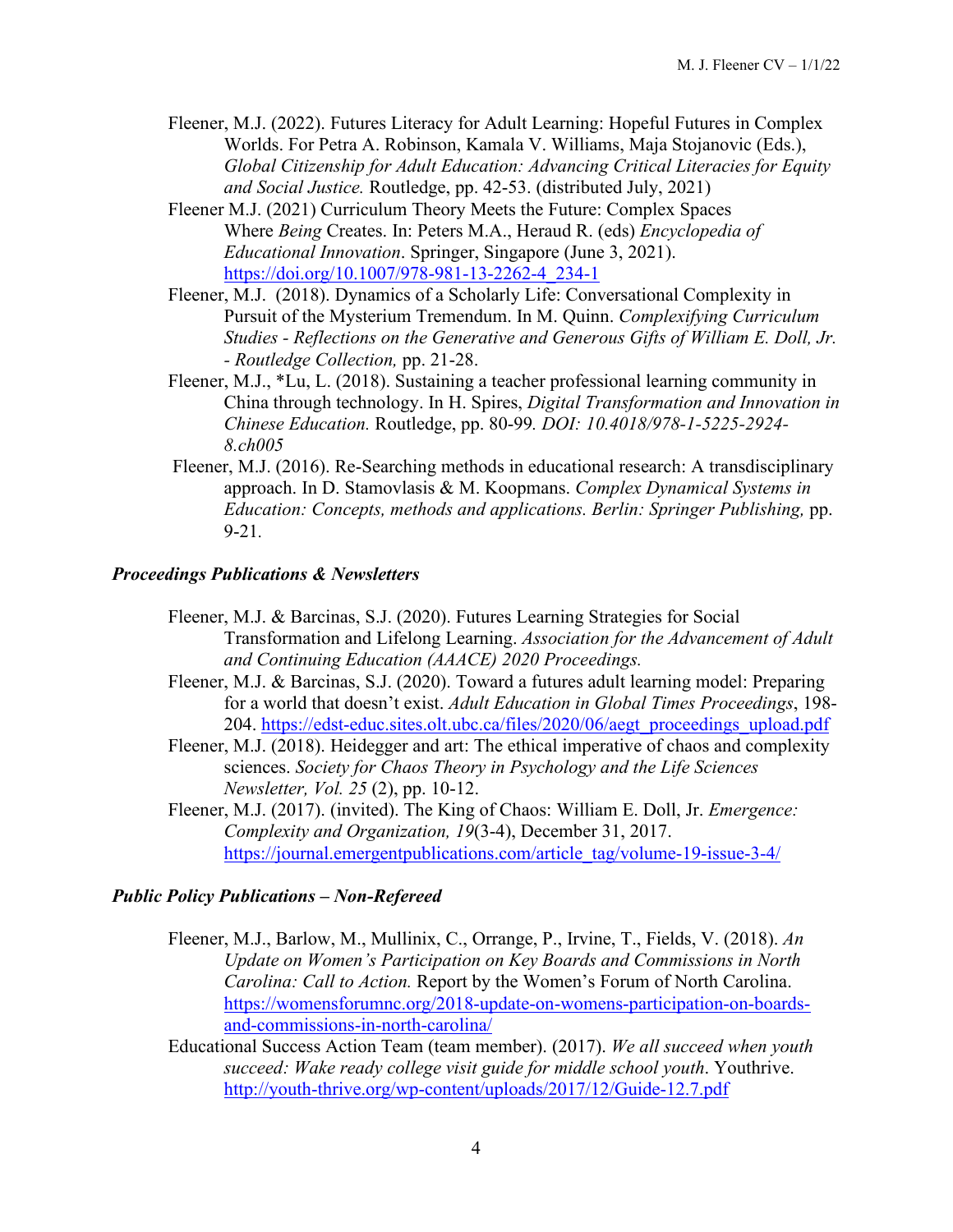Fleener, M.J. (2022). Futures Literacy for Adult Learning: Hopeful Futures in Complex Worlds. For Petra A. Robinson, Kamala V. Williams, Maja Stojanovic (Eds.), *Global Citizenship for Adult Education: Advancing Critical Literacies for Equity and Social Justice.* Routledge, pp. 42-53. (distributed July, 2021)

Fleener M.J. (2021) Curriculum Theory Meets the Future: Complex Spaces Where *Being* Creates. In: Peters M.A., Heraud R. (eds) *Encyclopedia of Educational Innovation*. Springer, Singapore (June 3, 2021). https://doi.org/10.1007/978-981-13-2262-4_234-1

Fleener, M.J. (2018). Dynamics of a Scholarly Life: Conversational Complexity in Pursuit of the Mysterium Tremendum. In M. Quinn. *Complexifying Curriculum Studies - Reflections on the Generative and Generous Gifts of William E. Doll, Jr. - Routledge Collection,* pp. 21-28.

Fleener, M.J., *Lu, L. (2018). Sustaining a teacher professional learning community in China through technology. In H. Spires, *Digital Transformation and Innovation in Chinese Education.* Routledge, pp. 80-99*. DOI: 10.4018/978-1-5225-2924-8.ch005*

Fleener, M.J. (2016). Re-Searching methods in educational research: A transdisciplinary approach. In D. Stamovlasis & M. Koopmans. *Complex Dynamical Systems in Education: Concepts, methods and applications. Berlin: Springer Publishing,* pp. 9-21.

### *Proceedings Publications & Newsletters*

Fleener, M.J. & Barcinas, S.J. (2020). Futures Learning Strategies for Social Transformation and Lifelong Learning. *Association for the Advancement of Adult and Continuing Education (AAACE) 2020 Proceedings.*

Fleener, M.J. & Barcinas, S.J. (2020). Toward a futures adult learning model: Preparing for a world that doesn't exist. *Adult Education in Global Times Proceedings*, 198-204. https://edst-educ.sites.olt.ubc.ca/files/2020/06/aegt_proceedings_upload.pdf

Fleener, M.J. (2018). Heidegger and art: The ethical imperative of chaos and complexity sciences. *Society for Chaos Theory in Psychology and the Life Sciences Newsletter, Vol. 25* (2), pp. 10-12.

Fleener, M.J. (2017). (invited). The King of Chaos: William E. Doll, Jr. *Emergence: Complexity and Organization, 19*(3-4), December 31, 2017. https://journal.emergentpublications.com/article_tag/volume-19-issue-3-4/

### *Public Policy Publications – Non-Refereed*

Fleener, M.J., Barlow, M., Mullinix, C., Orrange, P., Irvine, T., Fields, V. (2018). *An Update on Women's Participation on Key Boards and Commissions in North Carolina: Call to Action.* Report by the Women's Forum of North Carolina. https://womensforumnc.org/2018-update-on-womens-participation-on-boards-and-commissions-in-north-carolina/

Educational Success Action Team (team member). (2017). *We all succeed when youth succeed: Wake ready college visit guide for middle school youth*. Youthrive. http://youth-thrive.org/wp-content/uploads/2017/12/Guide-12.7.pdf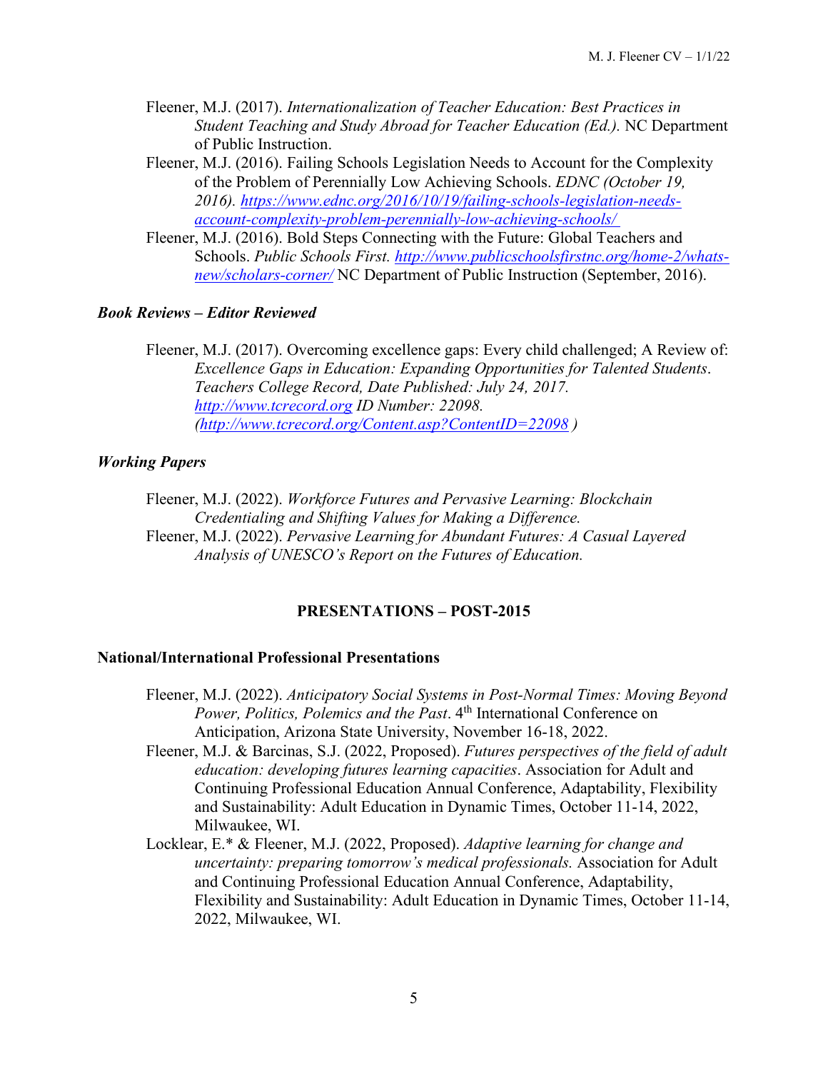Fleener, M.J. (2017). *Internationalization of Teacher Education: Best Practices in Student Teaching and Study Abroad for Teacher Education (Ed.).* NC Department of Public Instruction.

Fleener, M.J. (2016). Failing Schools Legislation Needs to Account for the Complexity of the Problem of Perennially Low Achieving Schools. *EDNC (October 19, 2016).* https://www.ednc.org/2016/10/19/failing-schools-legislation-needs-account-complexity-problem-perennially-low-achieving-schools/

Fleener, M.J. (2016). Bold Steps Connecting with the Future: Global Teachers and Schools. *Public Schools First.* http://www.publicschoolsfirstnc.org/home-2/whats-new/scholars-corner/ NC Department of Public Instruction (September, 2016).

### *Book Reviews – Editor Reviewed*

Fleener, M.J. (2017). Overcoming excellence gaps: Every child challenged; A Review of: *Excellence Gaps in Education: Expanding Opportunities for Talented Students*. *Teachers College Record, Date Published: July 24, 2017.* http://www.tcrecord.org *ID Number: 22098.* (http://www.tcrecord.org/Content.asp?ContentID=22098 )

### *Working Papers*

Fleener, M.J. (2022). *Workforce Futures and Pervasive Learning: Blockchain Credentialing and Shifting Values for Making a Difference.*

Fleener, M.J. (2022). *Pervasive Learning for Abundant Futures: A Casual Layered Analysis of UNESCO's Report on the Futures of Education.*

## PRESENTATIONS – POST-2015

### National/International Professional Presentations

Fleener, M.J. (2022). *Anticipatory Social Systems in Post-Normal Times: Moving Beyond Power, Politics, Polemics and the Past*. 4th International Conference on Anticipation, Arizona State University, November 16-18, 2022.

Fleener, M.J. & Barcinas, S.J. (2022, Proposed). *Futures perspectives of the field of adult education: developing futures learning capacities*. Association for Adult and Continuing Professional Education Annual Conference, Adaptability, Flexibility and Sustainability: Adult Education in Dynamic Times, October 11-14, 2022, Milwaukee, WI.

Locklear, E.* & Fleener, M.J. (2022, Proposed). *Adaptive learning for change and uncertainty: preparing tomorrow's medical professionals.* Association for Adult and Continuing Professional Education Annual Conference, Adaptability, Flexibility and Sustainability: Adult Education in Dynamic Times, October 11-14, 2022, Milwaukee, WI.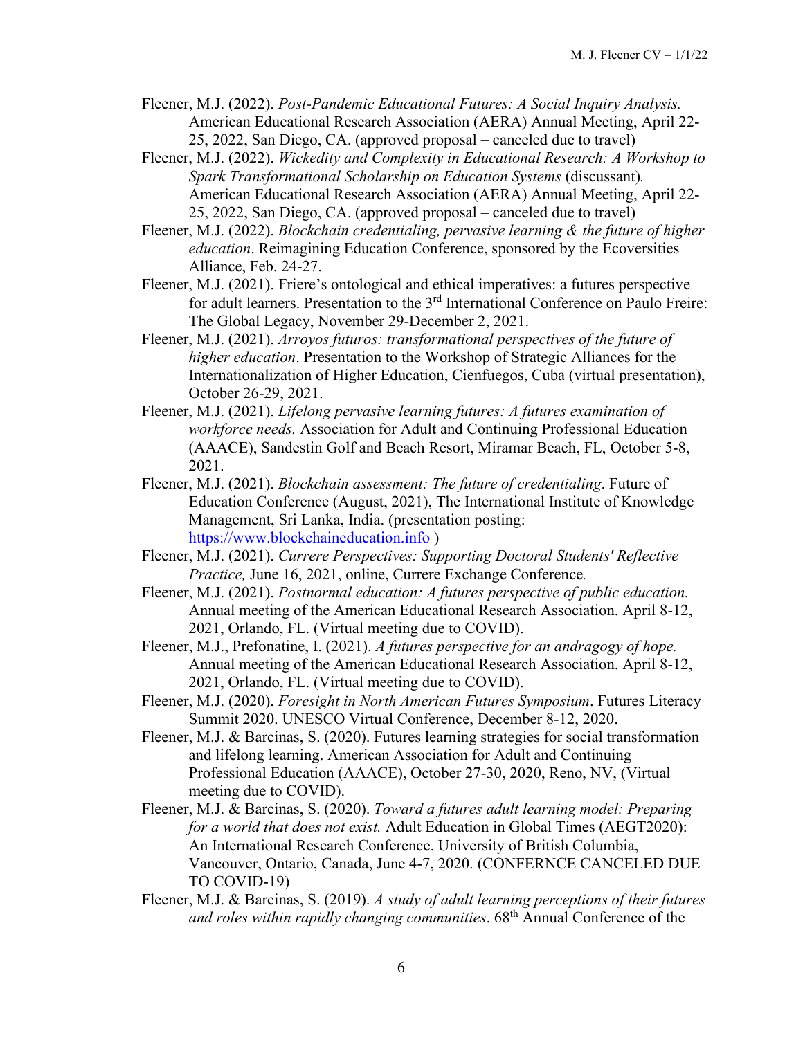Fleener, M.J. (2022). *Post-Pandemic Educational Futures: A Social Inquiry Analysis.* American Educational Research Association (AERA) Annual Meeting, April 22-25, 2022, San Diego, CA. (approved proposal – canceled due to travel)

Fleener, M.J. (2022). *Wickedity and Complexity in Educational Research: A Workshop to Spark Transformational Scholarship on Education Systems* (discussant)*.* American Educational Research Association (AERA) Annual Meeting, April 22-25, 2022, San Diego, CA. (approved proposal – canceled due to travel)

Fleener, M.J. (2022). *Blockchain credentialing, pervasive learning & the future of higher education*. Reimagining Education Conference, sponsored by the Ecoversities Alliance, Feb. 24-27.

Fleener, M.J. (2021). Friere's ontological and ethical imperatives: a futures perspective for adult learners. Presentation to the 3rd International Conference on Paulo Freire: The Global Legacy, November 29-December 2, 2021.

Fleener, M.J. (2021). *Arroyos futuros: transformational perspectives of the future of higher education*. Presentation to the Workshop of Strategic Alliances for the Internationalization of Higher Education, Cienfuegos, Cuba (virtual presentation), October 26-29, 2021.

Fleener, M.J. (2021). *Lifelong pervasive learning futures: A futures examination of workforce needs.* Association for Adult and Continuing Professional Education (AAACE), Sandestin Golf and Beach Resort, Miramar Beach, FL, October 5-8, 2021.

Fleener, M.J. (2021). *Blockchain assessment: The future of credentialing*. Future of Education Conference (August, 2021), The International Institute of Knowledge Management, Sri Lanka, India. (presentation posting: https://www.blockchaineducation.info )

Fleener, M.J. (2021). *Currere Perspectives: Supporting Doctoral Students' Reflective Practice,* June 16, 2021, online, Currere Exchange Conference*.*

Fleener, M.J. (2021). *Postnormal education: A futures perspective of public education.* Annual meeting of the American Educational Research Association. April 8-12, 2021, Orlando, FL. (Virtual meeting due to COVID).

Fleener, M.J., Prefonatine, I. (2021). *A futures perspective for an andragogy of hope.* Annual meeting of the American Educational Research Association. April 8-12, 2021, Orlando, FL. (Virtual meeting due to COVID).

Fleener, M.J. (2020). *Foresight in North American Futures Symposium*. Futures Literacy Summit 2020. UNESCO Virtual Conference, December 8-12, 2020.

Fleener, M.J. & Barcinas, S. (2020). Futures learning strategies for social transformation and lifelong learning. American Association for Adult and Continuing Professional Education (AAACE), October 27-30, 2020, Reno, NV, (Virtual meeting due to COVID).

Fleener, M.J. & Barcinas, S. (2020). *Toward a futures adult learning model: Preparing for a world that does not exist.* Adult Education in Global Times (AEGT2020): An International Research Conference. University of British Columbia, Vancouver, Ontario, Canada, June 4-7, 2020. (CONFERNCE CANCELED DUE TO COVID-19)

Fleener, M.J. & Barcinas, S. (2019). *A study of adult learning perceptions of their futures and roles within rapidly changing communities*. 68th Annual Conference of the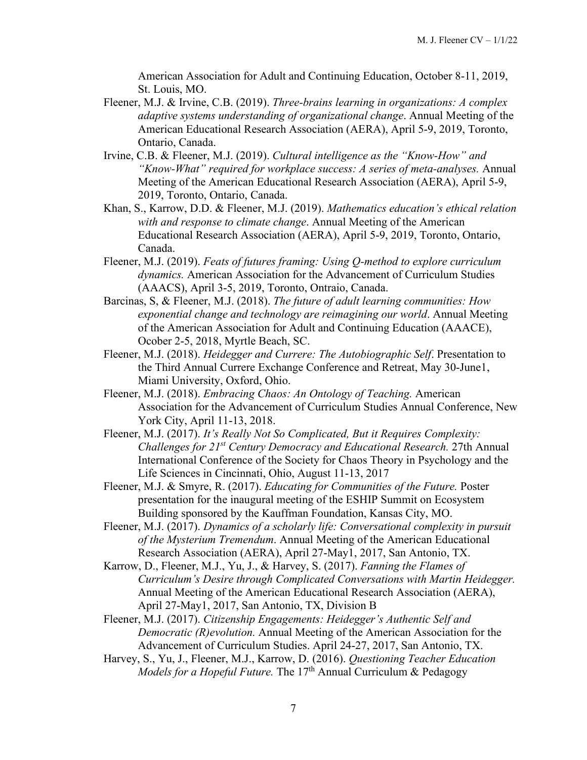American Association for Adult and Continuing Education, October 8-11, 2019, St. Louis, MO.

Fleener, M.J. & Irvine, C.B. (2019). *Three-brains learning in organizations: A complex adaptive systems understanding of organizational change*. Annual Meeting of the American Educational Research Association (AERA), April 5-9, 2019, Toronto, Ontario, Canada.

Irvine, C.B. & Fleener, M.J. (2019). *Cultural intelligence as the "Know-How" and "Know-What" required for workplace success: A series of meta-analyses.* Annual Meeting of the American Educational Research Association (AERA), April 5-9, 2019, Toronto, Ontario, Canada.

Khan, S., Karrow, D.D. & Fleener, M.J. (2019). *Mathematics education's ethical relation with and response to climate change*. Annual Meeting of the American Educational Research Association (AERA), April 5-9, 2019, Toronto, Ontario, Canada.

Fleener, M.J. (2019). *Feats of futures framing: Using Q-method to explore curriculum dynamics.* American Association for the Advancement of Curriculum Studies (AAACS), April 3-5, 2019, Toronto, Ontraio, Canada.

Barcinas, S, & Fleener, M.J. (2018). *The future of adult learning communities: How exponential change and technology are reimagining our world*. Annual Meeting of the American Association for Adult and Continuing Education (AAACE), Ocober 2-5, 2018, Myrtle Beach, SC.

Fleener, M.J. (2018). *Heidegger and Currere: The Autobiographic Self*. Presentation to the Third Annual Currere Exchange Conference and Retreat, May 30-June1, Miami University, Oxford, Ohio.

Fleener, M.J. (2018). *Embracing Chaos: An Ontology of Teaching.* American Association for the Advancement of Curriculum Studies Annual Conference, New York City, April 11-13, 2018.

Fleener, M.J. (2017). *It's Really Not So Complicated, But it Requires Complexity: Challenges for 21st Century Democracy and Educational Research.* 27th Annual International Conference of the Society for Chaos Theory in Psychology and the Life Sciences in Cincinnati, Ohio, August 11-13, 2017

Fleener, M.J. & Smyre, R. (2017). *Educating for Communities of the Future.* Poster presentation for the inaugural meeting of the ESHIP Summit on Ecosystem Building sponsored by the Kauffman Foundation, Kansas City, MO.

Fleener, M.J. (2017). *Dynamics of a scholarly life: Conversational complexity in pursuit of the Mysterium Tremendum*. Annual Meeting of the American Educational Research Association (AERA), April 27-May1, 2017, San Antonio, TX.

Karrow, D., Fleener, M.J., Yu, J., & Harvey, S. (2017). *Fanning the Flames of Curriculum's Desire through Complicated Conversations with Martin Heidegger.* Annual Meeting of the American Educational Research Association (AERA), April 27-May1, 2017, San Antonio, TX, Division B

Fleener, M.J. (2017). *Citizenship Engagements: Heidegger's Authentic Self and Democratic (R)evolution.* Annual Meeting of the American Association for the Advancement of Curriculum Studies. April 24-27, 2017, San Antonio, TX.

Harvey, S., Yu, J., Fleener, M.J., Karrow, D. (2016). *Questioning Teacher Education Models for a Hopeful Future.* The 17th Annual Curriculum & Pedagogy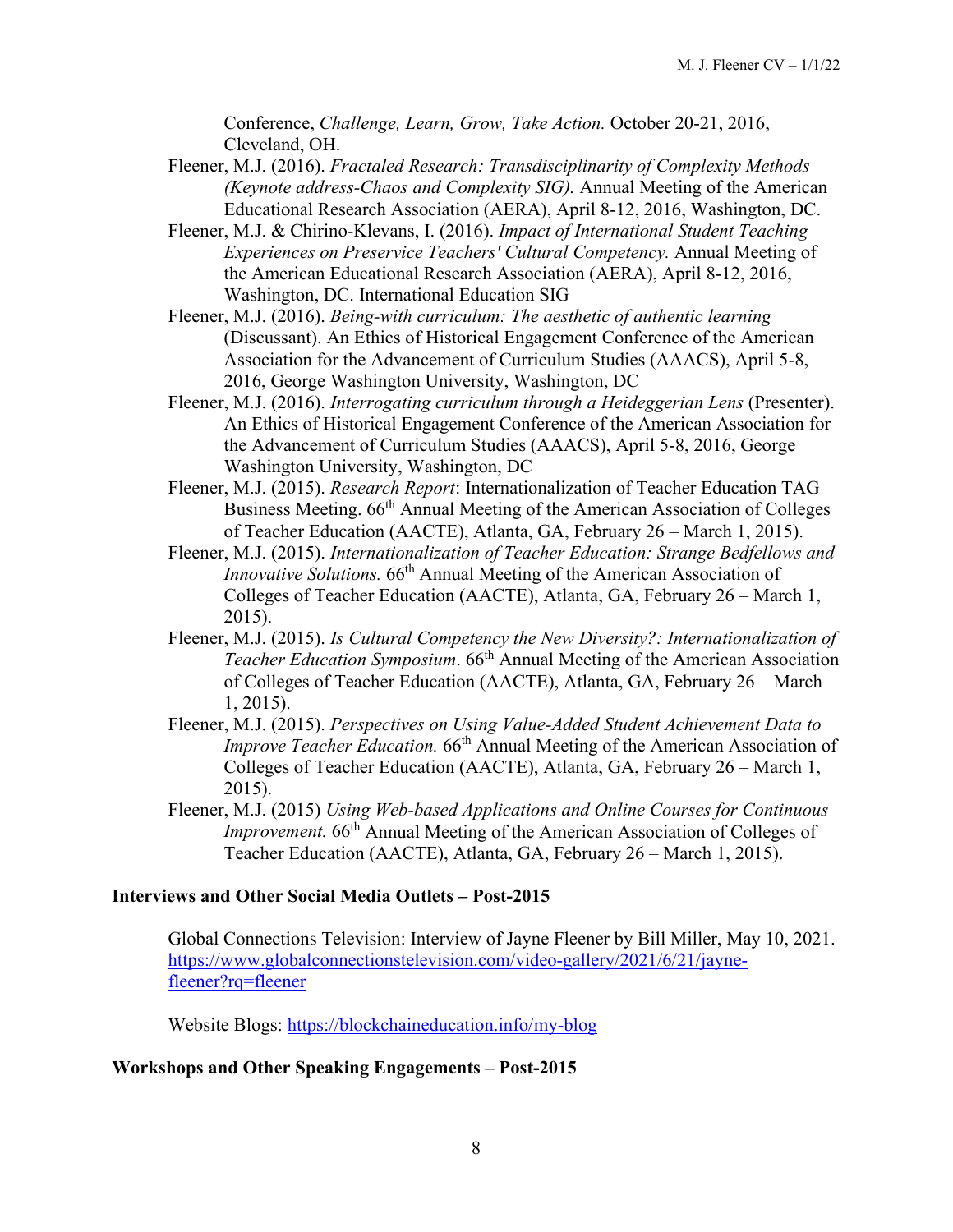Conference, *Challenge, Learn, Grow, Take Action.* October 20-21, 2016, Cleveland, OH.

Fleener, M.J. (2016). *Fractaled Research: Transdisciplinarity of Complexity Methods (Keynote address-Chaos and Complexity SIG).* Annual Meeting of the American Educational Research Association (AERA), April 8-12, 2016, Washington, DC.

Fleener, M.J. & Chirino-Klevans, I. (2016). *Impact of International Student Teaching Experiences on Preservice Teachers' Cultural Competency.* Annual Meeting of the American Educational Research Association (AERA), April 8-12, 2016, Washington, DC. International Education SIG

Fleener, M.J. (2016). *Being-with curriculum: The aesthetic of authentic learning* (Discussant). An Ethics of Historical Engagement Conference of the American Association for the Advancement of Curriculum Studies (AAACS), April 5-8, 2016, George Washington University, Washington, DC

Fleener, M.J. (2016). *Interrogating curriculum through a Heideggerian Lens* (Presenter). An Ethics of Historical Engagement Conference of the American Association for the Advancement of Curriculum Studies (AAACS), April 5-8, 2016, George Washington University, Washington, DC

Fleener, M.J. (2015). *Research Report*: Internationalization of Teacher Education TAG Business Meeting. 66th Annual Meeting of the American Association of Colleges of Teacher Education (AACTE), Atlanta, GA, February 26 – March 1, 2015).

Fleener, M.J. (2015). *Internationalization of Teacher Education: Strange Bedfellows and Innovative Solutions.* 66th Annual Meeting of the American Association of Colleges of Teacher Education (AACTE), Atlanta, GA, February 26 – March 1, 2015).

Fleener, M.J. (2015). *Is Cultural Competency the New Diversity?: Internationalization of Teacher Education Symposium*. 66th Annual Meeting of the American Association of Colleges of Teacher Education (AACTE), Atlanta, GA, February 26 – March 1, 2015).

Fleener, M.J. (2015). *Perspectives on Using Value-Added Student Achievement Data to Improve Teacher Education.* 66th Annual Meeting of the American Association of Colleges of Teacher Education (AACTE), Atlanta, GA, February 26 – March 1, 2015).

Fleener, M.J. (2015) *Using Web-based Applications and Online Courses for Continuous Improvement.* 66th Annual Meeting of the American Association of Colleges of Teacher Education (AACTE), Atlanta, GA, February 26 – March 1, 2015).

**Interviews and Other Social Media Outlets – Post-2015**

Global Connections Television: Interview of Jayne Fleener by Bill Miller, May 10, 2021. https://www.globalconnectionstelevision.com/video-gallery/2021/6/21/jayne-fleener?rq=fleener

Website Blogs: https://blockchaineducation.info/my-blog

**Workshops and Other Speaking Engagements – Post-2015**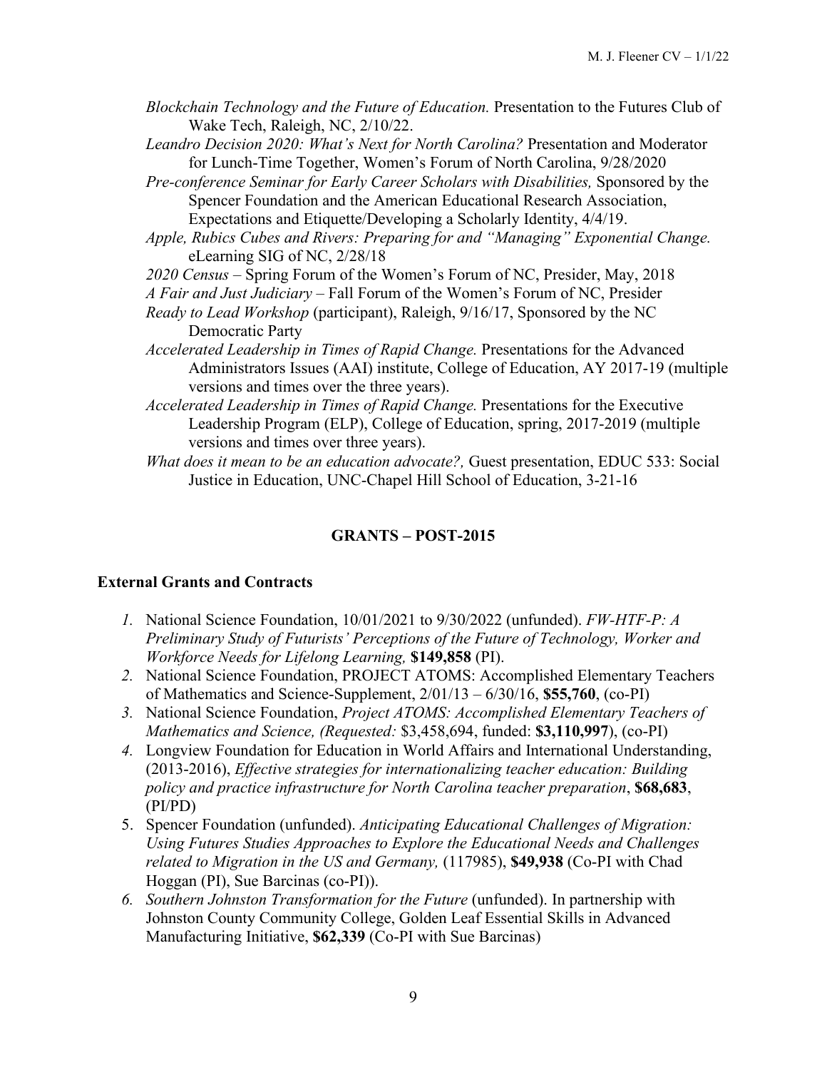*Blockchain Technology and the Future of Education.* Presentation to the Futures Club of Wake Tech, Raleigh, NC, 2/10/22.

*Leandro Decision 2020: What's Next for North Carolina?* Presentation and Moderator for Lunch-Time Together, Women's Forum of North Carolina, 9/28/2020

*Pre-conference Seminar for Early Career Scholars with Disabilities,* Sponsored by the Spencer Foundation and the American Educational Research Association, Expectations and Etiquette/Developing a Scholarly Identity, 4/4/19.

*Apple, Rubics Cubes and Rivers: Preparing for and "Managing" Exponential Change.* eLearning SIG of NC, 2/28/18

*2020 Census* – Spring Forum of the Women's Forum of NC, Presider, May, 2018

*A Fair and Just Judiciary* – Fall Forum of the Women's Forum of NC, Presider

*Ready to Lead Workshop* (participant), Raleigh, 9/16/17, Sponsored by the NC Democratic Party

*Accelerated Leadership in Times of Rapid Change.* Presentations for the Advanced Administrators Issues (AAI) institute, College of Education, AY 2017-19 (multiple versions and times over the three years).

*Accelerated Leadership in Times of Rapid Change.* Presentations for the Executive Leadership Program (ELP), College of Education, spring, 2017-2019 (multiple versions and times over three years).

*What does it mean to be an education advocate?,* Guest presentation, EDUC 533: Social Justice in Education, UNC-Chapel Hill School of Education, 3-21-16

## GRANTS – POST-2015

### External Grants and Contracts

1. National Science Foundation, 10/01/2021 to 9/30/2022 (unfunded). *FW-HTF-P: A Preliminary Study of Futurists' Perceptions of the Future of Technology, Worker and Workforce Needs for Lifelong Learning,* **$149,858** (PI).
2. National Science Foundation, PROJECT ATOMS: Accomplished Elementary Teachers of Mathematics and Science-Supplement, 2/01/13 – 6/30/16, **$55,760**, (co-PI)
3. National Science Foundation, *Project ATOMS: Accomplished Elementary Teachers of Mathematics and Science, (Requested:* $3,458,694, funded: **$3,110,997**), (co-PI)
4. Longview Foundation for Education in World Affairs and International Understanding, (2013-2016), *Effective strategies for internationalizing teacher education: Building policy and practice infrastructure for North Carolina teacher preparation*, **$68,683**, (PI/PD)
5. Spencer Foundation (unfunded). *Anticipating Educational Challenges of Migration: Using Futures Studies Approaches to Explore the Educational Needs and Challenges related to Migration in the US and Germany,* (117985), **$49,938** (Co-PI with Chad Hoggan (PI), Sue Barcinas (co-PI)).
6. *Southern Johnston Transformation for the Future* (unfunded). In partnership with Johnston County Community College, Golden Leaf Essential Skills in Advanced Manufacturing Initiative, **$62,339** (Co-PI with Sue Barcinas)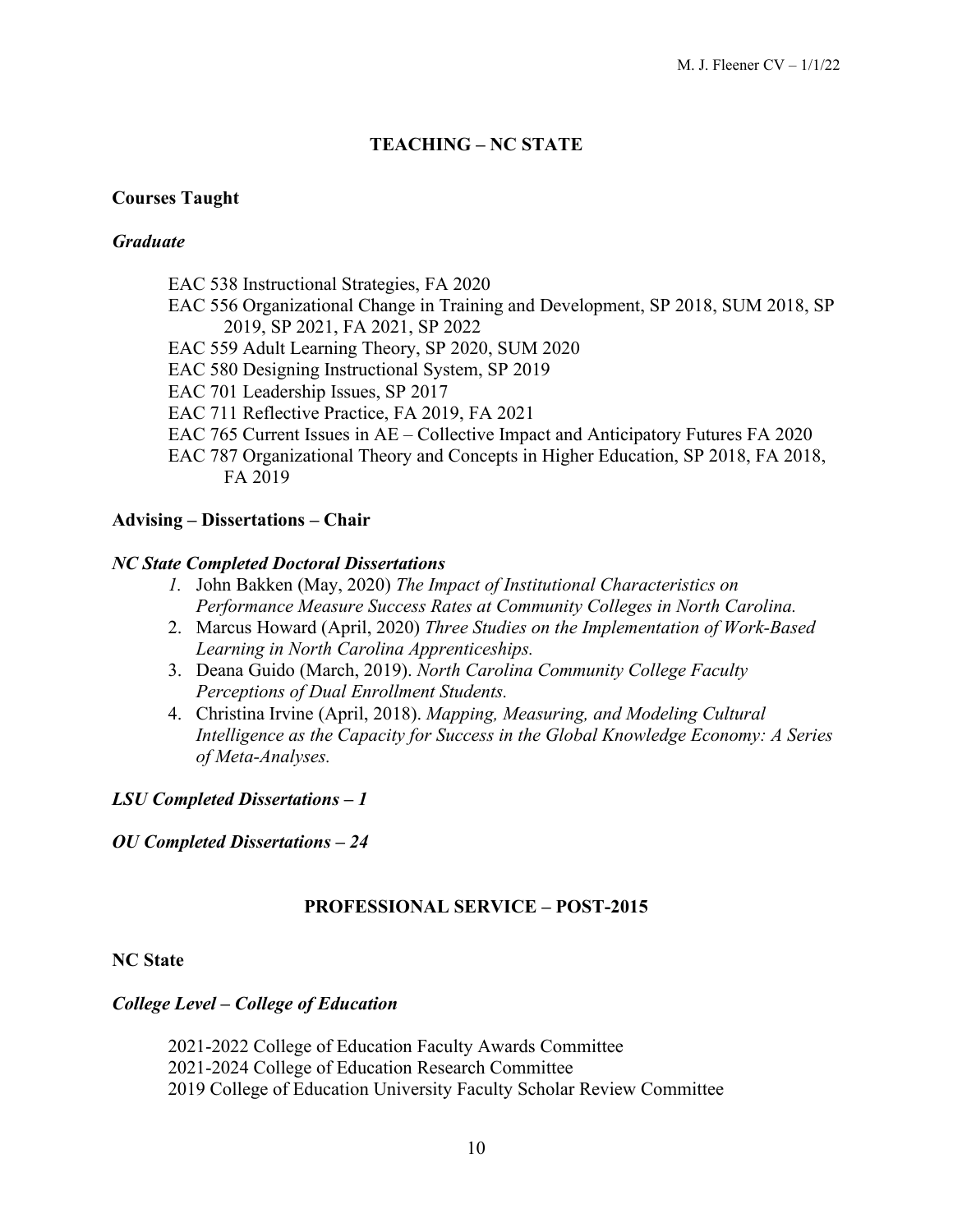## TEACHING – NC STATE

### Courses Taught

#### *Graduate*

- EAC 538 Instructional Strategies, FA 2020
- EAC 556 Organizational Change in Training and Development, SP 2018, SUM 2018, SP 2019, SP 2021, FA 2021, SP 2022
- EAC 559 Adult Learning Theory, SP 2020, SUM 2020
- EAC 580 Designing Instructional System, SP 2019
- EAC 701 Leadership Issues, SP 2017
- EAC 711 Reflective Practice, FA 2019, FA 2021
- EAC 765 Current Issues in AE – Collective Impact and Anticipatory Futures FA 2020
- EAC 787 Organizational Theory and Concepts in Higher Education, SP 2018, FA 2018, FA 2019

### Advising – Dissertations – Chair

#### *NC State Completed Doctoral Dissertations*

1. John Bakken (May, 2020) *The Impact of Institutional Characteristics on Performance Measure Success Rates at Community Colleges in North Carolina.*
2. Marcus Howard (April, 2020) *Three Studies on the Implementation of Work-Based Learning in North Carolina Apprenticeships.*
3. Deana Guido (March, 2019). *North Carolina Community College Faculty Perceptions of Dual Enrollment Students.*
4. Christina Irvine (April, 2018). *Mapping, Measuring, and Modeling Cultural Intelligence as the Capacity for Success in the Global Knowledge Economy: A Series of Meta-Analyses.*

#### *LSU Completed Dissertations – 1*

#### *OU Completed Dissertations – 24*

## PROFESSIONAL SERVICE – POST-2015

### NC State

#### *College Level – College of Education*

- 2021-2022 College of Education Faculty Awards Committee
- 2021-2024 College of Education Research Committee
- 2019 College of Education University Faculty Scholar Review Committee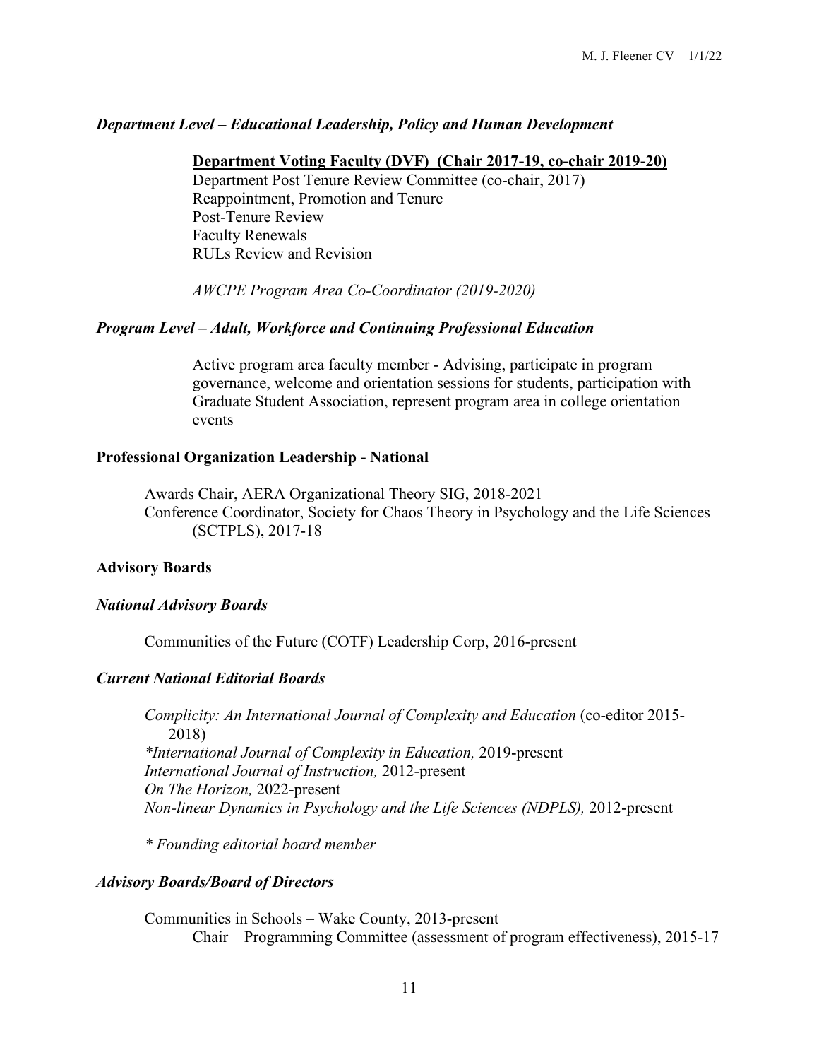### *Department Level – Educational Leadership, Policy and Human Development*

**Department Voting Faculty (DVF) (Chair 2017-19, co-chair 2019-20)**

Department Post Tenure Review Committee (co-chair, 2017)
Reappointment, Promotion and Tenure
Post-Tenure Review
Faculty Renewals
RULs Review and Revision

*AWCPE Program Area Co-Coordinator (2019-2020)*

### *Program Level – Adult, Workforce and Continuing Professional Education*

Active program area faculty member - Advising, participate in program governance, welcome and orientation sessions for students, participation with Graduate Student Association, represent program area in college orientation events

## Professional Organization Leadership - National

Awards Chair, AERA Organizational Theory SIG, 2018-2021
Conference Coordinator, Society for Chaos Theory in Psychology and the Life Sciences (SCTPLS), 2017-18

## Advisory Boards

### *National Advisory Boards*

Communities of the Future (COTF) Leadership Corp, 2016-present

### *Current National Editorial Boards*

*Complicity: An International Journal of Complexity and Education* (co-editor 2015-2018)
**International Journal of Complexity in Education,* 2019-present
*International Journal of Instruction,* 2012-present
*On The Horizon,* 2022-present
*Non-linear Dynamics in Psychology and the Life Sciences (NDPLS),* 2012-present

** Founding editorial board member*

### *Advisory Boards/Board of Directors*

Communities in Schools – Wake County, 2013-present
Chair – Programming Committee (assessment of program effectiveness), 2015-17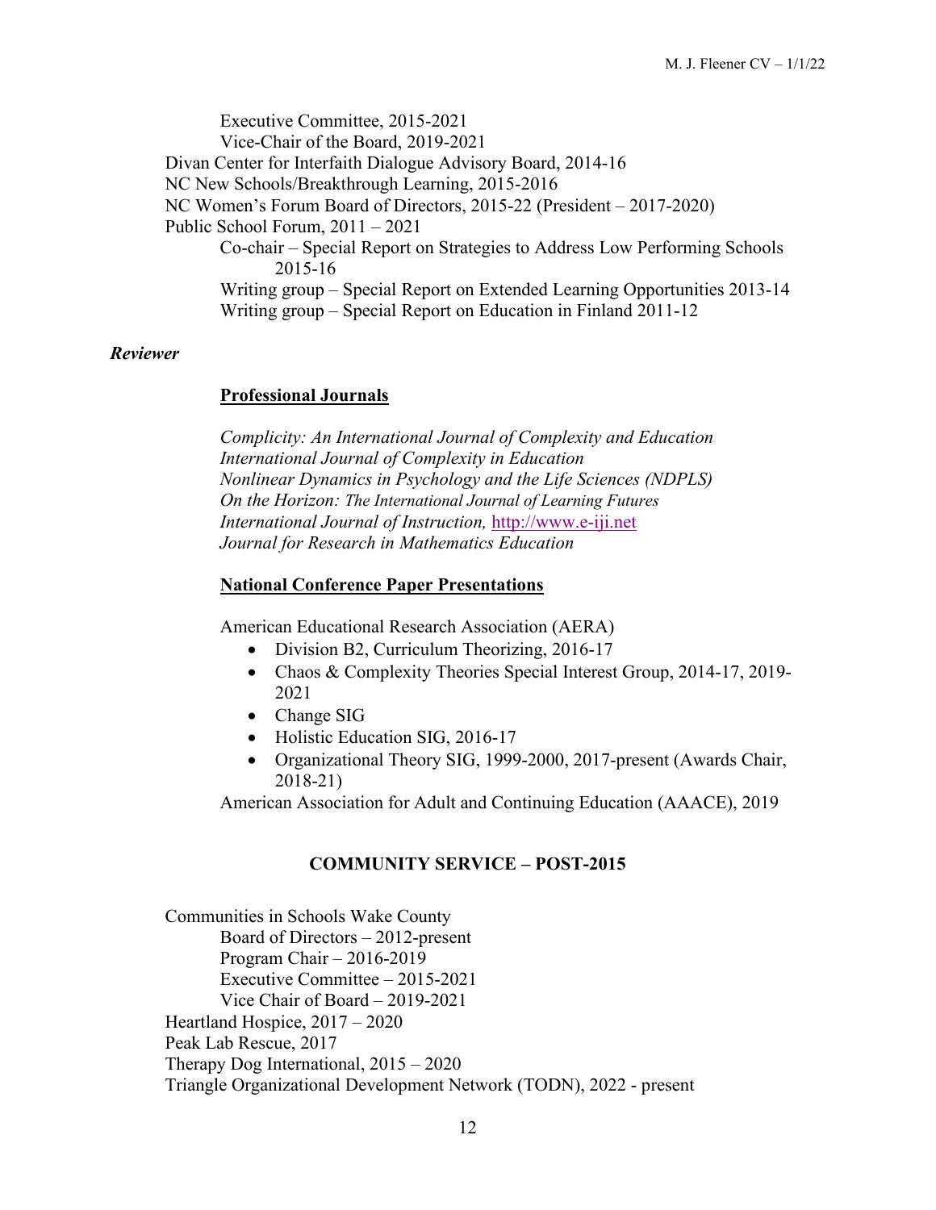Executive Committee, 2015-2021
Vice-Chair of the Board, 2019-2021

Divan Center for Interfaith Dialogue Advisory Board, 2014-16
NC New Schools/Breakthrough Learning, 2015-2016
NC Women's Forum Board of Directors, 2015-22 (President – 2017-2020)
Public School Forum, 2011 – 2021

- Co-chair – Special Report on Strategies to Address Low Performing Schools 2015-16
- Writing group – Special Report on Extended Learning Opportunities 2013-14
- Writing group – Special Report on Education in Finland 2011-12

***Reviewer***

**Professional Journals**

*Complicity: An International Journal of Complexity and Education*
*International Journal of Complexity in Education*
*Nonlinear Dynamics in Psychology and the Life Sciences (NDPLS)*
*On the Horizon: The International Journal of Learning Futures*
*International Journal of Instruction,* http://www.e-iji.net
*Journal for Research in Mathematics Education*

**National Conference Paper Presentations**

American Educational Research Association (AERA)

- Division B2, Curriculum Theorizing, 2016-17
- Chaos & Complexity Theories Special Interest Group, 2014-17, 2019-2021
- Change SIG
- Holistic Education SIG, 2016-17
- Organizational Theory SIG, 1999-2000, 2017-present (Awards Chair, 2018-21)

American Association for Adult and Continuing Education (AAACE), 2019

## COMMUNITY SERVICE – POST-2015

Communities in Schools Wake County

- Board of Directors – 2012-present
- Program Chair – 2016-2019
- Executive Committee – 2015-2021
- Vice Chair of Board – 2019-2021

Heartland Hospice, 2017 – 2020
Peak Lab Rescue, 2017
Therapy Dog International, 2015 – 2020
Triangle Organizational Development Network (TODN), 2022 - present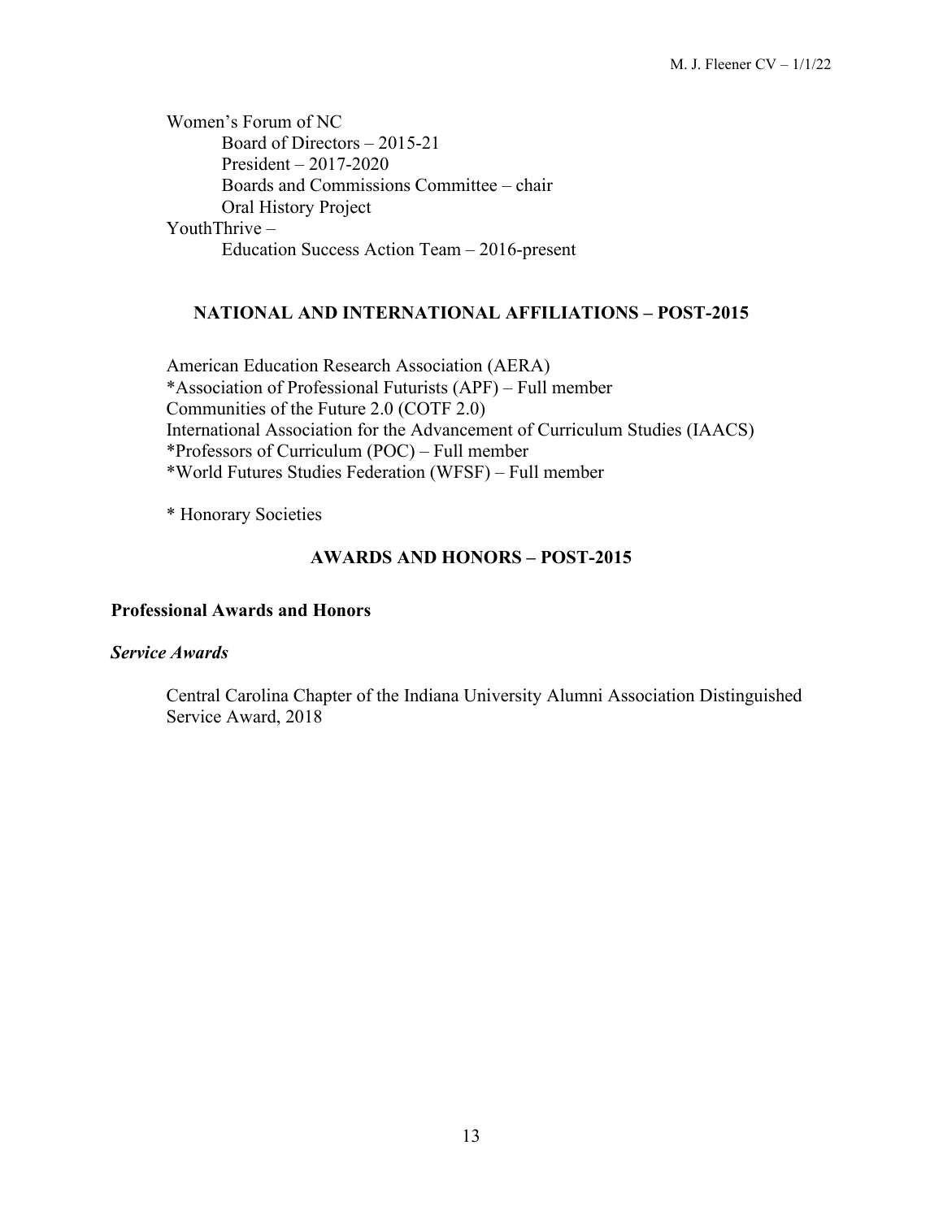Women's Forum of NC
- Board of Directors – 2015-21
- President – 2017-2020
- Boards and Commissions Committee – chair
- Oral History Project

YouthThrive –
- Education Success Action Team – 2016-present

## NATIONAL AND INTERNATIONAL AFFILIATIONS – POST-2015

American Education Research Association (AERA)
*Association of Professional Futurists (APF) – Full member
Communities of the Future 2.0 (COTF 2.0)
International Association for the Advancement of Curriculum Studies (IAACS)
*Professors of Curriculum (POC) – Full member
*World Futures Studies Federation (WFSF) – Full member

* Honorary Societies

## AWARDS AND HONORS – POST-2015

### Professional Awards and Honors

#### *Service Awards*

Central Carolina Chapter of the Indiana University Alumni Association Distinguished Service Award, 2018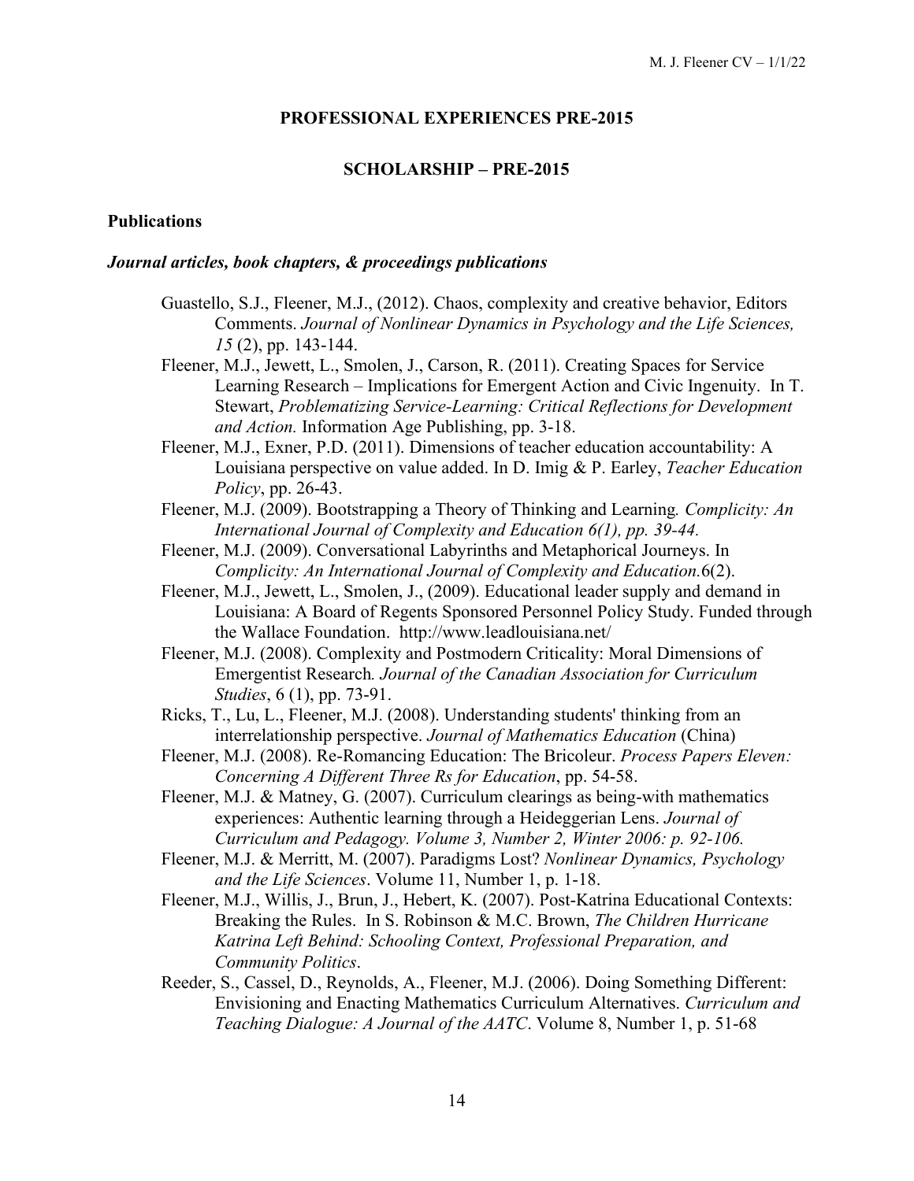## PROFESSIONAL EXPERIENCES PRE-2015

## SCHOLARSHIP – PRE-2015

### Publications

#### *Journal articles, book chapters, & proceedings publications*

Guastello, S.J., Fleener, M.J., (2012). Chaos, complexity and creative behavior, Editors Comments. *Journal of Nonlinear Dynamics in Psychology and the Life Sciences, 15* (2), pp. 143-144.

Fleener, M.J., Jewett, L., Smolen, J., Carson, R. (2011). Creating Spaces for Service Learning Research – Implications for Emergent Action and Civic Ingenuity. In T. Stewart, *Problematizing Service-Learning: Critical Reflections for Development and Action.* Information Age Publishing, pp. 3-18.

Fleener, M.J., Exner, P.D. (2011). Dimensions of teacher education accountability: A Louisiana perspective on value added. In D. Imig & P. Earley, *Teacher Education Policy*, pp. 26-43.

Fleener, M.J. (2009). Bootstrapping a Theory of Thinking and Learning*. Complicity: An International Journal of Complexity and Education 6(1), pp. 39-44.*

Fleener, M.J. (2009). Conversational Labyrinths and Metaphorical Journeys. In *Complicity: An International Journal of Complexity and Education.*6(2).

Fleener, M.J., Jewett, L., Smolen, J., (2009). Educational leader supply and demand in Louisiana: A Board of Regents Sponsored Personnel Policy Study. Funded through the Wallace Foundation. http://www.leadlouisiana.net/

Fleener, M.J. (2008). Complexity and Postmodern Criticality: Moral Dimensions of Emergentist Research*. Journal of the Canadian Association for Curriculum Studies*, 6 (1), pp. 73-91.

Ricks, T., Lu, L., Fleener, M.J. (2008). Understanding students' thinking from an interrelationship perspective. *Journal of Mathematics Education* (China)

Fleener, M.J. (2008). Re-Romancing Education: The Bricoleur. *Process Papers Eleven: Concerning A Different Three Rs for Education*, pp. 54-58.

Fleener, M.J. & Matney, G. (2007). Curriculum clearings as being-with mathematics experiences: Authentic learning through a Heideggerian Lens. *Journal of Curriculum and Pedagogy. Volume 3, Number 2, Winter 2006: p. 92-106.*

Fleener, M.J. & Merritt, M. (2007). Paradigms Lost? *Nonlinear Dynamics, Psychology and the Life Sciences*. Volume 11, Number 1, p. 1-18.

Fleener, M.J., Willis, J., Brun, J., Hebert, K. (2007). Post-Katrina Educational Contexts: Breaking the Rules. In S. Robinson & M.C. Brown, *The Children Hurricane Katrina Left Behind: Schooling Context, Professional Preparation, and Community Politics*.

Reeder, S., Cassel, D., Reynolds, A., Fleener, M.J. (2006). Doing Something Different: Envisioning and Enacting Mathematics Curriculum Alternatives. *Curriculum and Teaching Dialogue: A Journal of the AATC*. Volume 8, Number 1, p. 51-68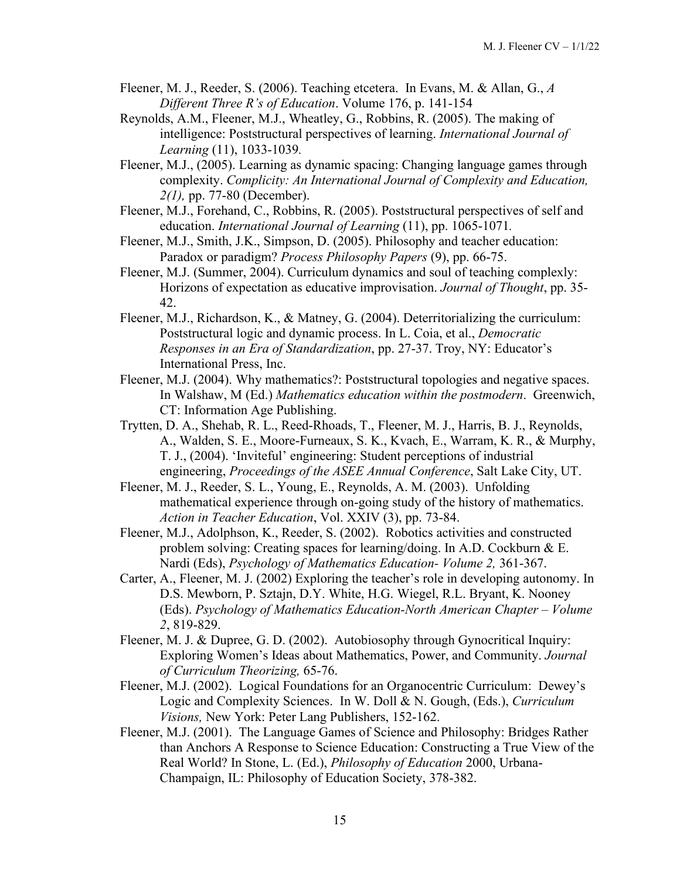Fleener, M. J., Reeder, S. (2006). Teaching etcetera. In Evans, M. & Allan, G., *A Different Three R's of Education*. Volume 176, p. 141-154

Reynolds, A.M., Fleener, M.J., Wheatley, G., Robbins, R. (2005). The making of intelligence: Poststructural perspectives of learning. *International Journal of Learning* (11), 1033-1039.

Fleener, M.J., (2005). Learning as dynamic spacing: Changing language games through complexity. *Complicity: An International Journal of Complexity and Education, 2(1),* pp. 77-80 (December).

Fleener, M.J., Forehand, C., Robbins, R. (2005). Poststructural perspectives of self and education. *International Journal of Learning* (11), pp. 1065-1071.

Fleener, M.J., Smith, J.K., Simpson, D. (2005). Philosophy and teacher education: Paradox or paradigm? *Process Philosophy Papers* (9), pp. 66-75.

Fleener, M.J. (Summer, 2004). Curriculum dynamics and soul of teaching complexly: Horizons of expectation as educative improvisation. *Journal of Thought*, pp. 35-42.

Fleener, M.J., Richardson, K., & Matney, G. (2004). Deterritorializing the curriculum: Poststructural logic and dynamic process. In L. Coia, et al., *Democratic Responses in an Era of Standardization*, pp. 27-37. Troy, NY: Educator's International Press, Inc.

Fleener, M.J. (2004). Why mathematics?: Poststructural topologies and negative spaces. In Walshaw, M (Ed.) *Mathematics education within the postmodern*. Greenwich, CT: Information Age Publishing.

Trytten, D. A., Shehab, R. L., Reed-Rhoads, T., Fleener, M. J., Harris, B. J., Reynolds, A., Walden, S. E., Moore-Furneaux, S. K., Kvach, E., Warram, K. R., & Murphy, T. J., (2004). 'Inviteful' engineering: Student perceptions of industrial engineering, *Proceedings of the ASEE Annual Conference*, Salt Lake City, UT.

Fleener, M. J., Reeder, S. L., Young, E., Reynolds, A. M. (2003). Unfolding mathematical experience through on-going study of the history of mathematics. *Action in Teacher Education*, Vol. XXIV (3), pp. 73-84.

Fleener, M.J., Adolphson, K., Reeder, S. (2002). Robotics activities and constructed problem solving: Creating spaces for learning/doing. In A.D. Cockburn & E. Nardi (Eds), *Psychology of Mathematics Education- Volume 2,* 361-367.

Carter, A., Fleener, M. J. (2002) Exploring the teacher's role in developing autonomy. In D.S. Mewborn, P. Sztajn, D.Y. White, H.G. Wiegel, R.L. Bryant, K. Nooney (Eds). *Psychology of Mathematics Education-North American Chapter – Volume 2*, 819-829.

Fleener, M. J. & Dupree, G. D. (2002). Autobiosophy through Gynocritical Inquiry: Exploring Women's Ideas about Mathematics, Power, and Community. *Journal of Curriculum Theorizing,* 65-76.

Fleener, M.J. (2002). Logical Foundations for an Organocentric Curriculum: Dewey's Logic and Complexity Sciences. In W. Doll & N. Gough, (Eds.), *Curriculum Visions,* New York: Peter Lang Publishers, 152-162.

Fleener, M.J. (2001). The Language Games of Science and Philosophy: Bridges Rather than Anchors A Response to Science Education: Constructing a True View of the Real World? In Stone, L. (Ed.), *Philosophy of Education* 2000, Urbana-Champaign, IL: Philosophy of Education Society, 378-382.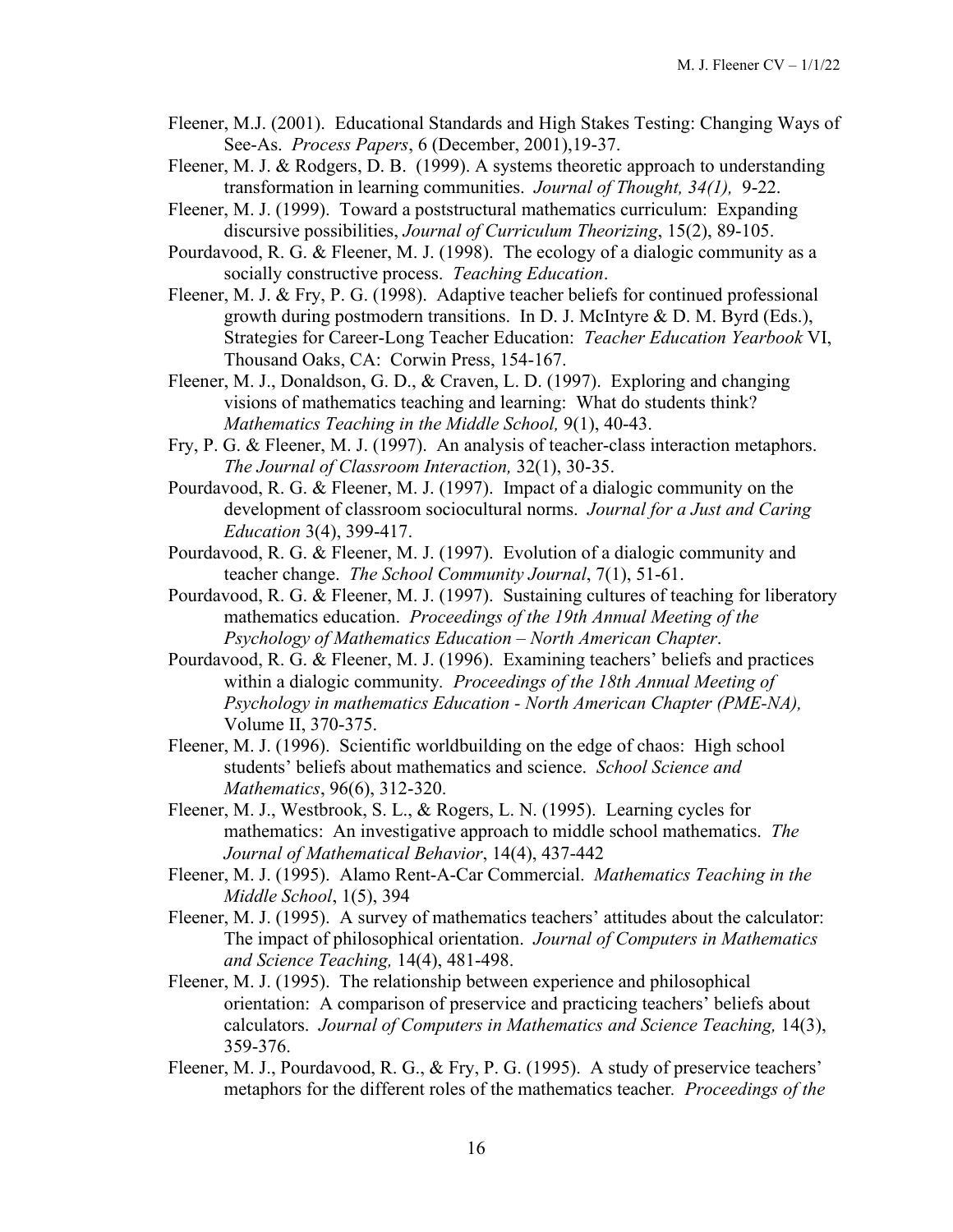Fleener, M.J. (2001). Educational Standards and High Stakes Testing: Changing Ways of See-As. *Process Papers*, 6 (December, 2001),19-37.

Fleener, M. J. & Rodgers, D. B. (1999). A systems theoretic approach to understanding transformation in learning communities. *Journal of Thought, 34(1),* 9-22.

Fleener, M. J. (1999). Toward a poststructural mathematics curriculum: Expanding discursive possibilities, *Journal of Curriculum Theorizing*, 15(2), 89-105.

Pourdavood, R. G. & Fleener, M. J. (1998). The ecology of a dialogic community as a socially constructive process. *Teaching Education*.

Fleener, M. J. & Fry, P. G. (1998). Adaptive teacher beliefs for continued professional growth during postmodern transitions. In D. J. McIntyre & D. M. Byrd (Eds.), Strategies for Career-Long Teacher Education: *Teacher Education Yearbook* VI, Thousand Oaks, CA: Corwin Press, 154-167.

Fleener, M. J., Donaldson, G. D., & Craven, L. D. (1997). Exploring and changing visions of mathematics teaching and learning: What do students think? *Mathematics Teaching in the Middle School,* 9(1), 40-43.

Fry, P. G. & Fleener, M. J. (1997). An analysis of teacher-class interaction metaphors. *The Journal of Classroom Interaction,* 32(1), 30-35.

Pourdavood, R. G. & Fleener, M. J. (1997). Impact of a dialogic community on the development of classroom sociocultural norms. *Journal for a Just and Caring Education* 3(4), 399-417.

Pourdavood, R. G. & Fleener, M. J. (1997). Evolution of a dialogic community and teacher change. *The School Community Journal*, 7(1), 51-61.

Pourdavood, R. G. & Fleener, M. J. (1997). Sustaining cultures of teaching for liberatory mathematics education. *Proceedings of the 19th Annual Meeting of the Psychology of Mathematics Education – North American Chapter*.

Pourdavood, R. G. & Fleener, M. J. (1996). Examining teachers' beliefs and practices within a dialogic community. *Proceedings of the 18th Annual Meeting of Psychology in mathematics Education - North American Chapter (PME-NA),* Volume II, 370-375.

Fleener, M. J. (1996). Scientific worldbuilding on the edge of chaos: High school students' beliefs about mathematics and science. *School Science and Mathematics*, 96(6), 312-320.

Fleener, M. J., Westbrook, S. L., & Rogers, L. N. (1995). Learning cycles for mathematics: An investigative approach to middle school mathematics. *The Journal of Mathematical Behavior*, 14(4), 437-442

Fleener, M. J. (1995). Alamo Rent-A-Car Commercial. *Mathematics Teaching in the Middle School*, 1(5), 394

Fleener, M. J. (1995). A survey of mathematics teachers' attitudes about the calculator: The impact of philosophical orientation. *Journal of Computers in Mathematics and Science Teaching,* 14(4), 481-498.

Fleener, M. J. (1995). The relationship between experience and philosophical orientation: A comparison of preservice and practicing teachers' beliefs about calculators. *Journal of Computers in Mathematics and Science Teaching,* 14(3), 359-376.

Fleener, M. J., Pourdavood, R. G., & Fry, P. G. (1995). A study of preservice teachers' metaphors for the different roles of the mathematics teacher. *Proceedings of the*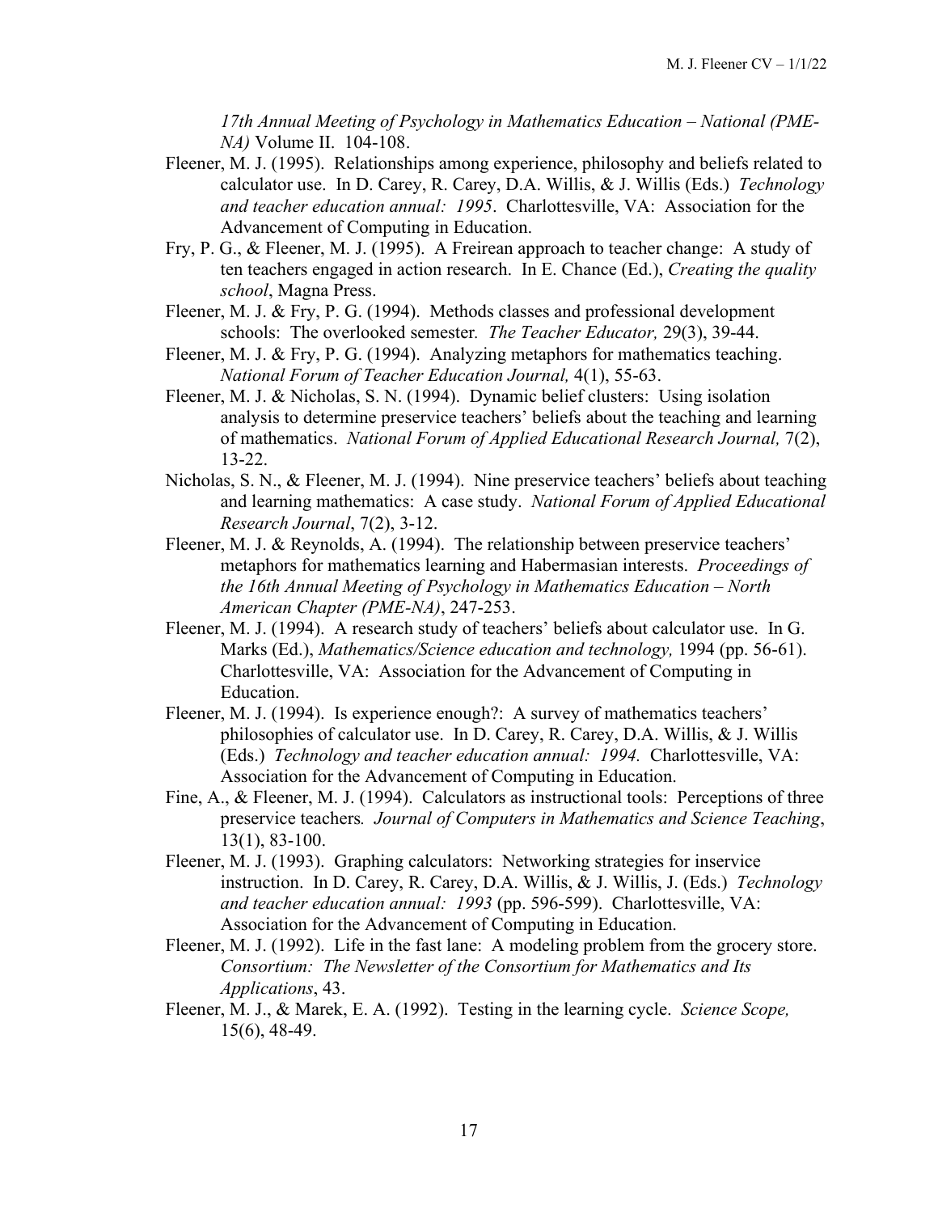*17th Annual Meeting of Psychology in Mathematics Education – National (PME-NA)* Volume II. 104-108.

Fleener, M. J. (1995). Relationships among experience, philosophy and beliefs related to calculator use. In D. Carey, R. Carey, D.A. Willis, & J. Willis (Eds.) *Technology and teacher education annual: 1995*. Charlottesville, VA: Association for the Advancement of Computing in Education.

Fry, P. G., & Fleener, M. J. (1995). A Freirean approach to teacher change: A study of ten teachers engaged in action research. In E. Chance (Ed.), *Creating the quality school*, Magna Press.

Fleener, M. J. & Fry, P. G. (1994). Methods classes and professional development schools: The overlooked semester. *The Teacher Educator,* 29(3), 39-44.

Fleener, M. J. & Fry, P. G. (1994). Analyzing metaphors for mathematics teaching. *National Forum of Teacher Education Journal,* 4(1), 55-63.

Fleener, M. J. & Nicholas, S. N. (1994). Dynamic belief clusters: Using isolation analysis to determine preservice teachers' beliefs about the teaching and learning of mathematics. *National Forum of Applied Educational Research Journal,* 7(2), 13-22.

Nicholas, S. N., & Fleener, M. J. (1994). Nine preservice teachers' beliefs about teaching and learning mathematics: A case study. *National Forum of Applied Educational Research Journal*, 7(2), 3-12.

Fleener, M. J. & Reynolds, A. (1994). The relationship between preservice teachers' metaphors for mathematics learning and Habermasian interests. *Proceedings of the 16th Annual Meeting of Psychology in Mathematics Education – North American Chapter (PME-NA)*, 247-253.

Fleener, M. J. (1994). A research study of teachers' beliefs about calculator use. In G. Marks (Ed.), *Mathematics/Science education and technology,* 1994 (pp. 56-61). Charlottesville, VA: Association for the Advancement of Computing in Education.

Fleener, M. J. (1994). Is experience enough?: A survey of mathematics teachers' philosophies of calculator use. In D. Carey, R. Carey, D.A. Willis, & J. Willis (Eds.) *Technology and teacher education annual: 1994.* Charlottesville, VA: Association for the Advancement of Computing in Education.

Fine, A., & Fleener, M. J. (1994). Calculators as instructional tools: Perceptions of three preservice teachers*. Journal of Computers in Mathematics and Science Teaching*, 13(1), 83-100.

Fleener, M. J. (1993). Graphing calculators: Networking strategies for inservice instruction. In D. Carey, R. Carey, D.A. Willis, & J. Willis, J. (Eds.) *Technology and teacher education annual: 1993* (pp. 596-599). Charlottesville, VA: Association for the Advancement of Computing in Education.

Fleener, M. J. (1992). Life in the fast lane: A modeling problem from the grocery store. *Consortium: The Newsletter of the Consortium for Mathematics and Its Applications*, 43.

Fleener, M. J., & Marek, E. A. (1992). Testing in the learning cycle. *Science Scope,* 15(6), 48-49.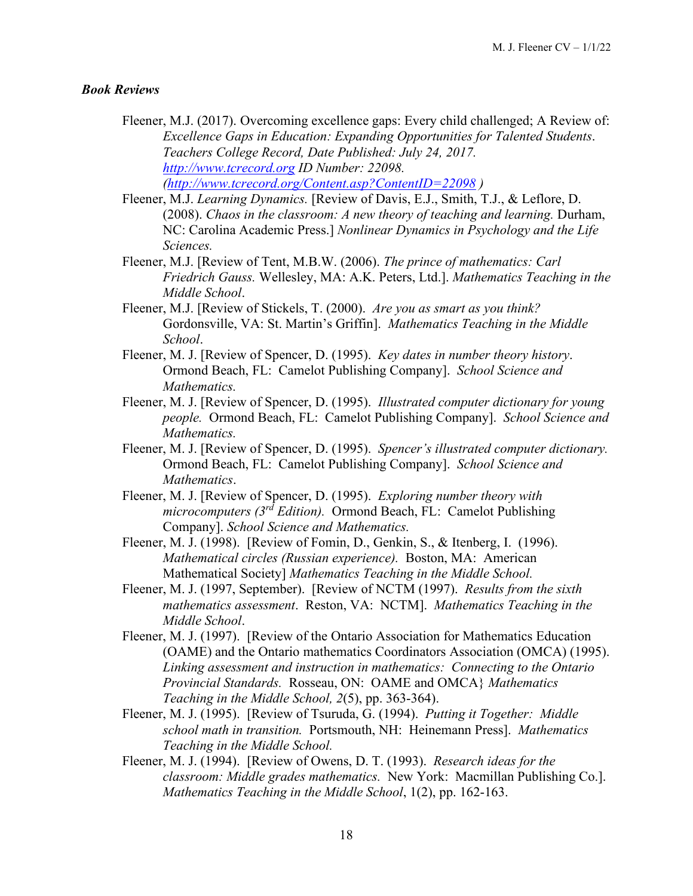### *Book Reviews*

Fleener, M.J. (2017). Overcoming excellence gaps: Every child challenged; A Review of: *Excellence Gaps in Education: Expanding Opportunities for Talented Students*. *Teachers College Record, Date Published: July 24, 2017. http://www.tcrecord.org ID Number: 22098. (http://www.tcrecord.org/Content.asp?ContentID=22098 )*

Fleener, M.J. *Learning Dynamics.* [Review of Davis, E.J., Smith, T.J., & Leflore, D. (2008). *Chaos in the classroom: A new theory of teaching and learning.* Durham, NC: Carolina Academic Press.] *Nonlinear Dynamics in Psychology and the Life Sciences.*

Fleener, M.J. [Review of Tent, M.B.W. (2006). *The prince of mathematics: Carl Friedrich Gauss.* Wellesley, MA: A.K. Peters, Ltd.]. *Mathematics Teaching in the Middle School*.

Fleener, M.J. [Review of Stickels, T. (2000). *Are you as smart as you think?* Gordonsville, VA: St. Martin's Griffin]. *Mathematics Teaching in the Middle School*.

Fleener, M. J. [Review of Spencer, D. (1995). *Key dates in number theory history*. Ormond Beach, FL: Camelot Publishing Company]. *School Science and Mathematics.*

Fleener, M. J. [Review of Spencer, D. (1995). *Illustrated computer dictionary for young people.* Ormond Beach, FL: Camelot Publishing Company]. *School Science and Mathematics.*

Fleener, M. J. [Review of Spencer, D. (1995). *Spencer's illustrated computer dictionary.* Ormond Beach, FL: Camelot Publishing Company]. *School Science and Mathematics*.

Fleener, M. J. [Review of Spencer, D. (1995). *Exploring number theory with microcomputers (3rd Edition).* Ormond Beach, FL: Camelot Publishing Company]. *School Science and Mathematics.*

Fleener, M. J. (1998). [Review of Fomin, D., Genkin, S., & Itenberg, I. (1996). *Mathematical circles (Russian experience).* Boston, MA: American Mathematical Society] *Mathematics Teaching in the Middle School.*

Fleener, M. J. (1997, September). [Review of NCTM (1997). *Results from the sixth mathematics assessment*. Reston, VA: NCTM]. *Mathematics Teaching in the Middle School*.

Fleener, M. J. (1997). [Review of the Ontario Association for Mathematics Education (OAME) and the Ontario mathematics Coordinators Association (OMCA) (1995). *Linking assessment and instruction in mathematics: Connecting to the Ontario Provincial Standards.* Rosseau, ON: OAME and OMCA} *Mathematics Teaching in the Middle School, 2*(5), pp. 363-364).

Fleener, M. J. (1995). [Review of Tsuruda, G. (1994). *Putting it Together: Middle school math in transition.* Portsmouth, NH: Heinemann Press]. *Mathematics Teaching in the Middle School.*

Fleener, M. J. (1994). [Review of Owens, D. T. (1993). *Research ideas for the classroom: Middle grades mathematics.* New York: Macmillan Publishing Co.]. *Mathematics Teaching in the Middle School*, 1(2), pp. 162-163.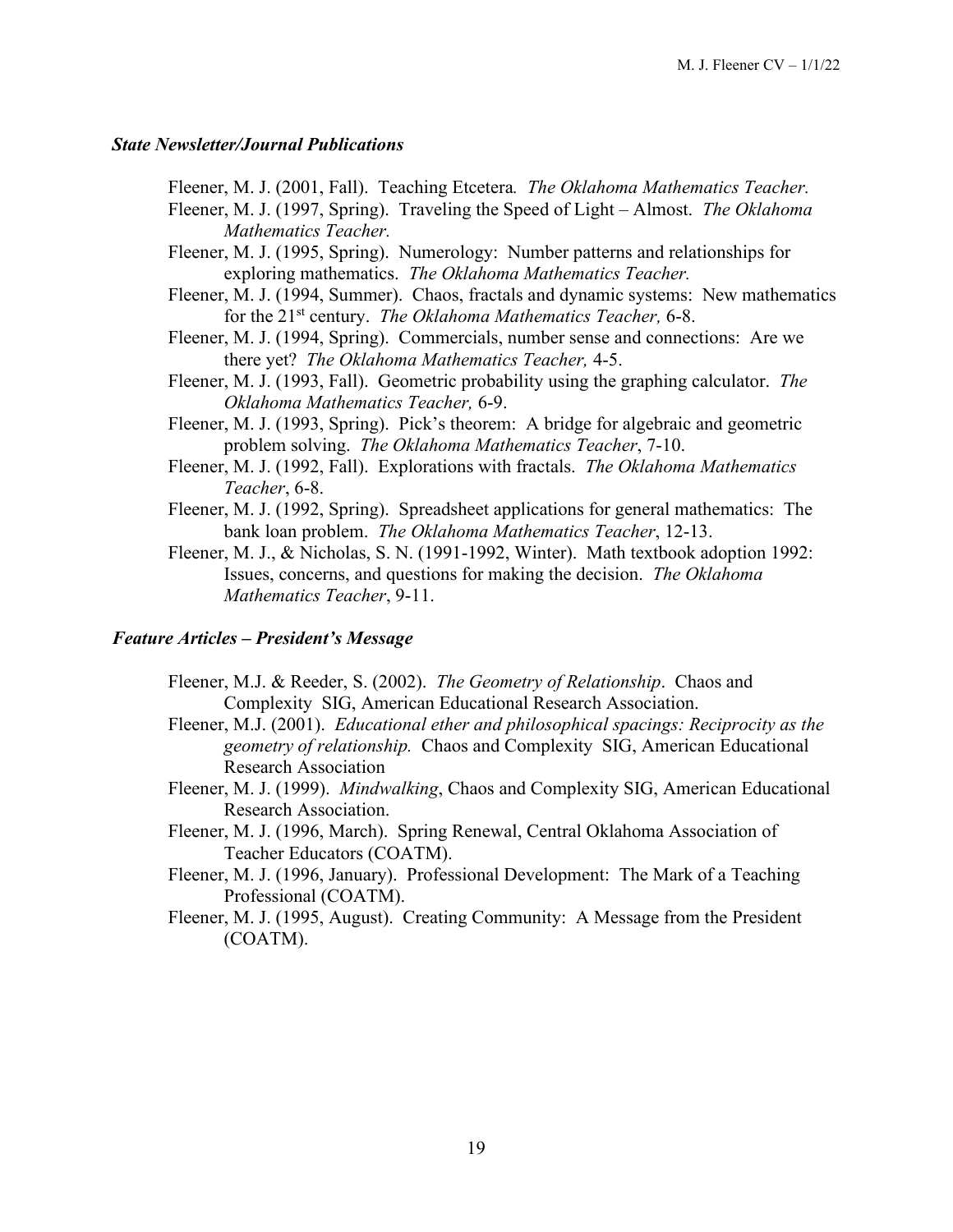### *State Newsletter/Journal Publications*

Fleener, M. J. (2001, Fall). Teaching Etcetera*. The Oklahoma Mathematics Teacher.*

Fleener, M. J. (1997, Spring). Traveling the Speed of Light – Almost. *The Oklahoma Mathematics Teacher.*

Fleener, M. J. (1995, Spring). Numerology: Number patterns and relationships for exploring mathematics. *The Oklahoma Mathematics Teacher.*

Fleener, M. J. (1994, Summer). Chaos, fractals and dynamic systems: New mathematics for the 21st century. *The Oklahoma Mathematics Teacher,* 6-8.

Fleener, M. J. (1994, Spring). Commercials, number sense and connections: Are we there yet? *The Oklahoma Mathematics Teacher,* 4-5.

Fleener, M. J. (1993, Fall). Geometric probability using the graphing calculator. *The Oklahoma Mathematics Teacher,* 6-9.

Fleener, M. J. (1993, Spring). Pick's theorem: A bridge for algebraic and geometric problem solving. *The Oklahoma Mathematics Teacher*, 7-10.

Fleener, M. J. (1992, Fall). Explorations with fractals. *The Oklahoma Mathematics Teacher*, 6-8.

Fleener, M. J. (1992, Spring). Spreadsheet applications for general mathematics: The bank loan problem. *The Oklahoma Mathematics Teacher*, 12-13.

Fleener, M. J., & Nicholas, S. N. (1991-1992, Winter). Math textbook adoption 1992: Issues, concerns, and questions for making the decision. *The Oklahoma Mathematics Teacher*, 9-11.

### *Feature Articles – President's Message*

Fleener, M.J. & Reeder, S. (2002). *The Geometry of Relationship*. Chaos and Complexity SIG, American Educational Research Association.

Fleener, M.J. (2001). *Educational ether and philosophical spacings: Reciprocity as the geometry of relationship.* Chaos and Complexity SIG, American Educational Research Association

Fleener, M. J. (1999). *Mindwalking*, Chaos and Complexity SIG, American Educational Research Association.

Fleener, M. J. (1996, March). Spring Renewal, Central Oklahoma Association of Teacher Educators (COATM).

Fleener, M. J. (1996, January). Professional Development: The Mark of a Teaching Professional (COATM).

Fleener, M. J. (1995, August). Creating Community: A Message from the President (COATM).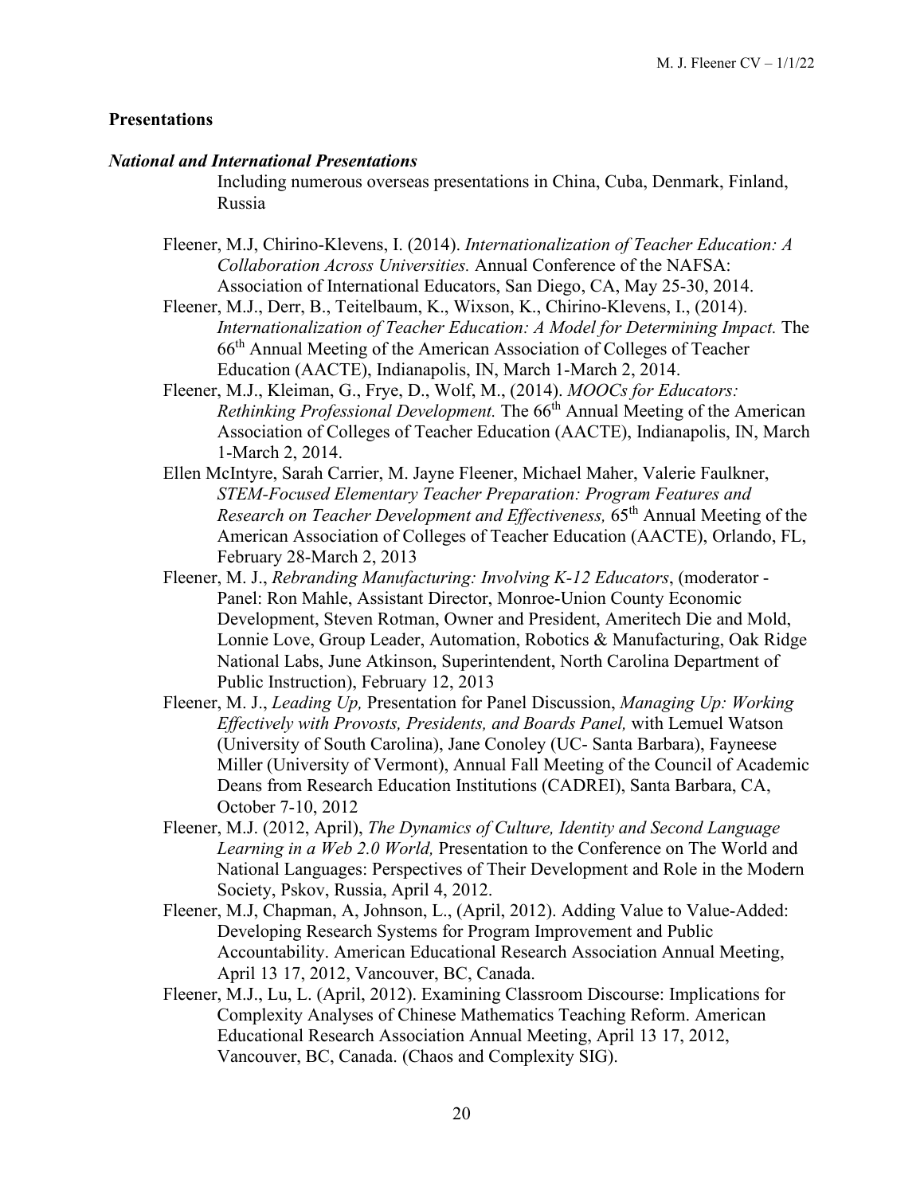## Presentations

### *National and International Presentations*

Including numerous overseas presentations in China, Cuba, Denmark, Finland, Russia

- Fleener, M.J, Chirino-Klevens, I. (2014). *Internationalization of Teacher Education: A Collaboration Across Universities.* Annual Conference of the NAFSA: Association of International Educators, San Diego, CA, May 25-30, 2014.
- Fleener, M.J., Derr, B., Teitelbaum, K., Wixson, K., Chirino-Klevens, I., (2014). *Internationalization of Teacher Education: A Model for Determining Impact.* The 66th Annual Meeting of the American Association of Colleges of Teacher Education (AACTE), Indianapolis, IN, March 1-March 2, 2014.
- Fleener, M.J., Kleiman, G., Frye, D., Wolf, M., (2014). *MOOCs for Educators: Rethinking Professional Development.* The 66th Annual Meeting of the American Association of Colleges of Teacher Education (AACTE), Indianapolis, IN, March 1-March 2, 2014.
- Ellen McIntyre, Sarah Carrier, M. Jayne Fleener, Michael Maher, Valerie Faulkner, *STEM-Focused Elementary Teacher Preparation: Program Features and Research on Teacher Development and Effectiveness,* 65th Annual Meeting of the American Association of Colleges of Teacher Education (AACTE), Orlando, FL, February 28-March 2, 2013
- Fleener, M. J., *Rebranding Manufacturing: Involving K-12 Educators*, (moderator - Panel: Ron Mahle, Assistant Director, Monroe-Union County Economic Development, Steven Rotman, Owner and President, Ameritech Die and Mold, Lonnie Love, Group Leader, Automation, Robotics & Manufacturing, Oak Ridge National Labs, June Atkinson, Superintendent, North Carolina Department of Public Instruction), February 12, 2013
- Fleener, M. J., *Leading Up,* Presentation for Panel Discussion, *Managing Up: Working Effectively with Provosts, Presidents, and Boards Panel,* with Lemuel Watson (University of South Carolina), Jane Conoley (UC- Santa Barbara), Fayneese Miller (University of Vermont), Annual Fall Meeting of the Council of Academic Deans from Research Education Institutions (CADREI), Santa Barbara, CA, October 7-10, 2012
- Fleener, M.J. (2012, April), *The Dynamics of Culture, Identity and Second Language Learning in a Web 2.0 World,* Presentation to the Conference on The World and National Languages: Perspectives of Their Development and Role in the Modern Society, Pskov, Russia, April 4, 2012.
- Fleener, M.J, Chapman, A, Johnson, L., (April, 2012). Adding Value to Value-Added: Developing Research Systems for Program Improvement and Public Accountability. American Educational Research Association Annual Meeting, April 13 17, 2012, Vancouver, BC, Canada.
- Fleener, M.J., Lu, L. (April, 2012). Examining Classroom Discourse: Implications for Complexity Analyses of Chinese Mathematics Teaching Reform. American Educational Research Association Annual Meeting, April 13 17, 2012, Vancouver, BC, Canada. (Chaos and Complexity SIG).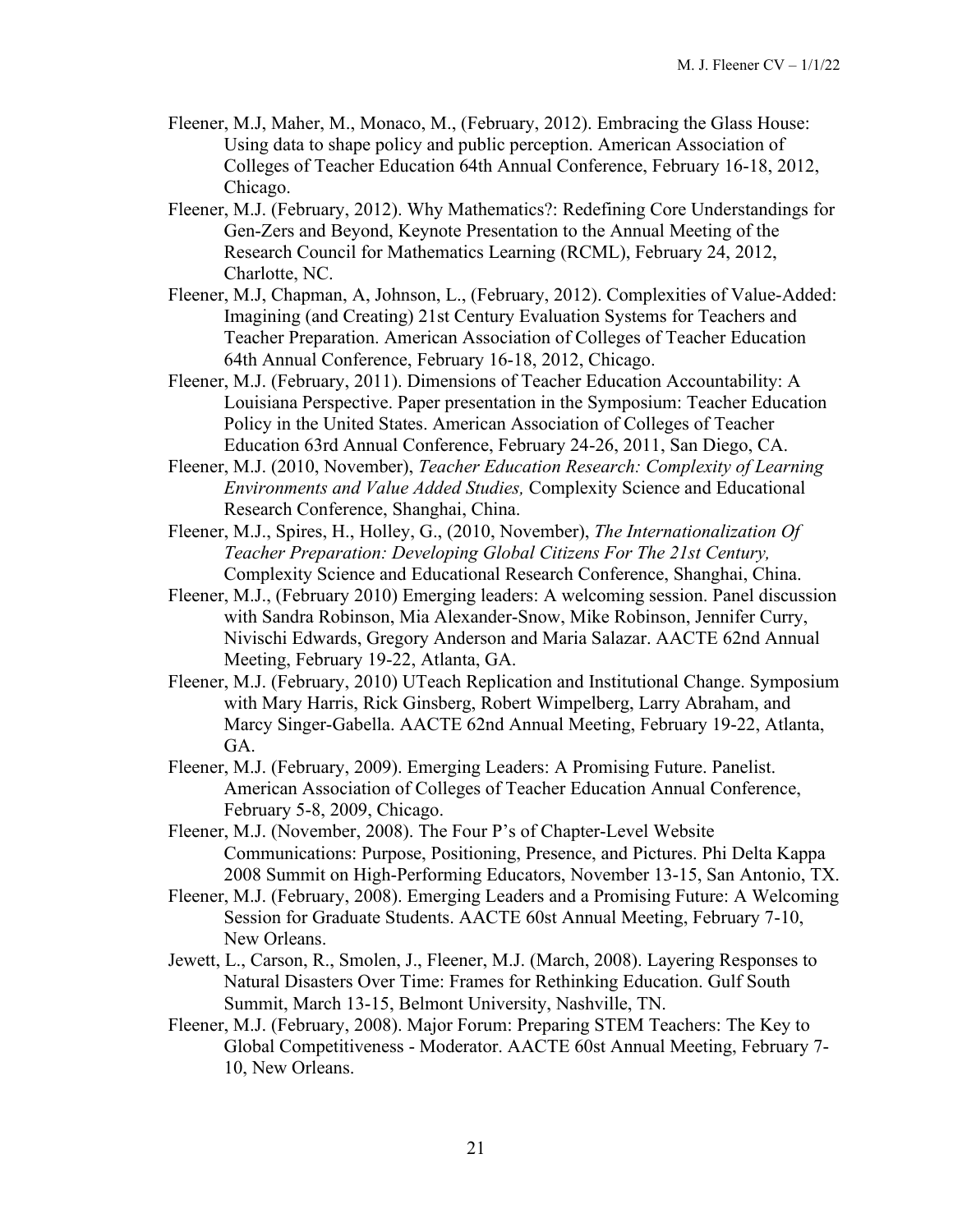Fleener, M.J, Maher, M., Monaco, M., (February, 2012). Embracing the Glass House: Using data to shape policy and public perception. American Association of Colleges of Teacher Education 64th Annual Conference, February 16-18, 2012, Chicago.

Fleener, M.J. (February, 2012). Why Mathematics?: Redefining Core Understandings for Gen-Zers and Beyond, Keynote Presentation to the Annual Meeting of the Research Council for Mathematics Learning (RCML), February 24, 2012, Charlotte, NC.

Fleener, M.J, Chapman, A, Johnson, L., (February, 2012). Complexities of Value-Added: Imagining (and Creating) 21st Century Evaluation Systems for Teachers and Teacher Preparation. American Association of Colleges of Teacher Education 64th Annual Conference, February 16-18, 2012, Chicago.

Fleener, M.J. (February, 2011). Dimensions of Teacher Education Accountability: A Louisiana Perspective. Paper presentation in the Symposium: Teacher Education Policy in the United States. American Association of Colleges of Teacher Education 63rd Annual Conference, February 24-26, 2011, San Diego, CA.

Fleener, M.J. (2010, November), *Teacher Education Research: Complexity of Learning Environments and Value Added Studies,* Complexity Science and Educational Research Conference, Shanghai, China.

Fleener, M.J., Spires, H., Holley, G., (2010, November), *The Internationalization Of Teacher Preparation: Developing Global Citizens For The 21st Century,* Complexity Science and Educational Research Conference, Shanghai, China.

Fleener, M.J., (February 2010) Emerging leaders: A welcoming session. Panel discussion with Sandra Robinson, Mia Alexander-Snow, Mike Robinson, Jennifer Curry, Nivischi Edwards, Gregory Anderson and Maria Salazar. AACTE 62nd Annual Meeting, February 19-22, Atlanta, GA.

Fleener, M.J. (February, 2010) UTeach Replication and Institutional Change. Symposium with Mary Harris, Rick Ginsberg, Robert Wimpelberg, Larry Abraham, and Marcy Singer-Gabella. AACTE 62nd Annual Meeting, February 19-22, Atlanta, GA.

Fleener, M.J. (February, 2009). Emerging Leaders: A Promising Future. Panelist. American Association of Colleges of Teacher Education Annual Conference, February 5-8, 2009, Chicago.

Fleener, M.J. (November, 2008). The Four P's of Chapter-Level Website Communications: Purpose, Positioning, Presence, and Pictures. Phi Delta Kappa 2008 Summit on High-Performing Educators, November 13-15, San Antonio, TX.

Fleener, M.J. (February, 2008). Emerging Leaders and a Promising Future: A Welcoming Session for Graduate Students. AACTE 60st Annual Meeting, February 7-10, New Orleans.

Jewett, L., Carson, R., Smolen, J., Fleener, M.J. (March, 2008). Layering Responses to Natural Disasters Over Time: Frames for Rethinking Education. Gulf South Summit, March 13-15, Belmont University, Nashville, TN.

Fleener, M.J. (February, 2008). Major Forum: Preparing STEM Teachers: The Key to Global Competitiveness - Moderator. AACTE 60st Annual Meeting, February 7-10, New Orleans.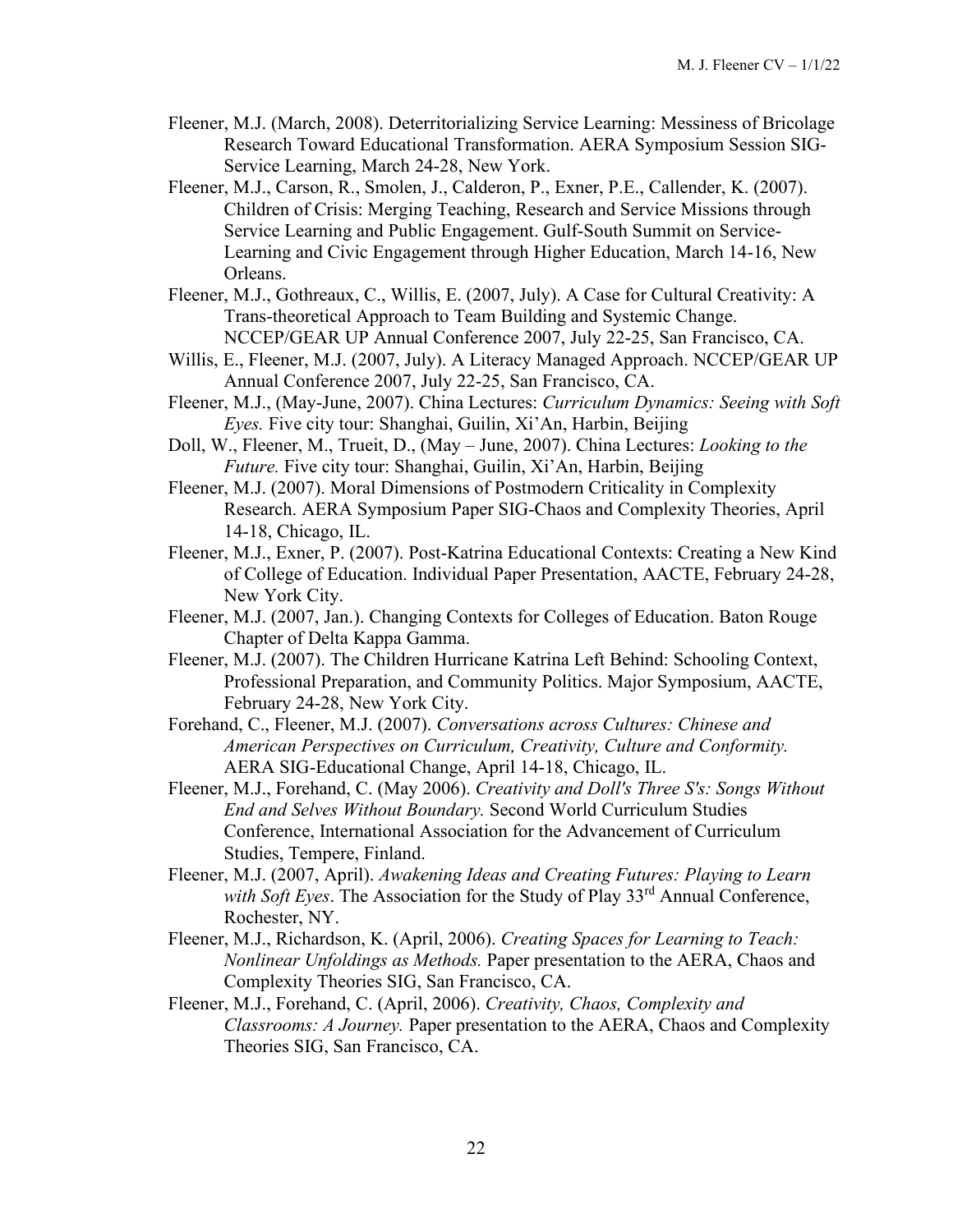Fleener, M.J. (March, 2008). Deterritorializing Service Learning: Messiness of Bricolage Research Toward Educational Transformation. AERA Symposium Session SIG-Service Learning, March 24-28, New York.

Fleener, M.J., Carson, R., Smolen, J., Calderon, P., Exner, P.E., Callender, K. (2007). Children of Crisis: Merging Teaching, Research and Service Missions through Service Learning and Public Engagement. Gulf-South Summit on Service-Learning and Civic Engagement through Higher Education, March 14-16, New Orleans.

Fleener, M.J., Gothreaux, C., Willis, E. (2007, July). A Case for Cultural Creativity: A Trans-theoretical Approach to Team Building and Systemic Change. NCCEP/GEAR UP Annual Conference 2007, July 22-25, San Francisco, CA.

Willis, E., Fleener, M.J. (2007, July). A Literacy Managed Approach. NCCEP/GEAR UP Annual Conference 2007, July 22-25, San Francisco, CA.

Fleener, M.J., (May-June, 2007). China Lectures: *Curriculum Dynamics: Seeing with Soft Eyes.* Five city tour: Shanghai, Guilin, Xi'An, Harbin, Beijing

Doll, W., Fleener, M., Trueit, D., (May – June, 2007). China Lectures: *Looking to the Future.* Five city tour: Shanghai, Guilin, Xi'An, Harbin, Beijing

Fleener, M.J. (2007). Moral Dimensions of Postmodern Criticality in Complexity Research. AERA Symposium Paper SIG-Chaos and Complexity Theories, April 14-18, Chicago, IL.

Fleener, M.J., Exner, P. (2007). Post-Katrina Educational Contexts: Creating a New Kind of College of Education. Individual Paper Presentation, AACTE, February 24-28, New York City.

Fleener, M.J. (2007, Jan.). Changing Contexts for Colleges of Education. Baton Rouge Chapter of Delta Kappa Gamma.

Fleener, M.J. (2007). The Children Hurricane Katrina Left Behind: Schooling Context, Professional Preparation, and Community Politics. Major Symposium, AACTE, February 24-28, New York City.

Forehand, C., Fleener, M.J. (2007). *Conversations across Cultures: Chinese and American Perspectives on Curriculum, Creativity, Culture and Conformity.* AERA SIG-Educational Change, April 14-18, Chicago, IL.

Fleener, M.J., Forehand, C. (May 2006). *Creativity and Doll's Three S's: Songs Without End and Selves Without Boundary.* Second World Curriculum Studies Conference, International Association for the Advancement of Curriculum Studies, Tempere, Finland.

Fleener, M.J. (2007, April). *Awakening Ideas and Creating Futures: Playing to Learn with Soft Eyes*. The Association for the Study of Play 33rd Annual Conference, Rochester, NY.

Fleener, M.J., Richardson, K. (April, 2006). *Creating Spaces for Learning to Teach: Nonlinear Unfoldings as Methods.* Paper presentation to the AERA, Chaos and Complexity Theories SIG, San Francisco, CA.

Fleener, M.J., Forehand, C. (April, 2006). *Creativity, Chaos, Complexity and Classrooms: A Journey.* Paper presentation to the AERA, Chaos and Complexity Theories SIG, San Francisco, CA.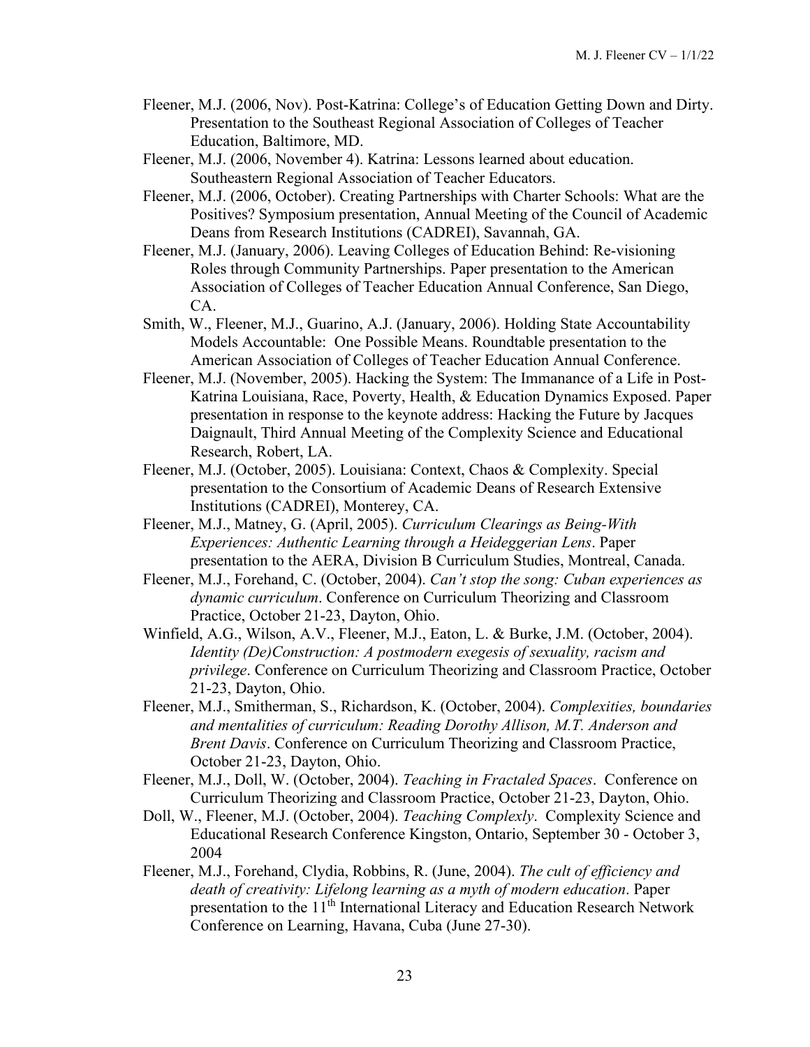Fleener, M.J. (2006, Nov). Post-Katrina: College's of Education Getting Down and Dirty. Presentation to the Southeast Regional Association of Colleges of Teacher Education, Baltimore, MD.

Fleener, M.J. (2006, November 4). Katrina: Lessons learned about education. Southeastern Regional Association of Teacher Educators.

Fleener, M.J. (2006, October). Creating Partnerships with Charter Schools: What are the Positives? Symposium presentation, Annual Meeting of the Council of Academic Deans from Research Institutions (CADREI), Savannah, GA.

Fleener, M.J. (January, 2006). Leaving Colleges of Education Behind: Re-visioning Roles through Community Partnerships. Paper presentation to the American Association of Colleges of Teacher Education Annual Conference, San Diego, CA.

Smith, W., Fleener, M.J., Guarino, A.J. (January, 2006). Holding State Accountability Models Accountable: One Possible Means. Roundtable presentation to the American Association of Colleges of Teacher Education Annual Conference.

Fleener, M.J. (November, 2005). Hacking the System: The Immanance of a Life in Post-Katrina Louisiana, Race, Poverty, Health, & Education Dynamics Exposed. Paper presentation in response to the keynote address: Hacking the Future by Jacques Daignault, Third Annual Meeting of the Complexity Science and Educational Research, Robert, LA.

Fleener, M.J. (October, 2005). Louisiana: Context, Chaos & Complexity. Special presentation to the Consortium of Academic Deans of Research Extensive Institutions (CADREI), Monterey, CA.

Fleener, M.J., Matney, G. (April, 2005). *Curriculum Clearings as Being-With Experiences: Authentic Learning through a Heideggerian Lens*. Paper presentation to the AERA, Division B Curriculum Studies, Montreal, Canada.

Fleener, M.J., Forehand, C. (October, 2004). *Can't stop the song: Cuban experiences as dynamic curriculum*. Conference on Curriculum Theorizing and Classroom Practice, October 21-23, Dayton, Ohio.

Winfield, A.G., Wilson, A.V., Fleener, M.J., Eaton, L. & Burke, J.M. (October, 2004). *Identity (De)Construction: A postmodern exegesis of sexuality, racism and privilege*. Conference on Curriculum Theorizing and Classroom Practice, October 21-23, Dayton, Ohio.

Fleener, M.J., Smitherman, S., Richardson, K. (October, 2004). *Complexities, boundaries and mentalities of curriculum: Reading Dorothy Allison, M.T. Anderson and Brent Davis*. Conference on Curriculum Theorizing and Classroom Practice, October 21-23, Dayton, Ohio.

Fleener, M.J., Doll, W. (October, 2004). *Teaching in Fractaled Spaces*. Conference on Curriculum Theorizing and Classroom Practice, October 21-23, Dayton, Ohio.

Doll, W., Fleener, M.J. (October, 2004). *Teaching Complexly*. Complexity Science and Educational Research Conference Kingston, Ontario, September 30 - October 3, 2004

Fleener, M.J., Forehand, Clydia, Robbins, R. (June, 2004). *The cult of efficiency and death of creativity: Lifelong learning as a myth of modern education*. Paper presentation to the 11th International Literacy and Education Research Network Conference on Learning, Havana, Cuba (June 27-30).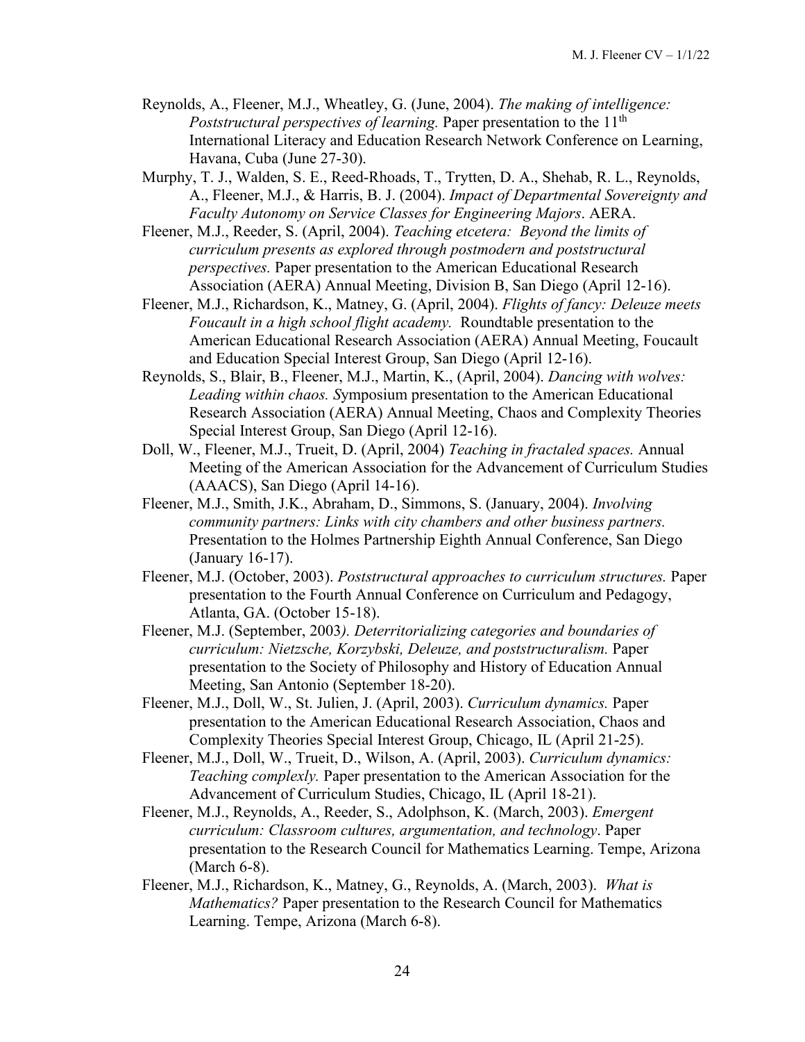Reynolds, A., Fleener, M.J., Wheatley, G. (June, 2004). *The making of intelligence: Poststructural perspectives of learning.* Paper presentation to the 11th International Literacy and Education Research Network Conference on Learning, Havana, Cuba (June 27-30).

Murphy, T. J., Walden, S. E., Reed-Rhoads, T., Trytten, D. A., Shehab, R. L., Reynolds, A., Fleener, M.J., & Harris, B. J. (2004). *Impact of Departmental Sovereignty and Faculty Autonomy on Service Classes for Engineering Majors*. AERA.

Fleener, M.J., Reeder, S. (April, 2004). *Teaching etcetera: Beyond the limits of curriculum presents as explored through postmodern and poststructural perspectives.* Paper presentation to the American Educational Research Association (AERA) Annual Meeting, Division B, San Diego (April 12-16).

Fleener, M.J., Richardson, K., Matney, G. (April, 2004). *Flights of fancy: Deleuze meets Foucault in a high school flight academy.* Roundtable presentation to the American Educational Research Association (AERA) Annual Meeting, Foucault and Education Special Interest Group, San Diego (April 12-16).

Reynolds, S., Blair, B., Fleener, M.J., Martin, K., (April, 2004). *Dancing with wolves: Leading within chaos.* Symposium presentation to the American Educational Research Association (AERA) Annual Meeting, Chaos and Complexity Theories Special Interest Group, San Diego (April 12-16).

Doll, W., Fleener, M.J., Trueit, D. (April, 2004) *Teaching in fractaled spaces.* Annual Meeting of the American Association for the Advancement of Curriculum Studies (AAACS), San Diego (April 14-16).

Fleener, M.J., Smith, J.K., Abraham, D., Simmons, S. (January, 2004). *Involving community partners: Links with city chambers and other business partners.* Presentation to the Holmes Partnership Eighth Annual Conference, San Diego (January 16-17).

Fleener, M.J. (October, 2003). *Poststructural approaches to curriculum structures.* Paper presentation to the Fourth Annual Conference on Curriculum and Pedagogy, Atlanta, GA. (October 15-18).

Fleener, M.J. (September, 2003). *Deterritorializing categories and boundaries of curriculum: Nietzsche, Korzybski, Deleuze, and poststructuralism.* Paper presentation to the Society of Philosophy and History of Education Annual Meeting, San Antonio (September 18-20).

Fleener, M.J., Doll, W., St. Julien, J. (April, 2003). *Curriculum dynamics.* Paper presentation to the American Educational Research Association, Chaos and Complexity Theories Special Interest Group, Chicago, IL (April 21-25).

Fleener, M.J., Doll, W., Trueit, D., Wilson, A. (April, 2003). *Curriculum dynamics: Teaching complexly.* Paper presentation to the American Association for the Advancement of Curriculum Studies, Chicago, IL (April 18-21).

Fleener, M.J., Reynolds, A., Reeder, S., Adolphson, K. (March, 2003). *Emergent curriculum: Classroom cultures, argumentation, and technology*. Paper presentation to the Research Council for Mathematics Learning. Tempe, Arizona (March 6-8).

Fleener, M.J., Richardson, K., Matney, G., Reynolds, A. (March, 2003). *What is Mathematics?* Paper presentation to the Research Council for Mathematics Learning. Tempe, Arizona (March 6-8).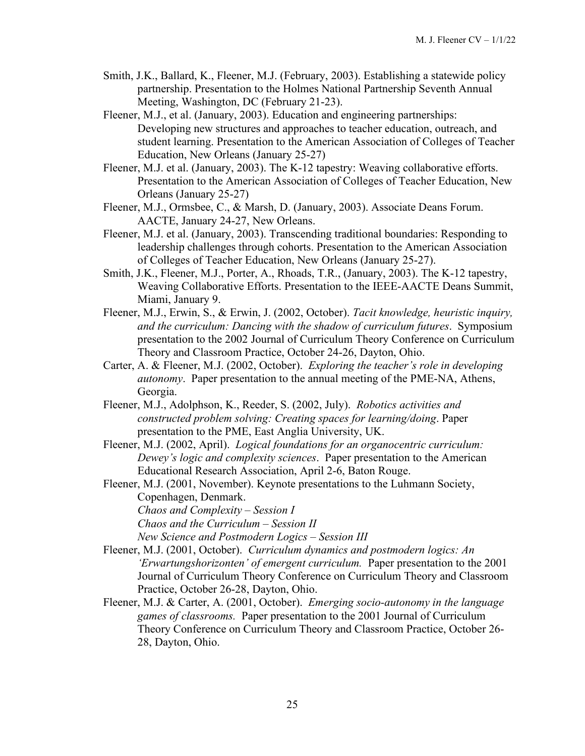Smith, J.K., Ballard, K., Fleener, M.J. (February, 2003). Establishing a statewide policy partnership. Presentation to the Holmes National Partnership Seventh Annual Meeting, Washington, DC (February 21-23).

Fleener, M.J., et al. (January, 2003). Education and engineering partnerships: Developing new structures and approaches to teacher education, outreach, and student learning. Presentation to the American Association of Colleges of Teacher Education, New Orleans (January 25-27)

Fleener, M.J. et al. (January, 2003). The K-12 tapestry: Weaving collaborative efforts. Presentation to the American Association of Colleges of Teacher Education, New Orleans (January 25-27)

Fleener, M.J., Ormsbee, C., & Marsh, D. (January, 2003). Associate Deans Forum. AACTE, January 24-27, New Orleans.

Fleener, M.J. et al. (January, 2003). Transcending traditional boundaries: Responding to leadership challenges through cohorts. Presentation to the American Association of Colleges of Teacher Education, New Orleans (January 25-27).

Smith, J.K., Fleener, M.J., Porter, A., Rhoads, T.R., (January, 2003). The K-12 tapestry, Weaving Collaborative Efforts. Presentation to the IEEE-AACTE Deans Summit, Miami, January 9.

Fleener, M.J., Erwin, S., & Erwin, J. (2002, October). *Tacit knowledge, heuristic inquiry, and the curriculum: Dancing with the shadow of curriculum futures*. Symposium presentation to the 2002 Journal of Curriculum Theory Conference on Curriculum Theory and Classroom Practice, October 24-26, Dayton, Ohio.

Carter, A. & Fleener, M.J. (2002, October). *Exploring the teacher's role in developing autonomy*. Paper presentation to the annual meeting of the PME-NA, Athens, Georgia.

Fleener, M.J., Adolphson, K., Reeder, S. (2002, July). *Robotics activities and constructed problem solving: Creating spaces for learning/doing*. Paper presentation to the PME, East Anglia University, UK.

Fleener, M.J. (2002, April). *Logical foundations for an organocentric curriculum: Dewey's logic and complexity sciences*. Paper presentation to the American Educational Research Association, April 2-6, Baton Rouge.

Fleener, M.J. (2001, November). Keynote presentations to the Luhmann Society, Copenhagen, Denmark.
*Chaos and Complexity – Session I*
*Chaos and the Curriculum – Session II*
*New Science and Postmodern Logics – Session III*

Fleener, M.J. (2001, October). *Curriculum dynamics and postmodern logics: An 'Erwartungshorizonten' of emergent curriculum.* Paper presentation to the 2001 Journal of Curriculum Theory Conference on Curriculum Theory and Classroom Practice, October 26-28, Dayton, Ohio.

Fleener, M.J. & Carter, A. (2001, October). *Emerging socio-autonomy in the language games of classrooms.* Paper presentation to the 2001 Journal of Curriculum Theory Conference on Curriculum Theory and Classroom Practice, October 26-28, Dayton, Ohio.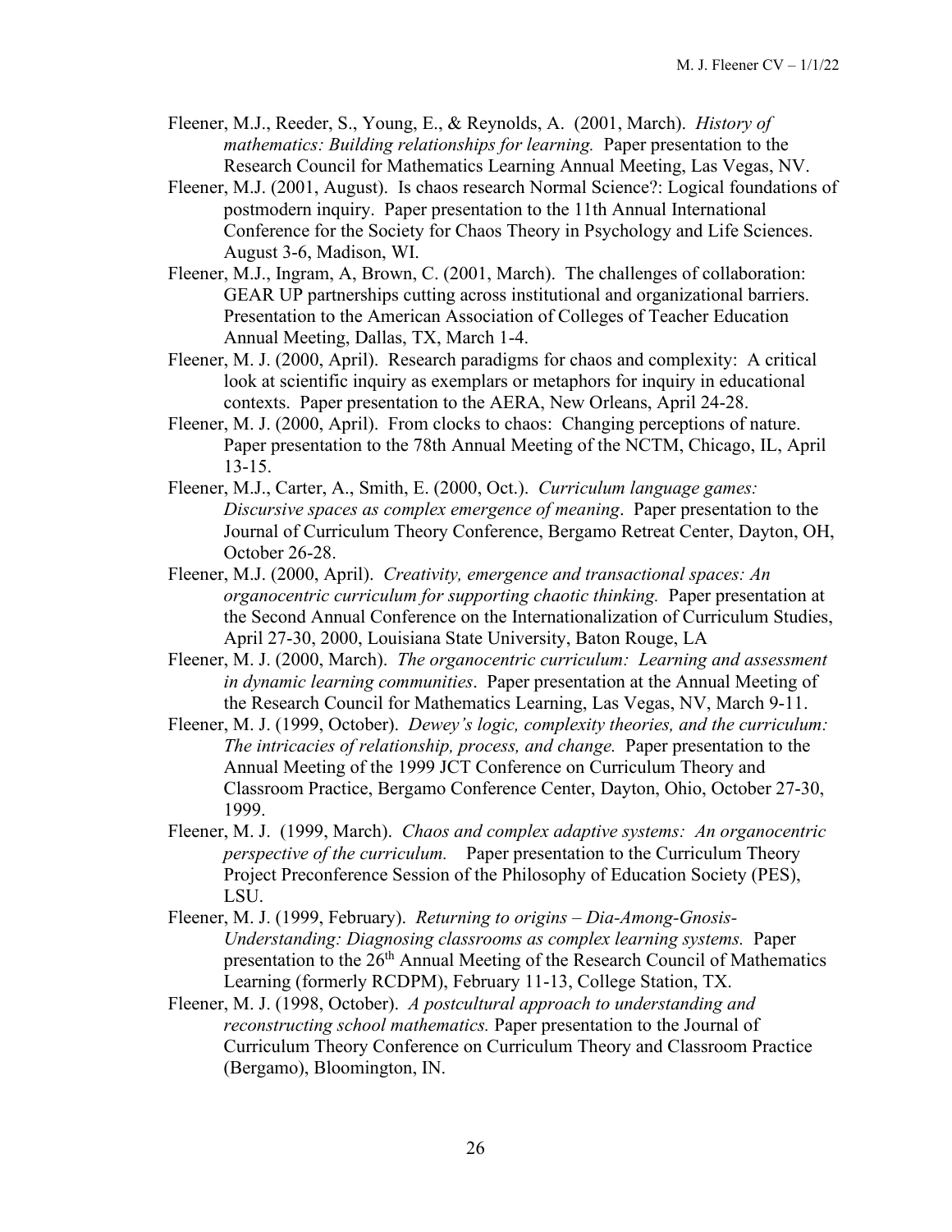Fleener, M.J., Reeder, S., Young, E., & Reynolds, A. (2001, March). *History of mathematics: Building relationships for learning.* Paper presentation to the Research Council for Mathematics Learning Annual Meeting, Las Vegas, NV.

Fleener, M.J. (2001, August). Is chaos research Normal Science?: Logical foundations of postmodern inquiry. Paper presentation to the 11th Annual International Conference for the Society for Chaos Theory in Psychology and Life Sciences. August 3-6, Madison, WI.

Fleener, M.J., Ingram, A, Brown, C. (2001, March). The challenges of collaboration: GEAR UP partnerships cutting across institutional and organizational barriers. Presentation to the American Association of Colleges of Teacher Education Annual Meeting, Dallas, TX, March 1-4.

Fleener, M. J. (2000, April). Research paradigms for chaos and complexity: A critical look at scientific inquiry as exemplars or metaphors for inquiry in educational contexts. Paper presentation to the AERA, New Orleans, April 24-28.

Fleener, M. J. (2000, April). From clocks to chaos: Changing perceptions of nature. Paper presentation to the 78th Annual Meeting of the NCTM, Chicago, IL, April 13-15.

Fleener, M.J., Carter, A., Smith, E. (2000, Oct.). *Curriculum language games: Discursive spaces as complex emergence of meaning*. Paper presentation to the Journal of Curriculum Theory Conference, Bergamo Retreat Center, Dayton, OH, October 26-28.

Fleener, M.J. (2000, April). *Creativity, emergence and transactional spaces: An organocentric curriculum for supporting chaotic thinking.* Paper presentation at the Second Annual Conference on the Internationalization of Curriculum Studies, April 27-30, 2000, Louisiana State University, Baton Rouge, LA

Fleener, M. J. (2000, March). *The organocentric curriculum: Learning and assessment in dynamic learning communities*. Paper presentation at the Annual Meeting of the Research Council for Mathematics Learning, Las Vegas, NV, March 9-11.

Fleener, M. J. (1999, October). *Dewey's logic, complexity theories, and the curriculum: The intricacies of relationship, process, and change.* Paper presentation to the Annual Meeting of the 1999 JCT Conference on Curriculum Theory and Classroom Practice, Bergamo Conference Center, Dayton, Ohio, October 27-30, 1999.

Fleener, M. J. (1999, March). *Chaos and complex adaptive systems: An organocentric perspective of the curriculum.* Paper presentation to the Curriculum Theory Project Preconference Session of the Philosophy of Education Society (PES), LSU.

Fleener, M. J. (1999, February). *Returning to origins – Dia-Among-Gnosis-Understanding: Diagnosing classrooms as complex learning systems.* Paper presentation to the 26th Annual Meeting of the Research Council of Mathematics Learning (formerly RCDPM), February 11-13, College Station, TX.

Fleener, M. J. (1998, October). *A postcultural approach to understanding and reconstructing school mathematics.* Paper presentation to the Journal of Curriculum Theory Conference on Curriculum Theory and Classroom Practice (Bergamo), Bloomington, IN.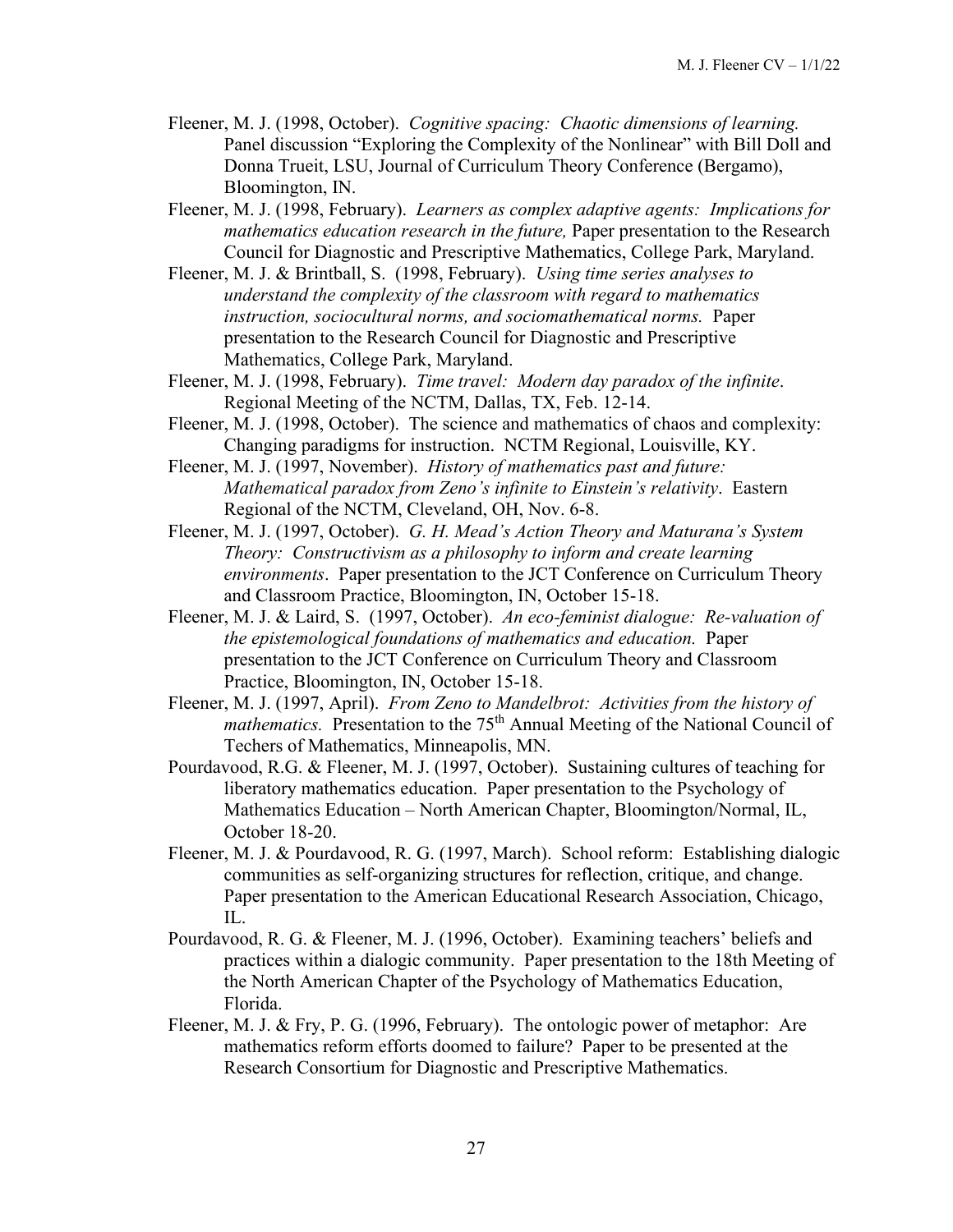Fleener, M. J. (1998, October). *Cognitive spacing: Chaotic dimensions of learning.* Panel discussion "Exploring the Complexity of the Nonlinear" with Bill Doll and Donna Trueit, LSU, Journal of Curriculum Theory Conference (Bergamo), Bloomington, IN.

Fleener, M. J. (1998, February). *Learners as complex adaptive agents: Implications for mathematics education research in the future,* Paper presentation to the Research Council for Diagnostic and Prescriptive Mathematics, College Park, Maryland.

Fleener, M. J. & Brintball, S. (1998, February). *Using time series analyses to understand the complexity of the classroom with regard to mathematics instruction, sociocultural norms, and sociomathematical norms.* Paper presentation to the Research Council for Diagnostic and Prescriptive Mathematics, College Park, Maryland.

Fleener, M. J. (1998, February). *Time travel: Modern day paradox of the infinite*. Regional Meeting of the NCTM, Dallas, TX, Feb. 12-14.

Fleener, M. J. (1998, October). The science and mathematics of chaos and complexity: Changing paradigms for instruction. NCTM Regional, Louisville, KY.

Fleener, M. J. (1997, November). *History of mathematics past and future: Mathematical paradox from Zeno's infinite to Einstein's relativity*. Eastern Regional of the NCTM, Cleveland, OH, Nov. 6-8.

Fleener, M. J. (1997, October). *G. H. Mead's Action Theory and Maturana's System Theory: Constructivism as a philosophy to inform and create learning environments*. Paper presentation to the JCT Conference on Curriculum Theory and Classroom Practice, Bloomington, IN, October 15-18.

Fleener, M. J. & Laird, S. (1997, October). *An eco-feminist dialogue: Re-valuation of the epistemological foundations of mathematics and education.* Paper presentation to the JCT Conference on Curriculum Theory and Classroom Practice, Bloomington, IN, October 15-18.

Fleener, M. J. (1997, April). *From Zeno to Mandelbrot: Activities from the history of mathematics.* Presentation to the 75th Annual Meeting of the National Council of Techers of Mathematics, Minneapolis, MN.

Pourdavood, R.G. & Fleener, M. J. (1997, October). Sustaining cultures of teaching for liberatory mathematics education. Paper presentation to the Psychology of Mathematics Education – North American Chapter, Bloomington/Normal, IL, October 18-20.

Fleener, M. J. & Pourdavood, R. G. (1997, March). School reform: Establishing dialogic communities as self-organizing structures for reflection, critique, and change. Paper presentation to the American Educational Research Association, Chicago, IL.

Pourdavood, R. G. & Fleener, M. J. (1996, October). Examining teachers' beliefs and practices within a dialogic community. Paper presentation to the 18th Meeting of the North American Chapter of the Psychology of Mathematics Education, Florida.

Fleener, M. J. & Fry, P. G. (1996, February). The ontologic power of metaphor: Are mathematics reform efforts doomed to failure? Paper to be presented at the Research Consortium for Diagnostic and Prescriptive Mathematics.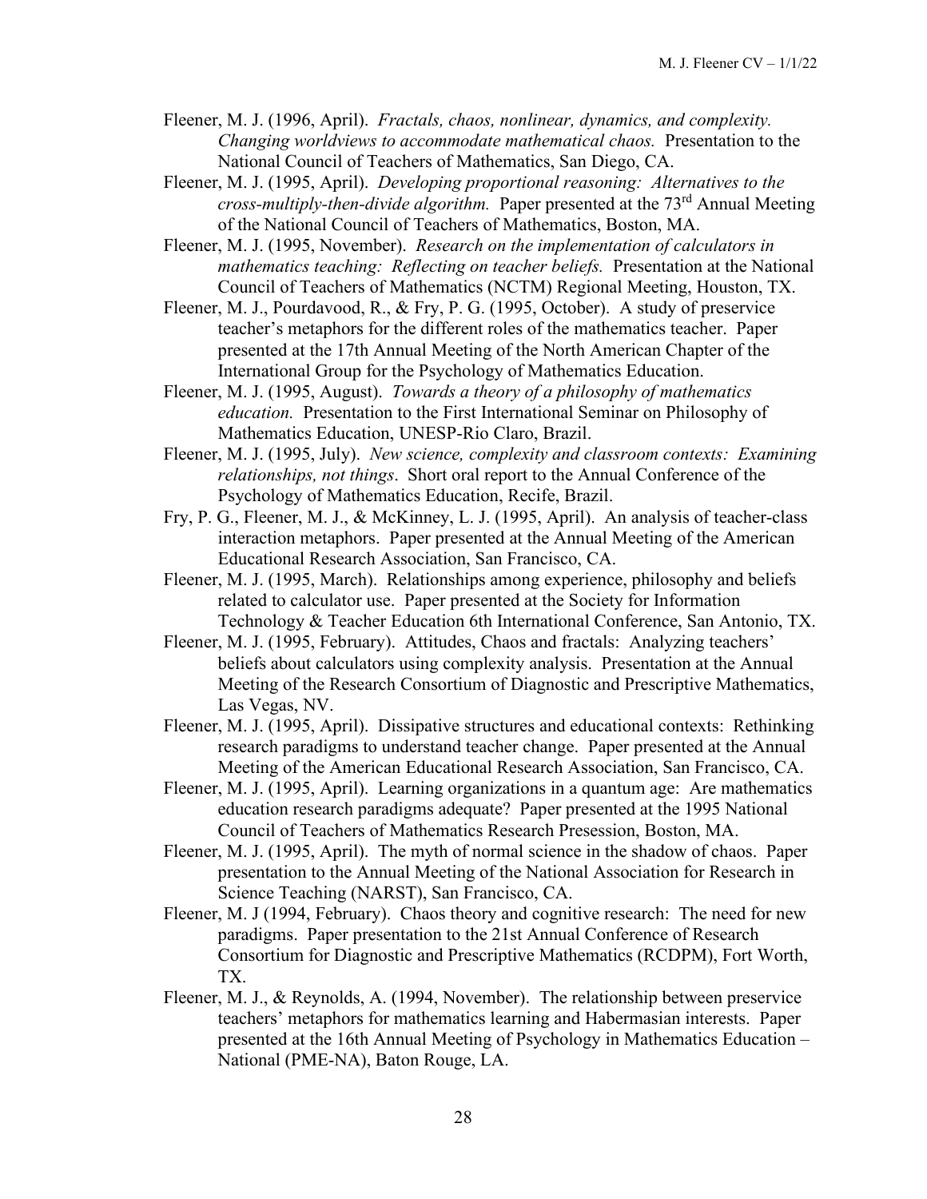Fleener, M. J. (1996, April). *Fractals, chaos, nonlinear, dynamics, and complexity. Changing worldviews to accommodate mathematical chaos.* Presentation to the National Council of Teachers of Mathematics, San Diego, CA.

Fleener, M. J. (1995, April). *Developing proportional reasoning: Alternatives to the cross-multiply-then-divide algorithm.* Paper presented at the 73rd Annual Meeting of the National Council of Teachers of Mathematics, Boston, MA.

Fleener, M. J. (1995, November). *Research on the implementation of calculators in mathematics teaching: Reflecting on teacher beliefs.* Presentation at the National Council of Teachers of Mathematics (NCTM) Regional Meeting, Houston, TX.

Fleener, M. J., Pourdavood, R., & Fry, P. G. (1995, October). A study of preservice teacher's metaphors for the different roles of the mathematics teacher. Paper presented at the 17th Annual Meeting of the North American Chapter of the International Group for the Psychology of Mathematics Education.

Fleener, M. J. (1995, August). *Towards a theory of a philosophy of mathematics education.* Presentation to the First International Seminar on Philosophy of Mathematics Education, UNESP-Rio Claro, Brazil.

Fleener, M. J. (1995, July). *New science, complexity and classroom contexts: Examining relationships, not things*. Short oral report to the Annual Conference of the Psychology of Mathematics Education, Recife, Brazil.

Fry, P. G., Fleener, M. J., & McKinney, L. J. (1995, April). An analysis of teacher-class interaction metaphors. Paper presented at the Annual Meeting of the American Educational Research Association, San Francisco, CA.

Fleener, M. J. (1995, March). Relationships among experience, philosophy and beliefs related to calculator use. Paper presented at the Society for Information Technology & Teacher Education 6th International Conference, San Antonio, TX.

Fleener, M. J. (1995, February). Attitudes, Chaos and fractals: Analyzing teachers' beliefs about calculators using complexity analysis. Presentation at the Annual Meeting of the Research Consortium of Diagnostic and Prescriptive Mathematics, Las Vegas, NV.

Fleener, M. J. (1995, April). Dissipative structures and educational contexts: Rethinking research paradigms to understand teacher change. Paper presented at the Annual Meeting of the American Educational Research Association, San Francisco, CA.

Fleener, M. J. (1995, April). Learning organizations in a quantum age: Are mathematics education research paradigms adequate? Paper presented at the 1995 National Council of Teachers of Mathematics Research Presession, Boston, MA.

Fleener, M. J. (1995, April). The myth of normal science in the shadow of chaos. Paper presentation to the Annual Meeting of the National Association for Research in Science Teaching (NARST), San Francisco, CA.

Fleener, M. J (1994, February). Chaos theory and cognitive research: The need for new paradigms. Paper presentation to the 21st Annual Conference of Research Consortium for Diagnostic and Prescriptive Mathematics (RCDPM), Fort Worth, TX.

Fleener, M. J., & Reynolds, A. (1994, November). The relationship between preservice teachers' metaphors for mathematics learning and Habermasian interests. Paper presented at the 16th Annual Meeting of Psychology in Mathematics Education – National (PME-NA), Baton Rouge, LA.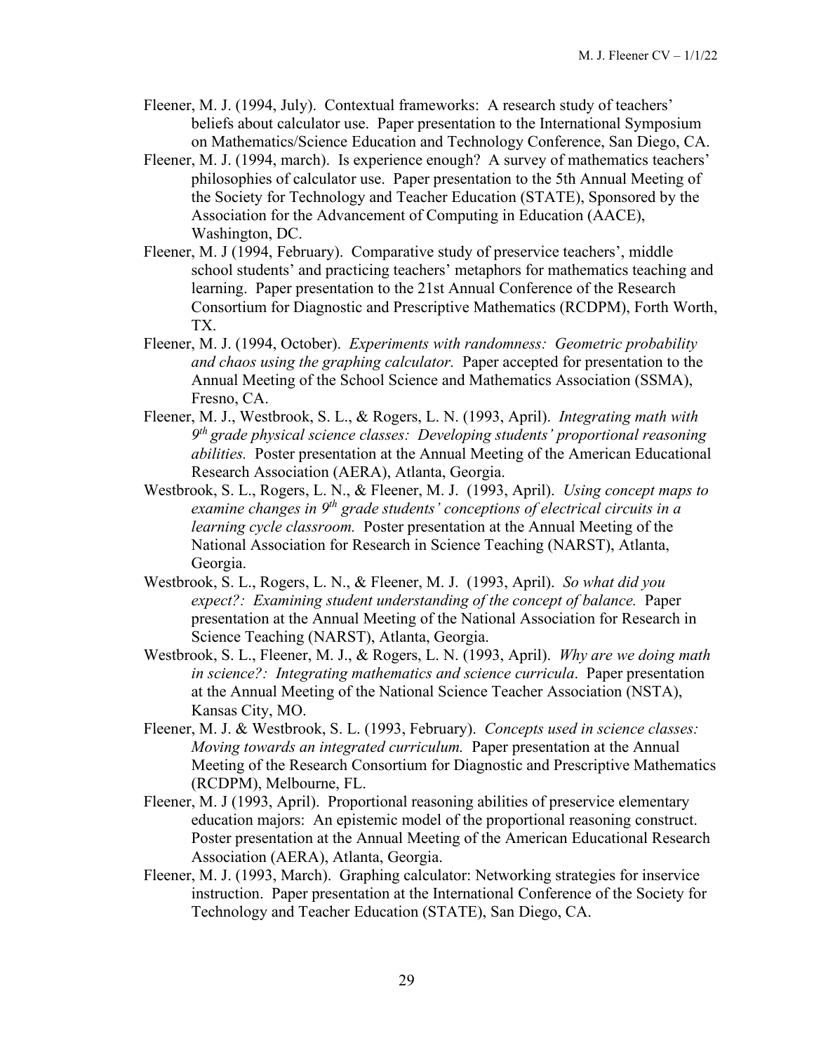Fleener, M. J. (1994, July). Contextual frameworks: A research study of teachers' beliefs about calculator use. Paper presentation to the International Symposium on Mathematics/Science Education and Technology Conference, San Diego, CA.

Fleener, M. J. (1994, march). Is experience enough? A survey of mathematics teachers' philosophies of calculator use. Paper presentation to the 5th Annual Meeting of the Society for Technology and Teacher Education (STATE), Sponsored by the Association for the Advancement of Computing in Education (AACE), Washington, DC.

Fleener, M. J (1994, February). Comparative study of preservice teachers', middle school students' and practicing teachers' metaphors for mathematics teaching and learning. Paper presentation to the 21st Annual Conference of the Research Consortium for Diagnostic and Prescriptive Mathematics (RCDPM), Forth Worth, TX.

Fleener, M. J. (1994, October). *Experiments with randomness: Geometric probability and chaos using the graphing calculator.* Paper accepted for presentation to the Annual Meeting of the School Science and Mathematics Association (SSMA), Fresno, CA.

Fleener, M. J., Westbrook, S. L., & Rogers, L. N. (1993, April). *Integrating math with 9th grade physical science classes: Developing students' proportional reasoning abilities.* Poster presentation at the Annual Meeting of the American Educational Research Association (AERA), Atlanta, Georgia.

Westbrook, S. L., Rogers, L. N., & Fleener, M. J. (1993, April). *Using concept maps to examine changes in 9th grade students' conceptions of electrical circuits in a learning cycle classroom.* Poster presentation at the Annual Meeting of the National Association for Research in Science Teaching (NARST), Atlanta, Georgia.

Westbrook, S. L., Rogers, L. N., & Fleener, M. J. (1993, April). *So what did you expect?: Examining student understanding of the concept of balance.* Paper presentation at the Annual Meeting of the National Association for Research in Science Teaching (NARST), Atlanta, Georgia.

Westbrook, S. L., Fleener, M. J., & Rogers, L. N. (1993, April). *Why are we doing math in science?: Integrating mathematics and science curricula*. Paper presentation at the Annual Meeting of the National Science Teacher Association (NSTA), Kansas City, MO.

Fleener, M. J. & Westbrook, S. L. (1993, February). *Concepts used in science classes: Moving towards an integrated curriculum.* Paper presentation at the Annual Meeting of the Research Consortium for Diagnostic and Prescriptive Mathematics (RCDPM), Melbourne, FL.

Fleener, M. J (1993, April). Proportional reasoning abilities of preservice elementary education majors: An epistemic model of the proportional reasoning construct. Poster presentation at the Annual Meeting of the American Educational Research Association (AERA), Atlanta, Georgia.

Fleener, M. J. (1993, March). Graphing calculator: Networking strategies for inservice instruction. Paper presentation at the International Conference of the Society for Technology and Teacher Education (STATE), San Diego, CA.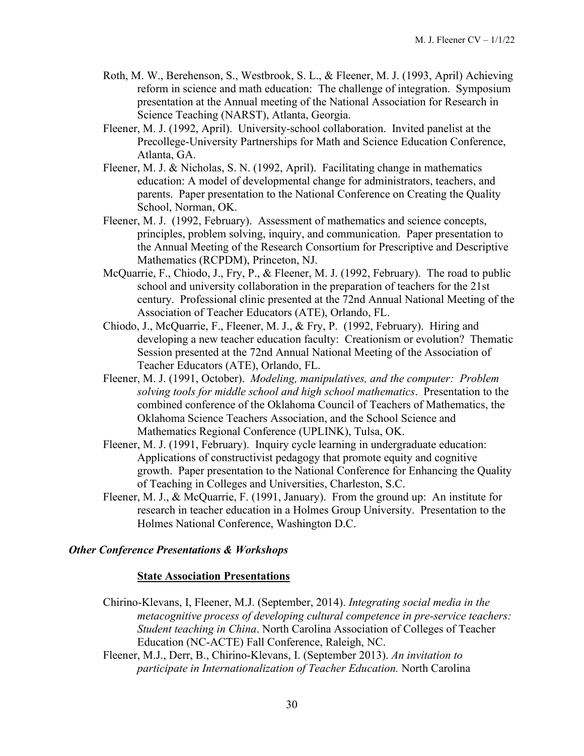Roth, M. W., Berehenson, S., Westbrook, S. L., & Fleener, M. J. (1993, April) Achieving reform in science and math education: The challenge of integration. Symposium presentation at the Annual meeting of the National Association for Research in Science Teaching (NARST), Atlanta, Georgia.

Fleener, M. J. (1992, April). University-school collaboration. Invited panelist at the Precollege-University Partnerships for Math and Science Education Conference, Atlanta, GA.

Fleener, M. J. & Nicholas, S. N. (1992, April). Facilitating change in mathematics education: A model of developmental change for administrators, teachers, and parents. Paper presentation to the National Conference on Creating the Quality School, Norman, OK.

Fleener, M. J. (1992, February). Assessment of mathematics and science concepts, principles, problem solving, inquiry, and communication. Paper presentation to the Annual Meeting of the Research Consortium for Prescriptive and Descriptive Mathematics (RCPDM), Princeton, NJ.

McQuarrie, F., Chiodo, J., Fry, P., & Fleener, M. J. (1992, February). The road to public school and university collaboration in the preparation of teachers for the 21st century. Professional clinic presented at the 72nd Annual National Meeting of the Association of Teacher Educators (ATE), Orlando, FL.

Chiodo, J., McQuarrie, F., Fleener, M. J., & Fry, P. (1992, February). Hiring and developing a new teacher education faculty: Creationism or evolution? Thematic Session presented at the 72nd Annual National Meeting of the Association of Teacher Educators (ATE), Orlando, FL.

Fleener, M. J. (1991, October). *Modeling, manipulatives, and the computer: Problem solving tools for middle school and high school mathematics*. Presentation to the combined conference of the Oklahoma Council of Teachers of Mathematics, the Oklahoma Science Teachers Association, and the School Science and Mathematics Regional Conference (UPLINK), Tulsa, OK.

Fleener, M. J. (1991, February). Inquiry cycle learning in undergraduate education: Applications of constructivist pedagogy that promote equity and cognitive growth. Paper presentation to the National Conference for Enhancing the Quality of Teaching in Colleges and Universities, Charleston, S.C.

Fleener, M. J., & McQuarrie, F. (1991, January). From the ground up: An institute for research in teacher education in a Holmes Group University. Presentation to the Holmes National Conference, Washington D.C.

### *Other Conference Presentations & Workshops*

#### State Association Presentations

Chirino-Klevans, I, Fleener, M.J. (September, 2014). *Integrating social media in the metacognitive process of developing cultural competence in pre-service teachers: Student teaching in China*. North Carolina Association of Colleges of Teacher Education (NC-ACTE) Fall Conference, Raleigh, NC.

Fleener, M.J., Derr, B., Chirino-Klevans, I. (September 2013). *An invitation to participate in Internationalization of Teacher Education.* North Carolina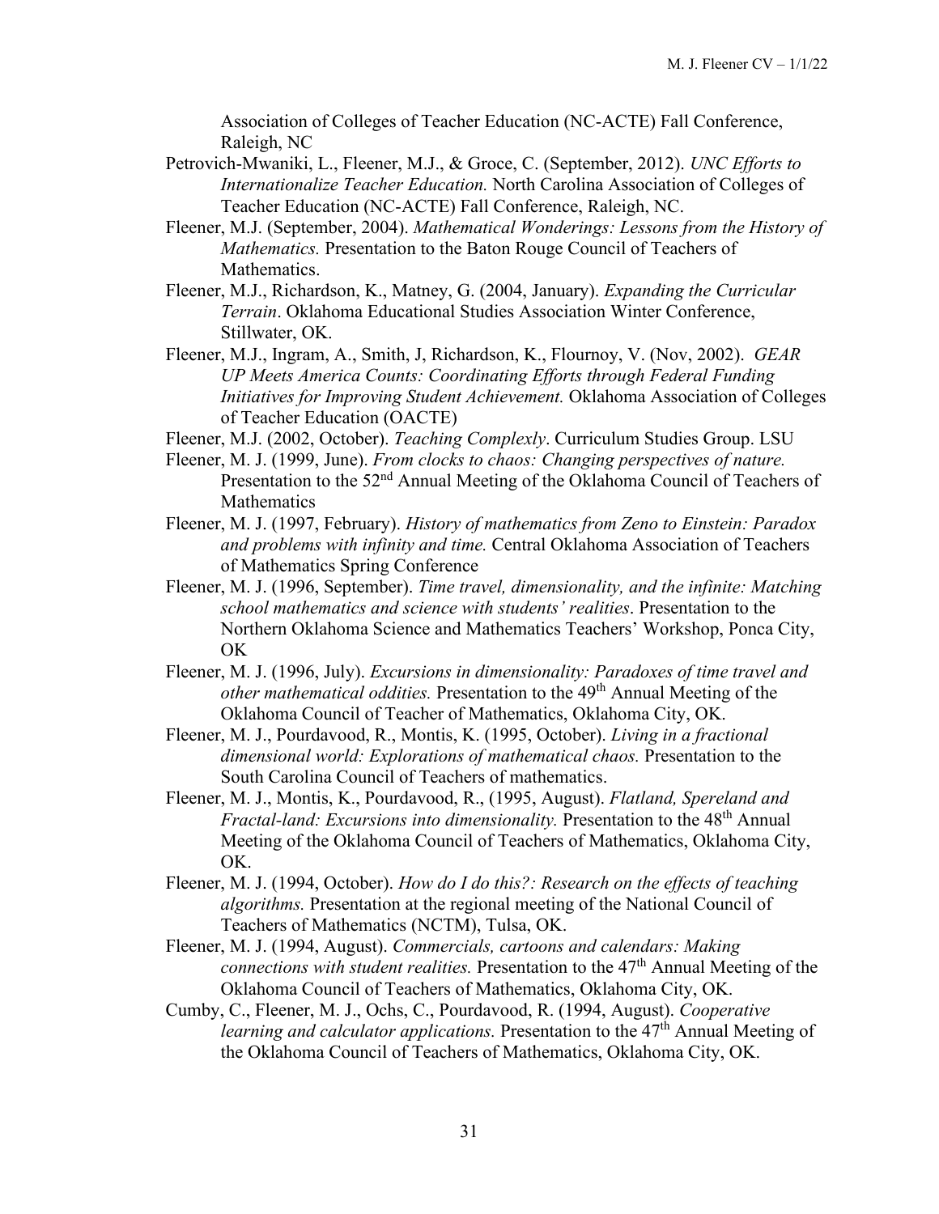Association of Colleges of Teacher Education (NC-ACTE) Fall Conference, Raleigh, NC

Petrovich-Mwaniki, L., Fleener, M.J., & Groce, C. (September, 2012). *UNC Efforts to Internationalize Teacher Education.* North Carolina Association of Colleges of Teacher Education (NC-ACTE) Fall Conference, Raleigh, NC.

Fleener, M.J. (September, 2004). *Mathematical Wonderings: Lessons from the History of Mathematics.* Presentation to the Baton Rouge Council of Teachers of Mathematics.

Fleener, M.J., Richardson, K., Matney, G. (2004, January). *Expanding the Curricular Terrain*. Oklahoma Educational Studies Association Winter Conference, Stillwater, OK.

Fleener, M.J., Ingram, A., Smith, J, Richardson, K., Flournoy, V. (Nov, 2002). *GEAR UP Meets America Counts: Coordinating Efforts through Federal Funding Initiatives for Improving Student Achievement.* Oklahoma Association of Colleges of Teacher Education (OACTE)

Fleener, M.J. (2002, October). *Teaching Complexly*. Curriculum Studies Group. LSU

Fleener, M. J. (1999, June). *From clocks to chaos: Changing perspectives of nature.* Presentation to the 52nd Annual Meeting of the Oklahoma Council of Teachers of Mathematics

Fleener, M. J. (1997, February). *History of mathematics from Zeno to Einstein: Paradox and problems with infinity and time.* Central Oklahoma Association of Teachers of Mathematics Spring Conference

Fleener, M. J. (1996, September). *Time travel, dimensionality, and the infinite: Matching school mathematics and science with students' realities*. Presentation to the Northern Oklahoma Science and Mathematics Teachers' Workshop, Ponca City, OK

Fleener, M. J. (1996, July). *Excursions in dimensionality: Paradoxes of time travel and other mathematical oddities.* Presentation to the 49th Annual Meeting of the Oklahoma Council of Teacher of Mathematics, Oklahoma City, OK.

Fleener, M. J., Pourdavood, R., Montis, K. (1995, October). *Living in a fractional dimensional world: Explorations of mathematical chaos.* Presentation to the South Carolina Council of Teachers of mathematics.

Fleener, M. J., Montis, K., Pourdavood, R., (1995, August). *Flatland, Spereland and Fractal-land: Excursions into dimensionality.* Presentation to the 48th Annual Meeting of the Oklahoma Council of Teachers of Mathematics, Oklahoma City, OK.

Fleener, M. J. (1994, October). *How do I do this?: Research on the effects of teaching algorithms.* Presentation at the regional meeting of the National Council of Teachers of Mathematics (NCTM), Tulsa, OK.

Fleener, M. J. (1994, August). *Commercials, cartoons and calendars: Making connections with student realities.* Presentation to the 47th Annual Meeting of the Oklahoma Council of Teachers of Mathematics, Oklahoma City, OK.

Cumby, C., Fleener, M. J., Ochs, C., Pourdavood, R. (1994, August). *Cooperative learning and calculator applications.* Presentation to the 47th Annual Meeting of the Oklahoma Council of Teachers of Mathematics, Oklahoma City, OK.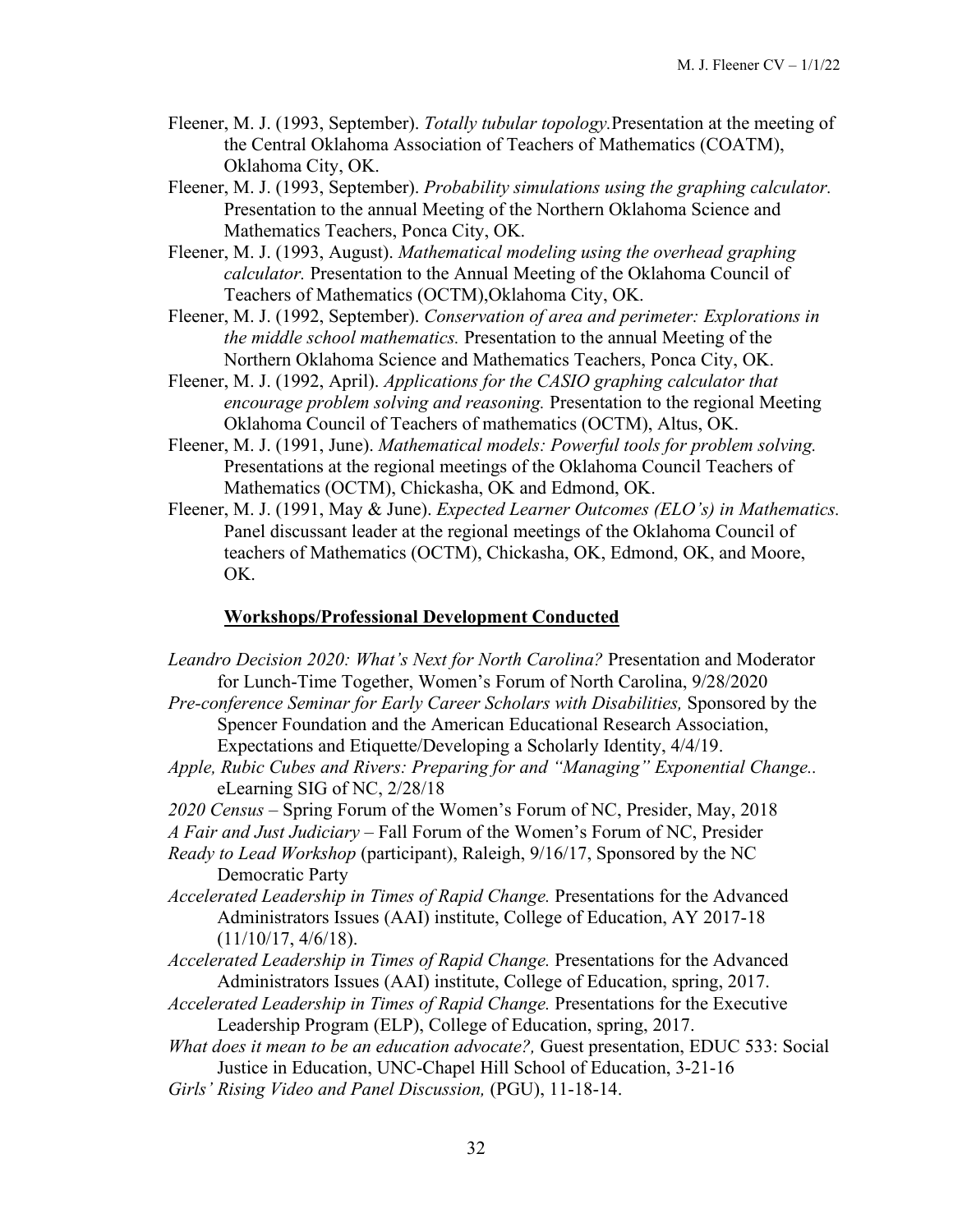Fleener, M. J. (1993, September). *Totally tubular topology.*Presentation at the meeting of the Central Oklahoma Association of Teachers of Mathematics (COATM), Oklahoma City, OK.

Fleener, M. J. (1993, September). *Probability simulations using the graphing calculator.* Presentation to the annual Meeting of the Northern Oklahoma Science and Mathematics Teachers, Ponca City, OK.

Fleener, M. J. (1993, August). *Mathematical modeling using the overhead graphing calculator.* Presentation to the Annual Meeting of the Oklahoma Council of Teachers of Mathematics (OCTM),Oklahoma City, OK.

Fleener, M. J. (1992, September). *Conservation of area and perimeter: Explorations in the middle school mathematics.* Presentation to the annual Meeting of the Northern Oklahoma Science and Mathematics Teachers, Ponca City, OK.

Fleener, M. J. (1992, April). *Applications for the CASIO graphing calculator that encourage problem solving and reasoning.* Presentation to the regional Meeting Oklahoma Council of Teachers of mathematics (OCTM), Altus, OK.

Fleener, M. J. (1991, June). *Mathematical models: Powerful tools for problem solving.* Presentations at the regional meetings of the Oklahoma Council Teachers of Mathematics (OCTM), Chickasha, OK and Edmond, OK.

Fleener, M. J. (1991, May & June). *Expected Learner Outcomes (ELO's) in Mathematics.* Panel discussant leader at the regional meetings of the Oklahoma Council of teachers of Mathematics (OCTM), Chickasha, OK, Edmond, OK, and Moore, OK.

## Workshops/Professional Development Conducted

*Leandro Decision 2020: What's Next for North Carolina?* Presentation and Moderator for Lunch-Time Together, Women's Forum of North Carolina, 9/28/2020

*Pre-conference Seminar for Early Career Scholars with Disabilities,* Sponsored by the Spencer Foundation and the American Educational Research Association, Expectations and Etiquette/Developing a Scholarly Identity, 4/4/19.

*Apple, Rubic Cubes and Rivers: Preparing for and "Managing" Exponential Change..* eLearning SIG of NC, 2/28/18

*2020 Census* – Spring Forum of the Women's Forum of NC, Presider, May, 2018

*A Fair and Just Judiciary* – Fall Forum of the Women's Forum of NC, Presider

*Ready to Lead Workshop* (participant), Raleigh, 9/16/17, Sponsored by the NC Democratic Party

*Accelerated Leadership in Times of Rapid Change.* Presentations for the Advanced Administrators Issues (AAI) institute, College of Education, AY 2017-18 (11/10/17, 4/6/18).

*Accelerated Leadership in Times of Rapid Change.* Presentations for the Advanced Administrators Issues (AAI) institute, College of Education, spring, 2017.

*Accelerated Leadership in Times of Rapid Change.* Presentations for the Executive Leadership Program (ELP), College of Education, spring, 2017.

*What does it mean to be an education advocate?,* Guest presentation, EDUC 533: Social Justice in Education, UNC-Chapel Hill School of Education, 3-21-16

*Girls' Rising Video and Panel Discussion,* (PGU), 11-18-14.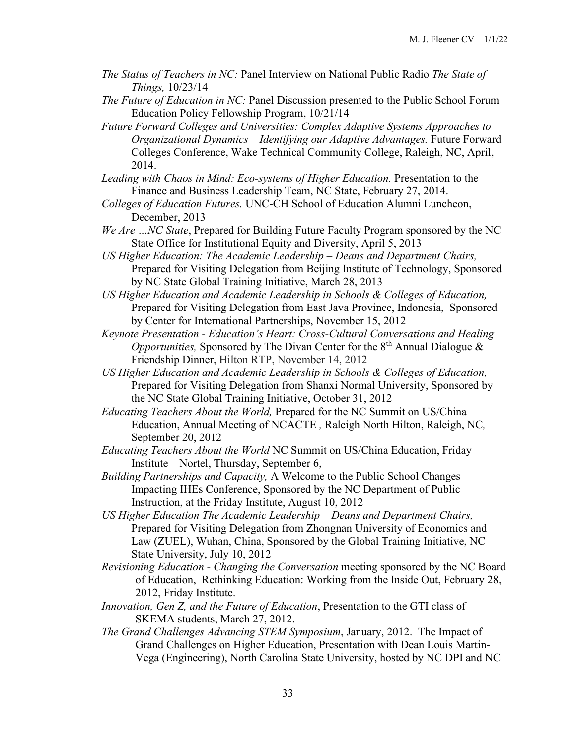*The Status of Teachers in NC:* Panel Interview on National Public Radio *The State of Things,* 10/23/14

*The Future of Education in NC:* Panel Discussion presented to the Public School Forum Education Policy Fellowship Program, 10/21/14

*Future Forward Colleges and Universities: Complex Adaptive Systems Approaches to Organizational Dynamics – Identifying our Adaptive Advantages.* Future Forward Colleges Conference, Wake Technical Community College, Raleigh, NC, April, 2014.

*Leading with Chaos in Mind: Eco-systems of Higher Education.* Presentation to the Finance and Business Leadership Team, NC State, February 27, 2014.

*Colleges of Education Futures.* UNC-CH School of Education Alumni Luncheon, December, 2013

*We Are …NC State*, Prepared for Building Future Faculty Program sponsored by the NC State Office for Institutional Equity and Diversity, April 5, 2013

*US Higher Education: The Academic Leadership – Deans and Department Chairs,* Prepared for Visiting Delegation from Beijing Institute of Technology, Sponsored by NC State Global Training Initiative, March 28, 2013

*US Higher Education and Academic Leadership in Schools & Colleges of Education,* Prepared for Visiting Delegation from East Java Province, Indonesia, Sponsored by Center for International Partnerships, November 15, 2012

*Keynote Presentation - Education's Heart: Cross-Cultural Conversations and Healing Opportunities,* Sponsored by The Divan Center for the 8th Annual Dialogue & Friendship Dinner, Hilton RTP, November 14, 2012

*US Higher Education and Academic Leadership in Schools & Colleges of Education,* Prepared for Visiting Delegation from Shanxi Normal University, Sponsored by the NC State Global Training Initiative, October 31, 2012

*Educating Teachers About the World,* Prepared for the NC Summit on US/China Education, Annual Meeting of NCACTE *,* Raleigh North Hilton, Raleigh, NC*,* September 20, 2012

*Educating Teachers About the World* NC Summit on US/China Education, Friday Institute – Nortel, Thursday, September 6,

*Building Partnerships and Capacity,* A Welcome to the Public School Changes Impacting IHEs Conference, Sponsored by the NC Department of Public Instruction, at the Friday Institute, August 10, 2012

*US Higher Education The Academic Leadership – Deans and Department Chairs,* Prepared for Visiting Delegation from Zhongnan University of Economics and Law (ZUEL), Wuhan, China, Sponsored by the Global Training Initiative, NC State University, July 10, 2012

*Revisioning Education - Changing the Conversation* meeting sponsored by the NC Board of Education, Rethinking Education: Working from the Inside Out, February 28, 2012, Friday Institute.

*Innovation, Gen Z, and the Future of Education*, Presentation to the GTI class of SKEMA students, March 27, 2012.

*The Grand Challenges Advancing STEM Symposium*, January, 2012. The Impact of Grand Challenges on Higher Education, Presentation with Dean Louis Martin-Vega (Engineering), North Carolina State University, hosted by NC DPI and NC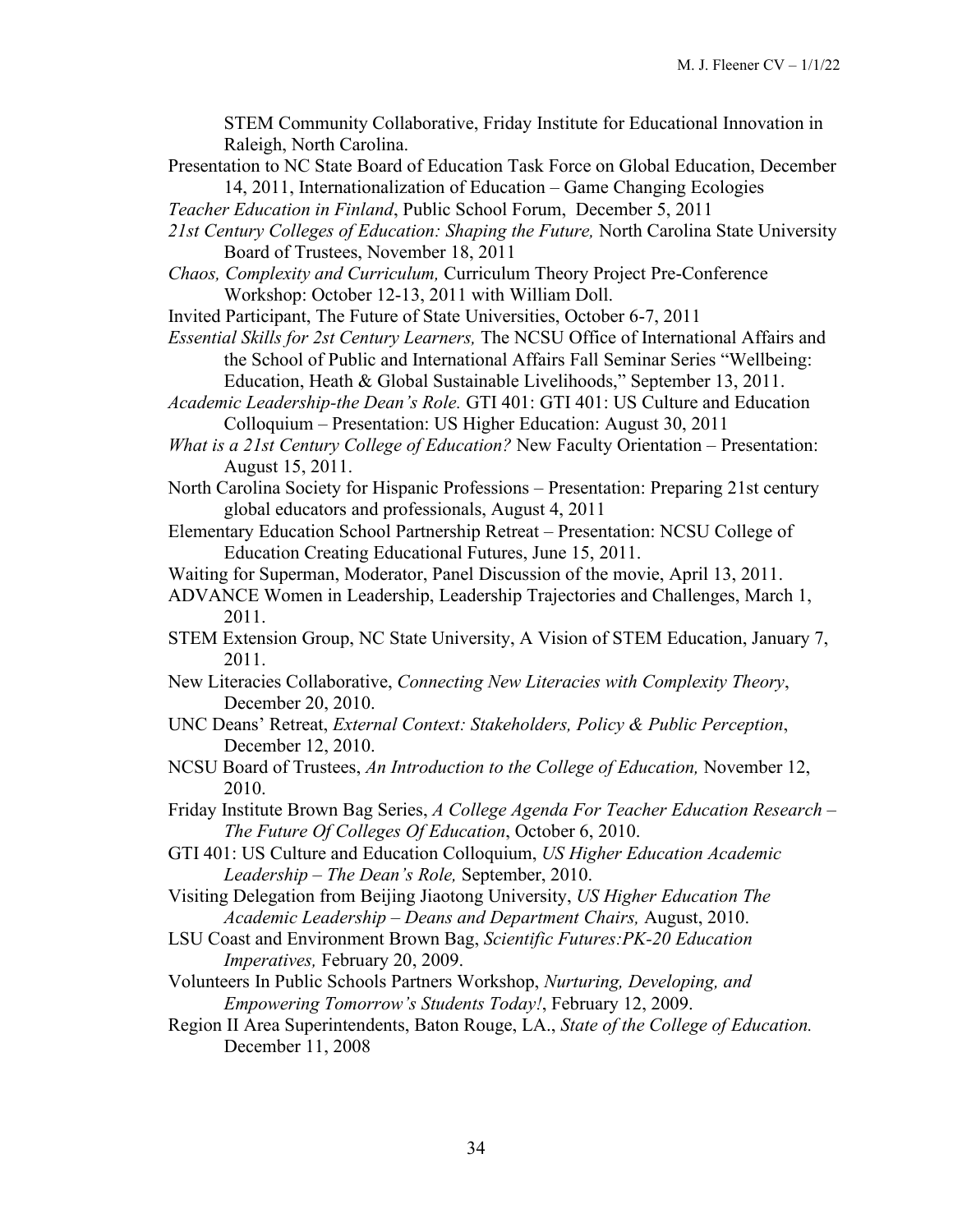STEM Community Collaborative, Friday Institute for Educational Innovation in Raleigh, North Carolina.

Presentation to NC State Board of Education Task Force on Global Education, December 14, 2011, Internationalization of Education – Game Changing Ecologies

*Teacher Education in Finland*, Public School Forum, December 5, 2011

*21st Century Colleges of Education: Shaping the Future,* North Carolina State University Board of Trustees, November 18, 2011

*Chaos, Complexity and Curriculum,* Curriculum Theory Project Pre-Conference Workshop: October 12-13, 2011 with William Doll.

Invited Participant, The Future of State Universities, October 6-7, 2011

*Essential Skills for 2st Century Learners,* The NCSU Office of International Affairs and the School of Public and International Affairs Fall Seminar Series "Wellbeing: Education, Heath & Global Sustainable Livelihoods," September 13, 2011.

*Academic Leadership-the Dean's Role.* GTI 401: GTI 401: US Culture and Education Colloquium – Presentation: US Higher Education: August 30, 2011

*What is a 21st Century College of Education?* New Faculty Orientation – Presentation: August 15, 2011.

North Carolina Society for Hispanic Professions – Presentation: Preparing 21st century global educators and professionals, August 4, 2011

Elementary Education School Partnership Retreat – Presentation: NCSU College of Education Creating Educational Futures, June 15, 2011.

Waiting for Superman, Moderator, Panel Discussion of the movie, April 13, 2011.

ADVANCE Women in Leadership, Leadership Trajectories and Challenges, March 1, 2011.

STEM Extension Group, NC State University, A Vision of STEM Education, January 7, 2011.

New Literacies Collaborative, *Connecting New Literacies with Complexity Theory*, December 20, 2010.

UNC Deans' Retreat, *External Context: Stakeholders, Policy & Public Perception*, December 12, 2010.

NCSU Board of Trustees, *An Introduction to the College of Education,* November 12, 2010.

Friday Institute Brown Bag Series, *A College Agenda For Teacher Education Research – The Future Of Colleges Of Education*, October 6, 2010.

GTI 401: US Culture and Education Colloquium, *US Higher Education Academic Leadership – The Dean's Role,* September, 2010.

Visiting Delegation from Beijing Jiaotong University, *US Higher Education The Academic Leadership – Deans and Department Chairs,* August, 2010.

LSU Coast and Environment Brown Bag, *Scientific Futures:PK-20 Education Imperatives,* February 20, 2009.

Volunteers In Public Schools Partners Workshop, *Nurturing, Developing, and Empowering Tomorrow's Students Today!*, February 12, 2009.

Region II Area Superintendents, Baton Rouge, LA., *State of the College of Education.* December 11, 2008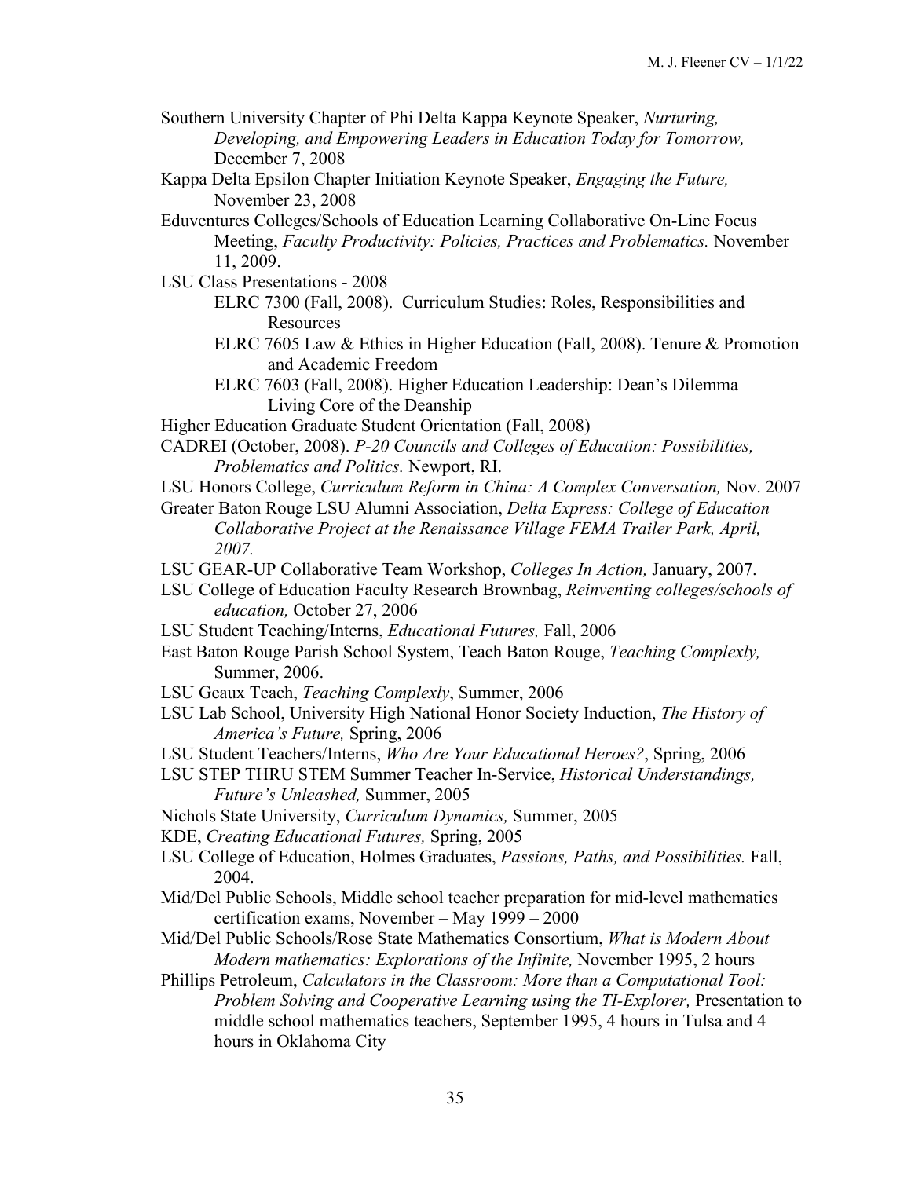Southern University Chapter of Phi Delta Kappa Keynote Speaker, *Nurturing, Developing, and Empowering Leaders in Education Today for Tomorrow,* December 7, 2008

Kappa Delta Epsilon Chapter Initiation Keynote Speaker, *Engaging the Future,* November 23, 2008

Eduventures Colleges/Schools of Education Learning Collaborative On-Line Focus Meeting, *Faculty Productivity: Policies, Practices and Problematics.* November 11, 2009.

LSU Class Presentations - 2008

- ELRC 7300 (Fall, 2008). Curriculum Studies: Roles, Responsibilities and Resources
- ELRC 7605 Law & Ethics in Higher Education (Fall, 2008). Tenure & Promotion and Academic Freedom
- ELRC 7603 (Fall, 2008). Higher Education Leadership: Dean's Dilemma – Living Core of the Deanship

Higher Education Graduate Student Orientation (Fall, 2008)

CADREI (October, 2008). *P-20 Councils and Colleges of Education: Possibilities, Problematics and Politics.* Newport, RI.

LSU Honors College, *Curriculum Reform in China: A Complex Conversation,* Nov. 2007

Greater Baton Rouge LSU Alumni Association, *Delta Express: College of Education Collaborative Project at the Renaissance Village FEMA Trailer Park, April, 2007.*

LSU GEAR-UP Collaborative Team Workshop, *Colleges In Action,* January, 2007.

LSU College of Education Faculty Research Brownbag, *Reinventing colleges/schools of education,* October 27, 2006

LSU Student Teaching/Interns, *Educational Futures,* Fall, 2006

East Baton Rouge Parish School System, Teach Baton Rouge, *Teaching Complexly,* Summer, 2006.

LSU Geaux Teach, *Teaching Complexly*, Summer, 2006

LSU Lab School, University High National Honor Society Induction, *The History of America's Future,* Spring, 2006

LSU Student Teachers/Interns, *Who Are Your Educational Heroes?*, Spring, 2006

LSU STEP THRU STEM Summer Teacher In-Service, *Historical Understandings, Future's Unleashed,* Summer, 2005

Nichols State University, *Curriculum Dynamics,* Summer, 2005

KDE, *Creating Educational Futures,* Spring, 2005

LSU College of Education, Holmes Graduates, *Passions, Paths, and Possibilities.* Fall, 2004.

Mid/Del Public Schools, Middle school teacher preparation for mid-level mathematics certification exams, November – May 1999 – 2000

Mid/Del Public Schools/Rose State Mathematics Consortium, *What is Modern About Modern mathematics: Explorations of the Infinite,* November 1995, 2 hours

Phillips Petroleum, *Calculators in the Classroom: More than a Computational Tool: Problem Solving and Cooperative Learning using the TI-Explorer,* Presentation to middle school mathematics teachers, September 1995, 4 hours in Tulsa and 4 hours in Oklahoma City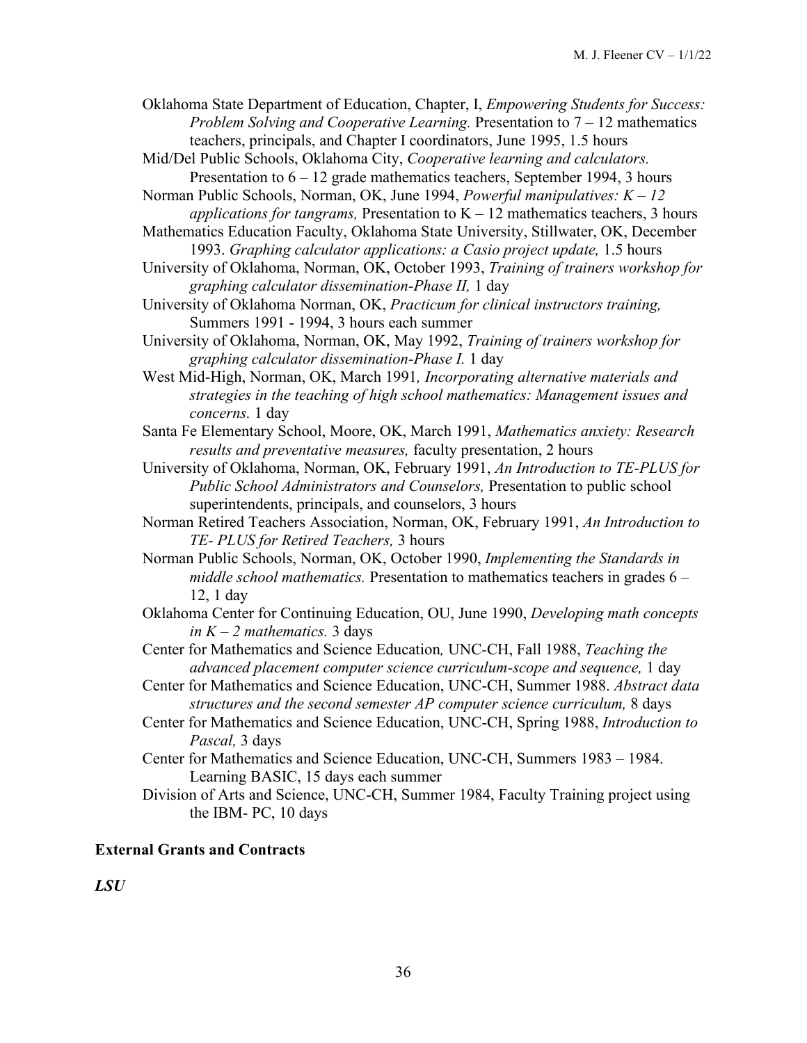Oklahoma State Department of Education, Chapter, I, *Empowering Students for Success: Problem Solving and Cooperative Learning.* Presentation to 7 – 12 mathematics teachers, principals, and Chapter I coordinators, June 1995, 1.5 hours

Mid/Del Public Schools, Oklahoma City, *Cooperative learning and calculators.* Presentation to 6 – 12 grade mathematics teachers, September 1994, 3 hours

Norman Public Schools, Norman, OK, June 1994, *Powerful manipulatives: K – 12 applications for tangrams,* Presentation to K – 12 mathematics teachers, 3 hours

Mathematics Education Faculty, Oklahoma State University, Stillwater, OK, December 1993. *Graphing calculator applications: a Casio project update,* 1.5 hours

University of Oklahoma, Norman, OK, October 1993, *Training of trainers workshop for graphing calculator dissemination-Phase II,* 1 day

University of Oklahoma Norman, OK, *Practicum for clinical instructors training,* Summers 1991 - 1994, 3 hours each summer

University of Oklahoma, Norman, OK, May 1992, *Training of trainers workshop for graphing calculator dissemination-Phase I.* 1 day

West Mid-High, Norman, OK, March 1991*, Incorporating alternative materials and strategies in the teaching of high school mathematics: Management issues and concerns.* 1 day

Santa Fe Elementary School, Moore, OK, March 1991, *Mathematics anxiety: Research results and preventative measures,* faculty presentation, 2 hours

University of Oklahoma, Norman, OK, February 1991, *An Introduction to TE-PLUS for Public School Administrators and Counselors,* Presentation to public school superintendents, principals, and counselors, 3 hours

Norman Retired Teachers Association, Norman, OK, February 1991, *An Introduction to TE- PLUS for Retired Teachers,* 3 hours

Norman Public Schools, Norman, OK, October 1990, *Implementing the Standards in middle school mathematics.* Presentation to mathematics teachers in grades 6 – 12, 1 day

Oklahoma Center for Continuing Education, OU, June 1990, *Developing math concepts in K – 2 mathematics.* 3 days

Center for Mathematics and Science Education*,* UNC-CH, Fall 1988, *Teaching the advanced placement computer science curriculum-scope and sequence,* 1 day

Center for Mathematics and Science Education, UNC-CH, Summer 1988. *Abstract data structures and the second semester AP computer science curriculum,* 8 days

Center for Mathematics and Science Education, UNC-CH, Spring 1988, *Introduction to Pascal,* 3 days

Center for Mathematics and Science Education, UNC-CH, Summers 1983 – 1984. Learning BASIC, 15 days each summer

Division of Arts and Science, UNC-CH, Summer 1984, Faculty Training project using the IBM- PC, 10 days

## External Grants and Contracts

***LSU***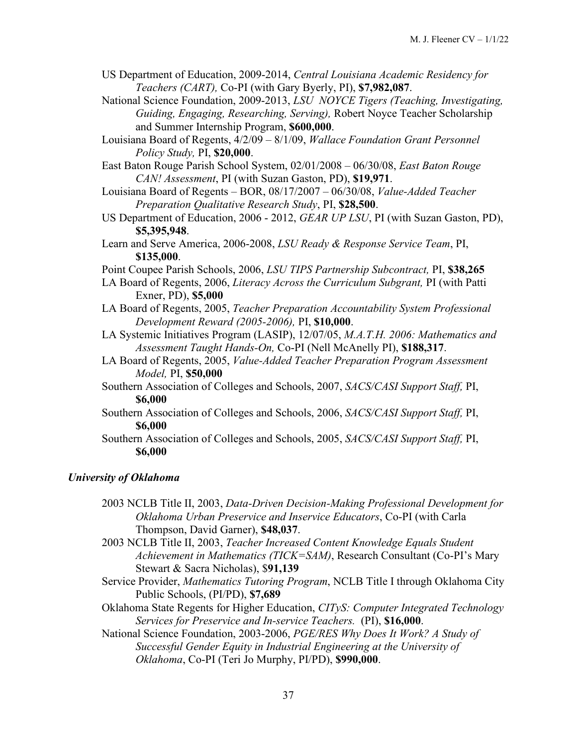US Department of Education, 2009-2014, *Central Louisiana Academic Residency for Teachers (CART),* Co-PI (with Gary Byerly, PI), **$7,982,087**.

National Science Foundation, 2009-2013, *LSU NOYCE Tigers (Teaching, Investigating, Guiding, Engaging, Researching, Serving),* Robert Noyce Teacher Scholarship and Summer Internship Program, **$600,000**.

Louisiana Board of Regents, 4/2/09 – 8/1/09, *Wallace Foundation Grant Personnel Policy Study,* PI, **$20,000**.

East Baton Rouge Parish School System, 02/01/2008 – 06/30/08, *East Baton Rouge CAN! Assessment*, PI (with Suzan Gaston, PD), **$19,971**.

Louisiana Board of Regents – BOR, 08/17/2007 – 06/30/08, *Value-Added Teacher Preparation Qualitative Research Study*, PI, **$28,500**.

US Department of Education, 2006 - 2012, *GEAR UP LSU*, PI (with Suzan Gaston, PD), **$5,395,948**.

Learn and Serve America, 2006-2008, *LSU Ready & Response Service Team*, PI, **$135,000**.

Point Coupee Parish Schools, 2006, *LSU TIPS Partnership Subcontract,* PI, **$38,265**

LA Board of Regents, 2006, *Literacy Across the Curriculum Subgrant,* PI (with Patti Exner, PD), **$5,000**

LA Board of Regents, 2005, *Teacher Preparation Accountability System Professional Development Reward (2005-2006),* PI, **$10,000**.

LA Systemic Initiatives Program (LASIP), 12/07/05, *M.A.T.H. 2006: Mathematics and Assessment Taught Hands-On,* Co-PI (Nell McAnelly PI), **$188,317**.

LA Board of Regents, 2005, *Value-Added Teacher Preparation Program Assessment Model,* PI, **$50,000**

Southern Association of Colleges and Schools, 2007, *SACS/CASI Support Staff,* PI, **$6,000**

Southern Association of Colleges and Schools, 2006, *SACS/CASI Support Staff,* PI, **$6,000**

Southern Association of Colleges and Schools, 2005, *SACS/CASI Support Staff,* PI, **$6,000**

### ***University of Oklahoma***

2003 NCLB Title II, 2003, *Data-Driven Decision-Making Professional Development for Oklahoma Urban Preservice and Inservice Educators*, Co-PI (with Carla Thompson, David Garner), **$48,037**.

2003 NCLB Title II, 2003, *Teacher Increased Content Knowledge Equals Student Achievement in Mathematics (TICK=SAM)*, Research Consultant (Co-PI's Mary Stewart & Sacra Nicholas), $**91,139**

Service Provider, *Mathematics Tutoring Program*, NCLB Title I through Oklahoma City Public Schools, (PI/PD), **$7,689**

Oklahoma State Regents for Higher Education, *CITyS: Computer Integrated Technology Services for Preservice and In-service Teachers.* (PI), **$16,000**.

National Science Foundation, 2003-2006, *PGE/RES Why Does It Work? A Study of Successful Gender Equity in Industrial Engineering at the University of Oklahoma*, Co-PI (Teri Jo Murphy, PI/PD), **$990,000**.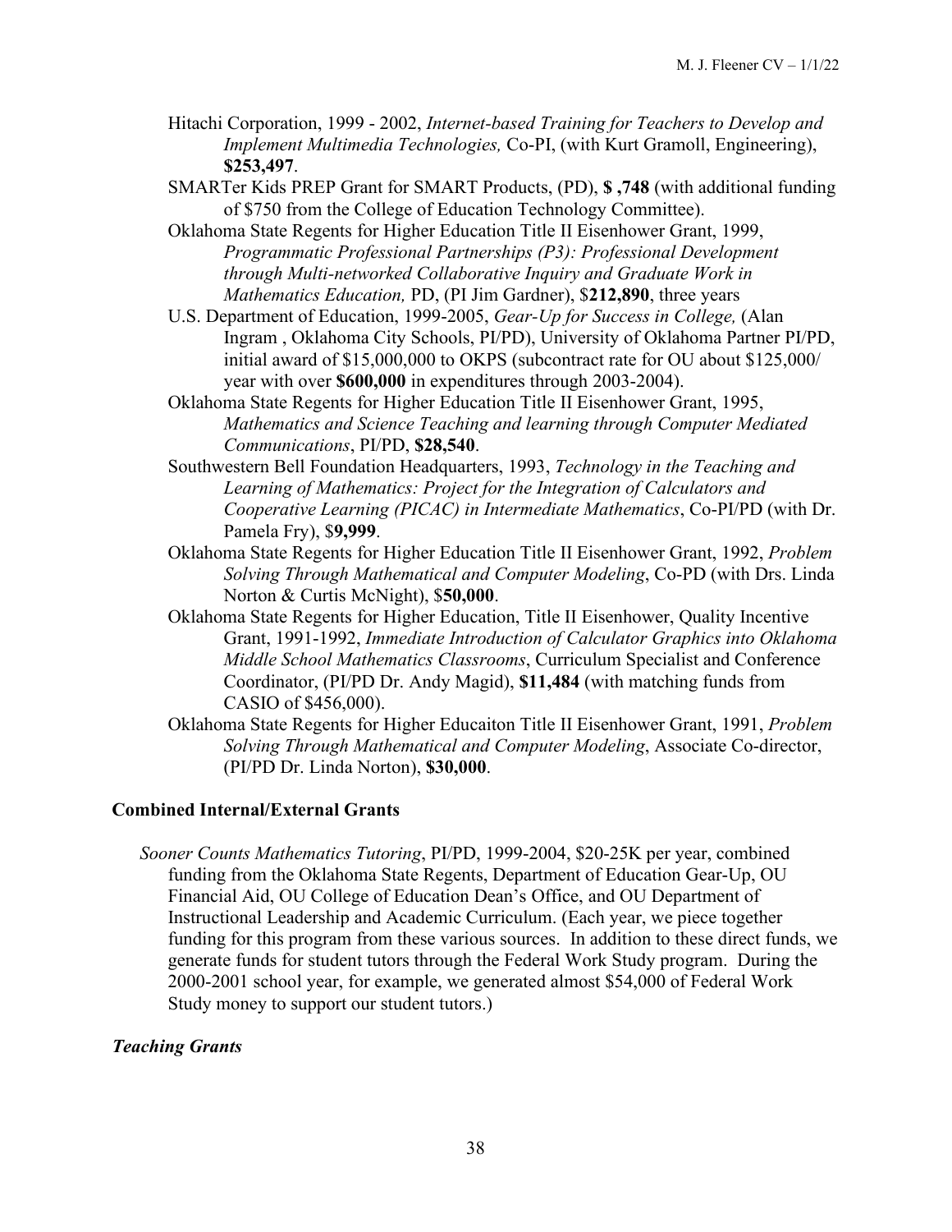Hitachi Corporation, 1999 - 2002, *Internet-based Training for Teachers to Develop and Implement Multimedia Technologies,* Co-PI, (with Kurt Gramoll, Engineering), **$253,497**.

SMARTer Kids PREP Grant for SMART Products, (PD), **$ ,748** (with additional funding of $750 from the College of Education Technology Committee).

Oklahoma State Regents for Higher Education Title II Eisenhower Grant, 1999, *Programmatic Professional Partnerships (P3): Professional Development through Multi-networked Collaborative Inquiry and Graduate Work in Mathematics Education,* PD, (PI Jim Gardner), $**212,890**, three years

U.S. Department of Education, 1999-2005, *Gear-Up for Success in College,* (Alan Ingram , Oklahoma City Schools, PI/PD), University of Oklahoma Partner PI/PD, initial award of $15,000,000 to OKPS (subcontract rate for OU about $125,000/ year with over **$600,000** in expenditures through 2003-2004).

Oklahoma State Regents for Higher Education Title II Eisenhower Grant, 1995, *Mathematics and Science Teaching and learning through Computer Mediated Communications*, PI/PD, **$28,540**.

Southwestern Bell Foundation Headquarters, 1993, *Technology in the Teaching and Learning of Mathematics: Project for the Integration of Calculators and Cooperative Learning (PICAC) in Intermediate Mathematics*, Co-PI/PD (with Dr. Pamela Fry), $**9,999**.

Oklahoma State Regents for Higher Education Title II Eisenhower Grant, 1992, *Problem Solving Through Mathematical and Computer Modeling*, Co-PD (with Drs. Linda Norton & Curtis McNight), $**50,000**.

Oklahoma State Regents for Higher Education, Title II Eisenhower, Quality Incentive Grant, 1991-1992, *Immediate Introduction of Calculator Graphics into Oklahoma Middle School Mathematics Classrooms*, Curriculum Specialist and Conference Coordinator, (PI/PD Dr. Andy Magid), **$11,484** (with matching funds from CASIO of $456,000).

Oklahoma State Regents for Higher Educaiton Title II Eisenhower Grant, 1991, *Problem Solving Through Mathematical and Computer Modeling*, Associate Co-director, (PI/PD Dr. Linda Norton), **$30,000**.

**Combined Internal/External Grants**

*Sooner Counts Mathematics Tutoring*, PI/PD, 1999-2004, $20-25K per year, combined funding from the Oklahoma State Regents, Department of Education Gear-Up, OU Financial Aid, OU College of Education Dean's Office, and OU Department of Instructional Leadership and Academic Curriculum. (Each year, we piece together funding for this program from these various sources. In addition to these direct funds, we generate funds for student tutors through the Federal Work Study program. During the 2000-2001 school year, for example, we generated almost $54,000 of Federal Work Study money to support our student tutors.)

***Teaching Grants***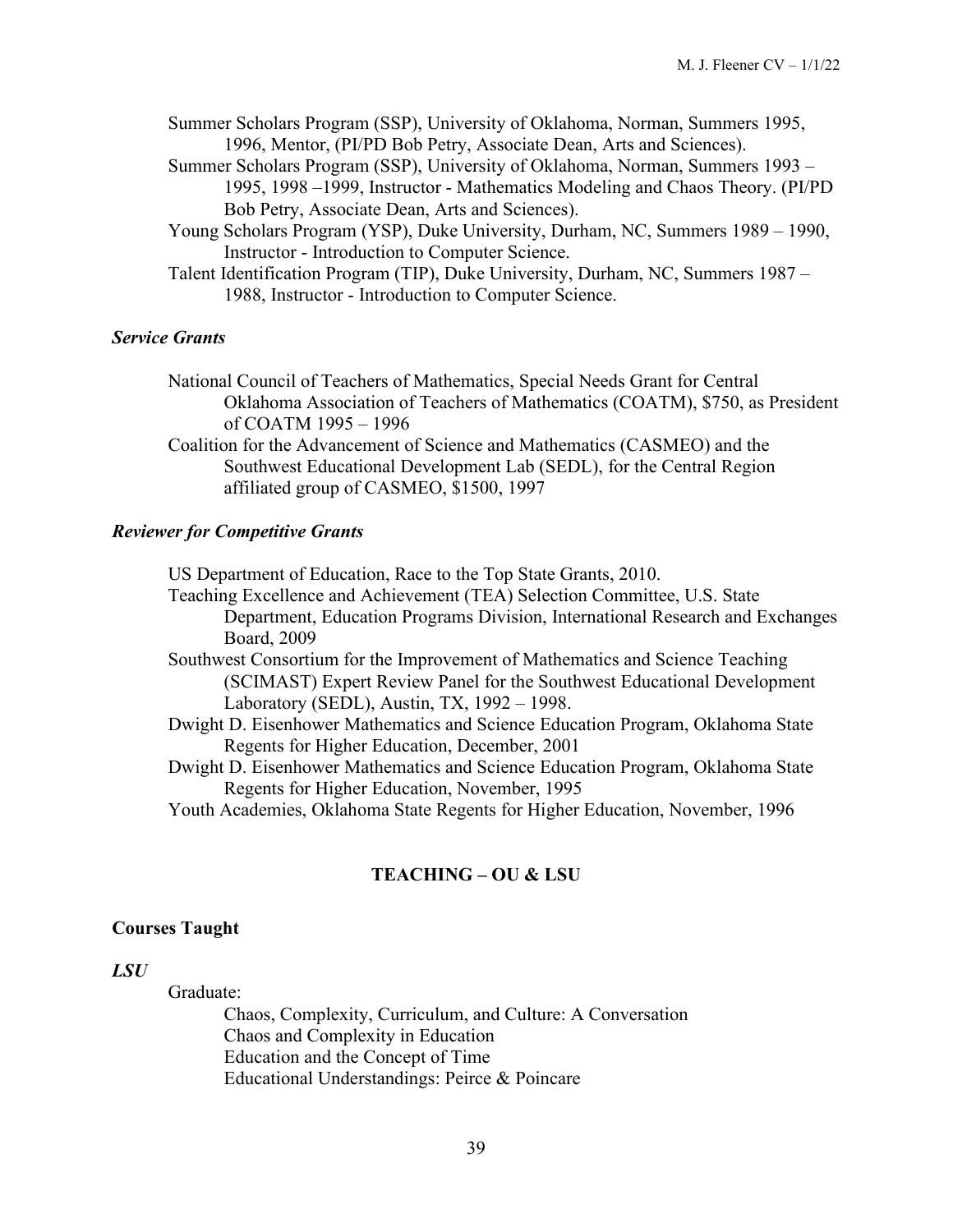Summer Scholars Program (SSP), University of Oklahoma, Norman, Summers 1995, 1996, Mentor, (PI/PD Bob Petry, Associate Dean, Arts and Sciences).

Summer Scholars Program (SSP), University of Oklahoma, Norman, Summers 1993 – 1995, 1998 –1999, Instructor - Mathematics Modeling and Chaos Theory. (PI/PD Bob Petry, Associate Dean, Arts and Sciences).

Young Scholars Program (YSP), Duke University, Durham, NC, Summers 1989 – 1990, Instructor - Introduction to Computer Science.

Talent Identification Program (TIP), Duke University, Durham, NC, Summers 1987 – 1988, Instructor - Introduction to Computer Science.

### *Service Grants*

National Council of Teachers of Mathematics, Special Needs Grant for Central Oklahoma Association of Teachers of Mathematics (COATM), $750, as President of COATM 1995 – 1996

Coalition for the Advancement of Science and Mathematics (CASMEO) and the Southwest Educational Development Lab (SEDL), for the Central Region affiliated group of CASMEO, $1500, 1997

### *Reviewer for Competitive Grants*

US Department of Education, Race to the Top State Grants, 2010.

Teaching Excellence and Achievement (TEA) Selection Committee, U.S. State Department, Education Programs Division, International Research and Exchanges Board, 2009

Southwest Consortium for the Improvement of Mathematics and Science Teaching (SCIMAST) Expert Review Panel for the Southwest Educational Development Laboratory (SEDL), Austin, TX, 1992 – 1998.

Dwight D. Eisenhower Mathematics and Science Education Program, Oklahoma State Regents for Higher Education, December, 2001

Dwight D. Eisenhower Mathematics and Science Education Program, Oklahoma State Regents for Higher Education, November, 1995

Youth Academies, Oklahoma State Regents for Higher Education, November, 1996

## TEACHING – OU & LSU

### Courses Taught

#### *LSU*

Graduate:

- Chaos, Complexity, Curriculum, and Culture: A Conversation
- Chaos and Complexity in Education
- Education and the Concept of Time
- Educational Understandings: Peirce & Poincare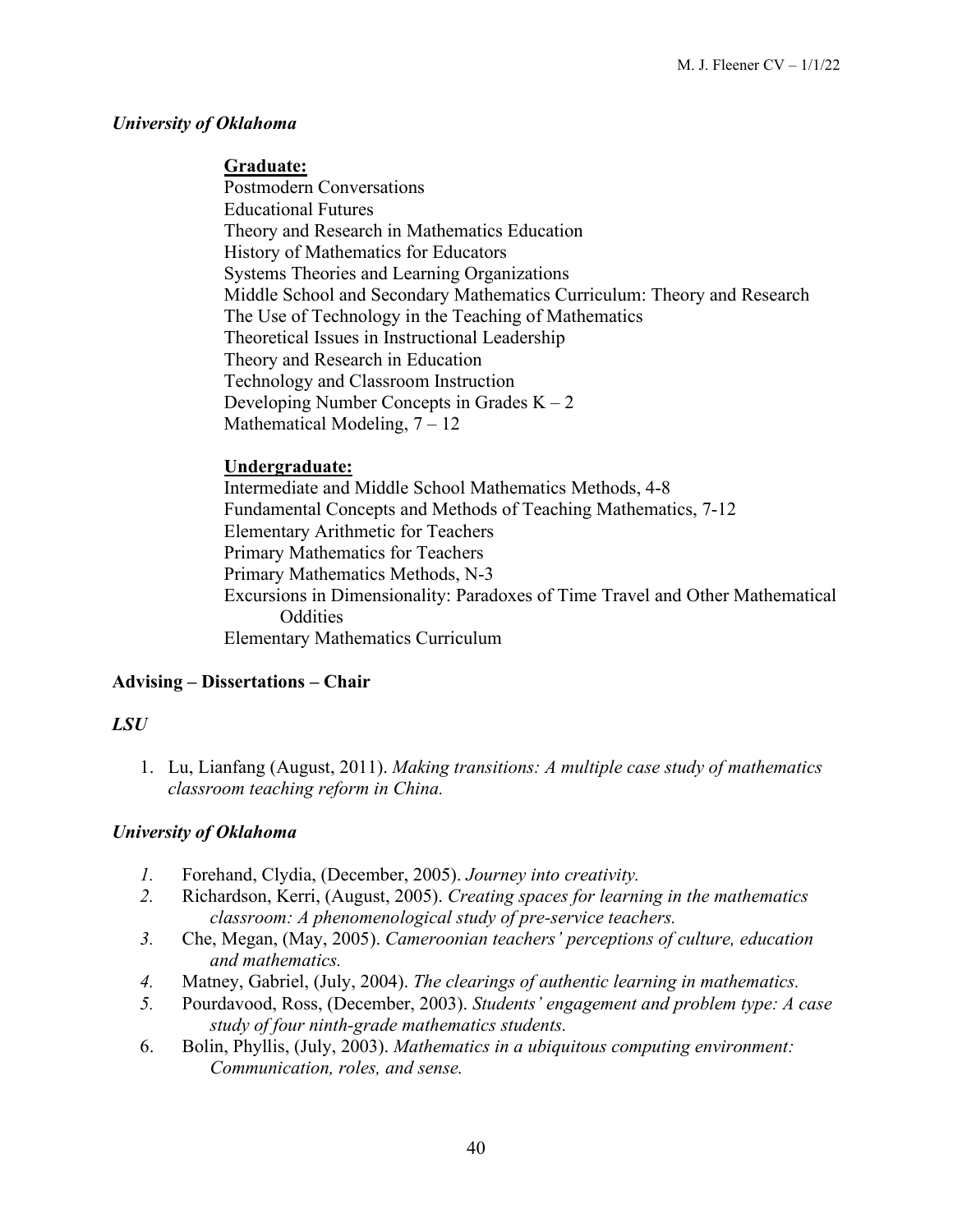### *University of Oklahoma*

**Graduate:**

Postmodern Conversations
Educational Futures
Theory and Research in Mathematics Education
History of Mathematics for Educators
Systems Theories and Learning Organizations
Middle School and Secondary Mathematics Curriculum: Theory and Research
The Use of Technology in the Teaching of Mathematics
Theoretical Issues in Instructional Leadership
Theory and Research in Education
Technology and Classroom Instruction
Developing Number Concepts in Grades K – 2
Mathematical Modeling, 7 – 12

**Undergraduate:**

Intermediate and Middle School Mathematics Methods, 4-8
Fundamental Concepts and Methods of Teaching Mathematics, 7-12
Elementary Arithmetic for Teachers
Primary Mathematics for Teachers
Primary Mathematics Methods, N-3
Excursions in Dimensionality: Paradoxes of Time Travel and Other Mathematical Oddities
Elementary Mathematics Curriculum

## Advising – Dissertations – Chair

### *LSU*

1. Lu, Lianfang (August, 2011). *Making transitions: A multiple case study of mathematics classroom teaching reform in China.*

### *University of Oklahoma*

1. Forehand, Clydia, (December, 2005). *Journey into creativity.*
2. Richardson, Kerri, (August, 2005). *Creating spaces for learning in the mathematics classroom: A phenomenological study of pre-service teachers.*
3. Che, Megan, (May, 2005). *Cameroonian teachers' perceptions of culture, education and mathematics.*
4. Matney, Gabriel, (July, 2004). *The clearings of authentic learning in mathematics.*
5. Pourdavood, Ross, (December, 2003). *Students' engagement and problem type: A case study of four ninth-grade mathematics students.*
6. Bolin, Phyllis, (July, 2003). *Mathematics in a ubiquitous computing environment: Communication, roles, and sense.*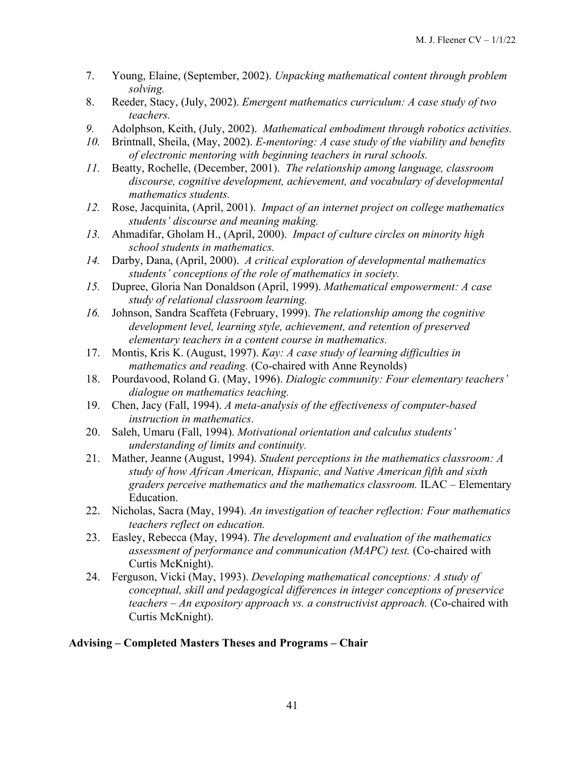7. Young, Elaine, (September, 2002). *Unpacking mathematical content through problem solving.*
8. Reeder, Stacy, (July, 2002). *Emergent mathematics curriculum: A case study of two teachers.*
9. Adolphson, Keith, (July, 2002). *Mathematical embodiment through robotics activities.*
10. Brintnall, Sheila, (May, 2002). *E-mentoring: A case study of the viability and benefits of electronic mentoring with beginning teachers in rural schools.*
11. Beatty, Rochelle, (December, 2001). *The relationship among language, classroom discourse, cognitive development, achievement, and vocabulary of developmental mathematics students.*
12. Rose, Jacquinita, (April, 2001). *Impact of an internet project on college mathematics students' discourse and meaning making.*
13. Ahmadifar, Gholam H., (April, 2000). *Impact of culture circles on minority high school students in mathematics.*
14. Darby, Dana, (April, 2000). *A critical exploration of developmental mathematics students' conceptions of the role of mathematics in society.*
15. Dupree, Gloria Nan Donaldson (April, 1999). *Mathematical empowerment: A case study of relational classroom learning.*
16. Johnson, Sandra Scaffeta (February, 1999). *The relationship among the cognitive development level, learning style, achievement, and retention of preserved elementary teachers in a content course in mathematics.*
17. Montis, Kris K. (August, 1997). *Kay: A case study of learning difficulties in mathematics and reading.* (Co-chaired with Anne Reynolds)
18. Pourdavood, Roland G. (May, 1996). *Dialogic community: Four elementary teachers' dialogue on mathematics teaching.*
19. Chen, Jacy (Fall, 1994). *A meta-analysis of the effectiveness of computer-based instruction in mathematics*.
20. Saleh, Umaru (Fall, 1994). *Motivational orientation and calculus students' understanding of limits and continuity.*
21. Mather, Jeanne (August, 1994). *Student perceptions in the mathematics classroom: A study of how African American, Hispanic, and Native American fifth and sixth graders perceive mathematics and the mathematics classroom.* ILAC – Elementary Education.
22. Nicholas, Sacra (May, 1994). *An investigation of teacher reflection: Four mathematics teachers reflect on education.*
23. Easley, Rebecca (May, 1994). *The development and evaluation of the mathematics assessment of performance and communication (MAPC) test.* (Co-chaired with Curtis McKnight).
24. Ferguson, Vicki (May, 1993). *Developing mathematical conceptions: A study of conceptual, skill and pedagogical differences in integer conceptions of preservice teachers – An expository approach vs. a constructivist approach.* (Co-chaired with Curtis McKnight).

**Advising – Completed Masters Theses and Programs – Chair**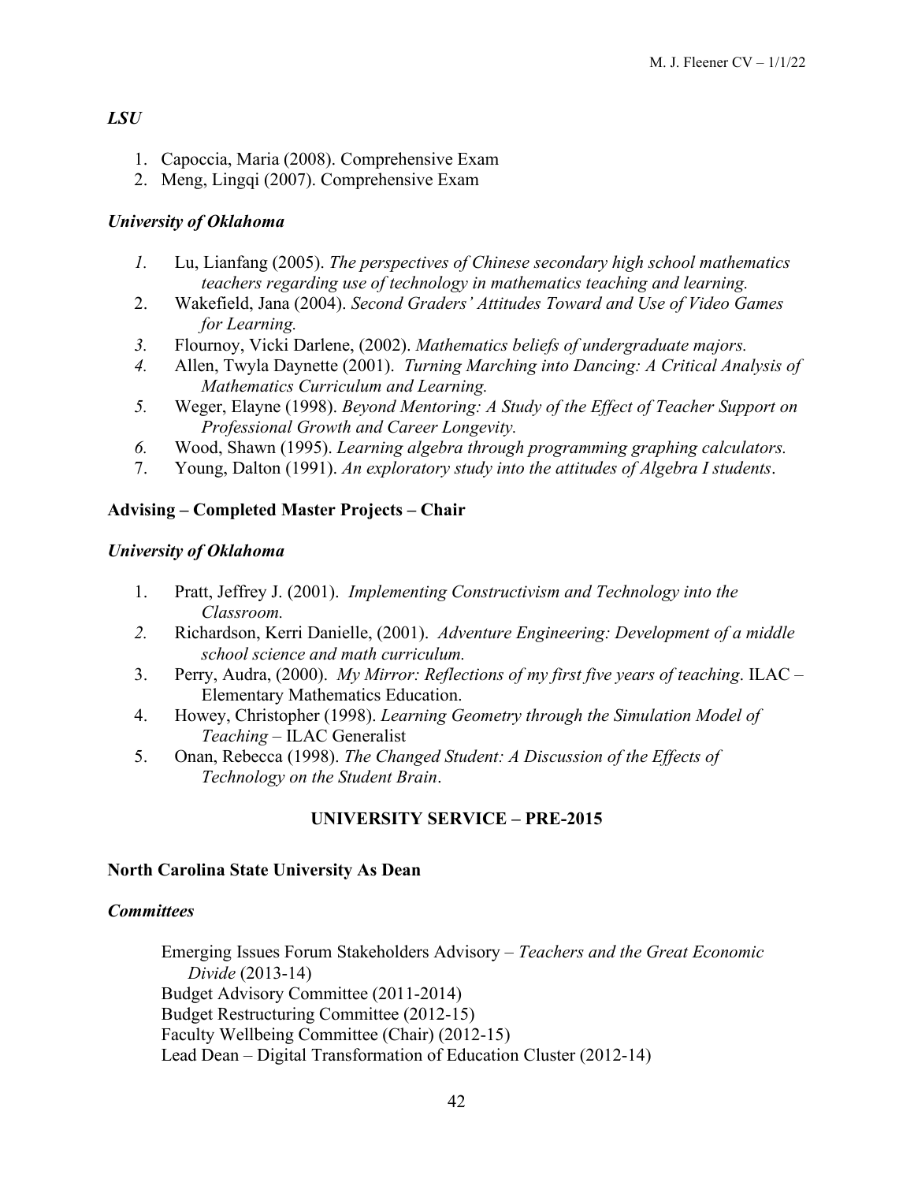*LSU*

1. Capoccia, Maria (2008). Comprehensive Exam
2. Meng, Lingqi (2007). Comprehensive Exam

*University of Oklahoma*

1. Lu, Lianfang (2005). *The perspectives of Chinese secondary high school mathematics teachers regarding use of technology in mathematics teaching and learning.*
2. Wakefield, Jana (2004). *Second Graders' Attitudes Toward and Use of Video Games for Learning.*
3. Flournoy, Vicki Darlene, (2002). *Mathematics beliefs of undergraduate majors.*
4. Allen, Twyla Daynette (2001). *Turning Marching into Dancing: A Critical Analysis of Mathematics Curriculum and Learning.*
5. Weger, Elayne (1998). *Beyond Mentoring: A Study of the Effect of Teacher Support on Professional Growth and Career Longevity.*
6. Wood, Shawn (1995). *Learning algebra through programming graphing calculators.*
7. Young, Dalton (1991). *An exploratory study into the attitudes of Algebra I students*.

**Advising – Completed Master Projects – Chair**

*University of Oklahoma*

1. Pratt, Jeffrey J. (2001). *Implementing Constructivism and Technology into the Classroom.*
2. Richardson, Kerri Danielle, (2001). *Adventure Engineering: Development of a middle school science and math curriculum.*
3. Perry, Audra, (2000). *My Mirror: Reflections of my first five years of teaching*. ILAC – Elementary Mathematics Education.
4. Howey, Christopher (1998). *Learning Geometry through the Simulation Model of Teaching* – ILAC Generalist
5. Onan, Rebecca (1998). *The Changed Student: A Discussion of the Effects of Technology on the Student Brain*.

## UNIVERSITY SERVICE – PRE-2015

**North Carolina State University As Dean**

*Committees*

Emerging Issues Forum Stakeholders Advisory – *Teachers and the Great Economic Divide* (2013-14)
Budget Advisory Committee (2011-2014)
Budget Restructuring Committee (2012-15)
Faculty Wellbeing Committee (Chair) (2012-15)
Lead Dean – Digital Transformation of Education Cluster (2012-14)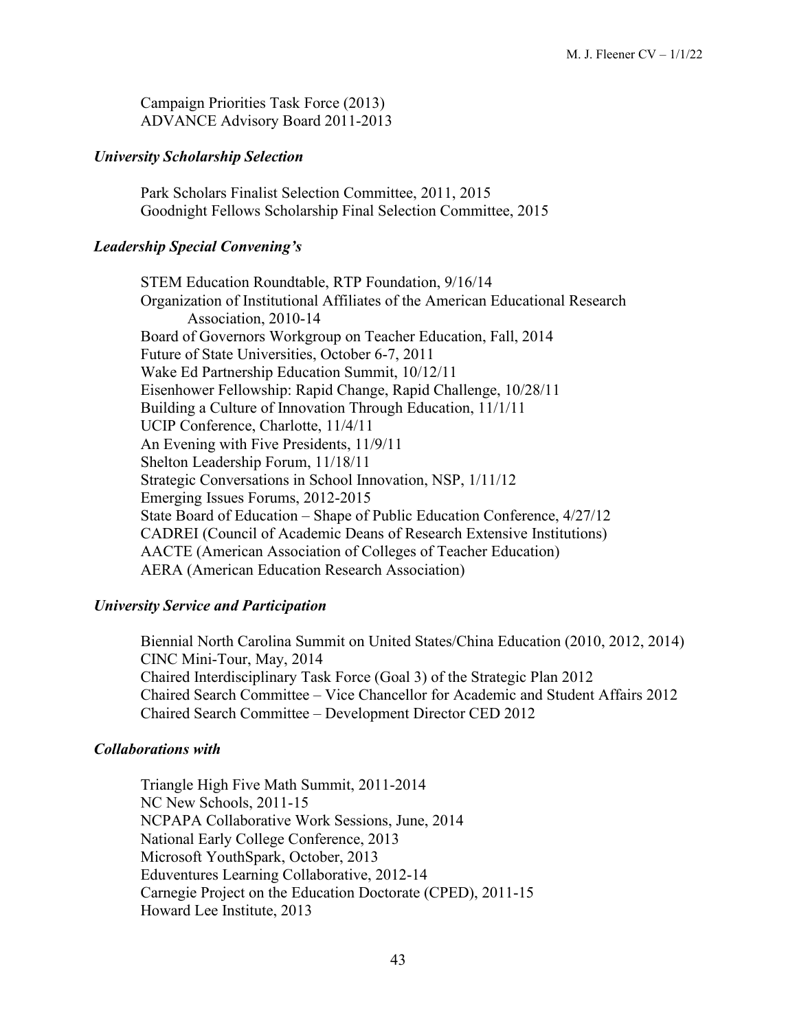Campaign Priorities Task Force (2013)
ADVANCE Advisory Board 2011-2013

### *University Scholarship Selection*

Park Scholars Finalist Selection Committee, 2011, 2015
Goodnight Fellows Scholarship Final Selection Committee, 2015

### *Leadership Special Convening's*

STEM Education Roundtable, RTP Foundation, 9/16/14
Organization of Institutional Affiliates of the American Educational Research Association, 2010-14
Board of Governors Workgroup on Teacher Education, Fall, 2014
Future of State Universities, October 6-7, 2011
Wake Ed Partnership Education Summit, 10/12/11
Eisenhower Fellowship: Rapid Change, Rapid Challenge, 10/28/11
Building a Culture of Innovation Through Education, 11/1/11
UCIP Conference, Charlotte, 11/4/11
An Evening with Five Presidents, 11/9/11
Shelton Leadership Forum, 11/18/11
Strategic Conversations in School Innovation, NSP, 1/11/12
Emerging Issues Forums, 2012-2015
State Board of Education – Shape of Public Education Conference, 4/27/12
CADREI (Council of Academic Deans of Research Extensive Institutions)
AACTE (American Association of Colleges of Teacher Education)
AERA (American Education Research Association)

### *University Service and Participation*

Biennial North Carolina Summit on United States/China Education (2010, 2012, 2014)
CINC Mini-Tour, May, 2014
Chaired Interdisciplinary Task Force (Goal 3) of the Strategic Plan 2012
Chaired Search Committee – Vice Chancellor for Academic and Student Affairs 2012
Chaired Search Committee – Development Director CED 2012

### *Collaborations with*

Triangle High Five Math Summit, 2011-2014
NC New Schools, 2011-15
NCPAPA Collaborative Work Sessions, June, 2014
National Early College Conference, 2013
Microsoft YouthSpark, October, 2013
Eduventures Learning Collaborative, 2012-14
Carnegie Project on the Education Doctorate (CPED), 2011-15
Howard Lee Institute, 2013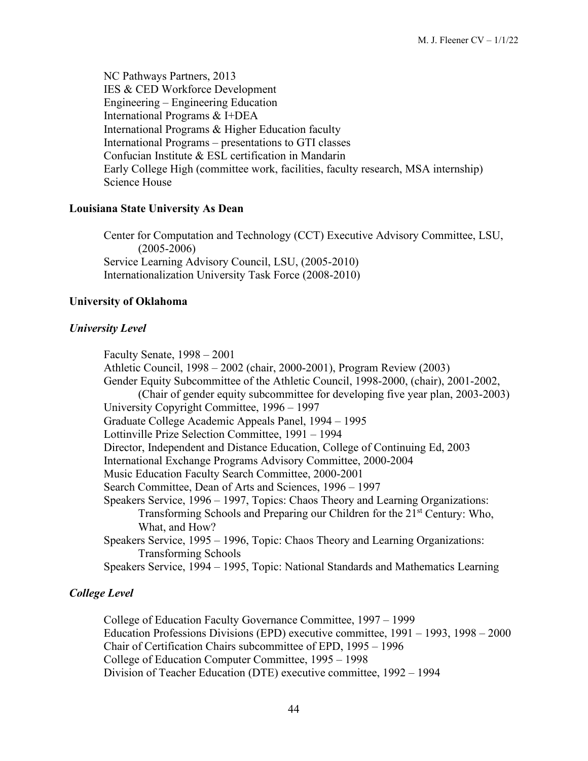NC Pathways Partners, 2013
IES & CED Workforce Development
Engineering – Engineering Education
International Programs & I+DEA
International Programs & Higher Education faculty
International Programs – presentations to GTI classes
Confucian Institute & ESL certification in Mandarin
Early College High (committee work, facilities, faculty research, MSA internship)
Science House

### Louisiana State University As Dean

Center for Computation and Technology (CCT) Executive Advisory Committee, LSU, (2005-2006)
Service Learning Advisory Council, LSU, (2005-2010)
Internationalization University Task Force (2008-2010)

### University of Oklahoma

#### *University Level*

Faculty Senate, 1998 – 2001
Athletic Council, 1998 – 2002 (chair, 2000-2001), Program Review (2003)
Gender Equity Subcommittee of the Athletic Council, 1998-2000, (chair), 2001-2002, (Chair of gender equity subcommittee for developing five year plan, 2003-2003)
University Copyright Committee, 1996 – 1997
Graduate College Academic Appeals Panel, 1994 – 1995
Lottinville Prize Selection Committee, 1991 – 1994
Director, Independent and Distance Education, College of Continuing Ed, 2003
International Exchange Programs Advisory Committee, 2000-2004
Music Education Faculty Search Committee, 2000-2001
Search Committee, Dean of Arts and Sciences, 1996 – 1997
Speakers Service, 1996 – 1997, Topics: Chaos Theory and Learning Organizations: Transforming Schools and Preparing our Children for the 21st Century: Who, What, and How?
Speakers Service, 1995 – 1996, Topic: Chaos Theory and Learning Organizations: Transforming Schools
Speakers Service, 1994 – 1995, Topic: National Standards and Mathematics Learning

#### *College Level*

College of Education Faculty Governance Committee, 1997 – 1999
Education Professions Divisions (EPD) executive committee, 1991 – 1993, 1998 – 2000
Chair of Certification Chairs subcommittee of EPD, 1995 – 1996
College of Education Computer Committee, 1995 – 1998
Division of Teacher Education (DTE) executive committee, 1992 – 1994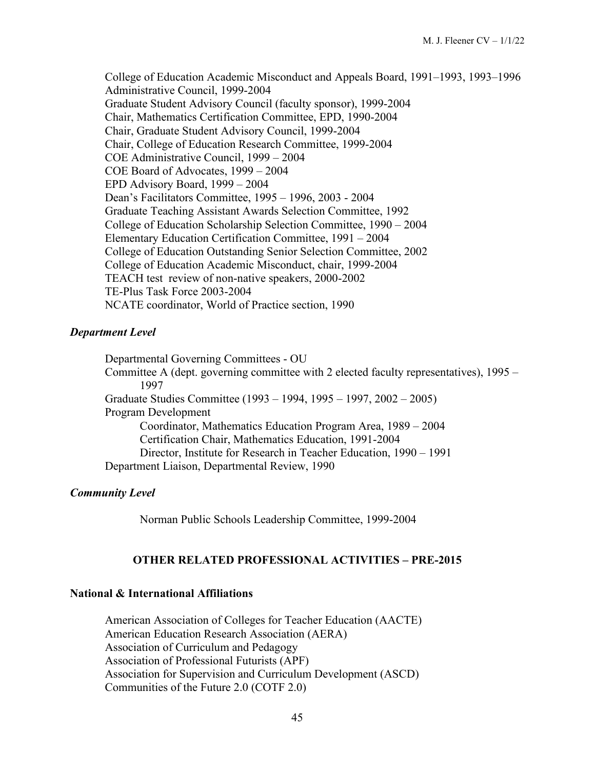College of Education Academic Misconduct and Appeals Board, 1991–1993, 1993–1996
Administrative Council, 1999-2004
Graduate Student Advisory Council (faculty sponsor), 1999-2004
Chair, Mathematics Certification Committee, EPD, 1990-2004
Chair, Graduate Student Advisory Council, 1999-2004
Chair, College of Education Research Committee, 1999-2004
COE Administrative Council, 1999 – 2004
COE Board of Advocates, 1999 – 2004
EPD Advisory Board, 1999 – 2004
Dean's Facilitators Committee, 1995 – 1996, 2003 - 2004
Graduate Teaching Assistant Awards Selection Committee, 1992
College of Education Scholarship Selection Committee, 1990 – 2004
Elementary Education Certification Committee, 1991 – 2004
College of Education Outstanding Senior Selection Committee, 2002
College of Education Academic Misconduct, chair, 1999-2004
TEACH test review of non-native speakers, 2000-2002
TE-Plus Task Force 2003-2004
NCATE coordinator, World of Practice section, 1990

### *Department Level*

Departmental Governing Committees - OU
Committee A (dept. governing committee with 2 elected faculty representatives), 1995 – 1997
Graduate Studies Committee (1993 – 1994, 1995 – 1997, 2002 – 2005)
Program Development
- Coordinator, Mathematics Education Program Area, 1989 – 2004
- Certification Chair, Mathematics Education, 1991-2004
- Director, Institute for Research in Teacher Education, 1990 – 1991

Department Liaison, Departmental Review, 1990

### *Community Level*

Norman Public Schools Leadership Committee, 1999-2004

## OTHER RELATED PROFESSIONAL ACTIVITIES – PRE-2015

### National & International Affiliations

American Association of Colleges for Teacher Education (AACTE)
American Education Research Association (AERA)
Association of Curriculum and Pedagogy
Association of Professional Futurists (APF)
Association for Supervision and Curriculum Development (ASCD)
Communities of the Future 2.0 (COTF 2.0)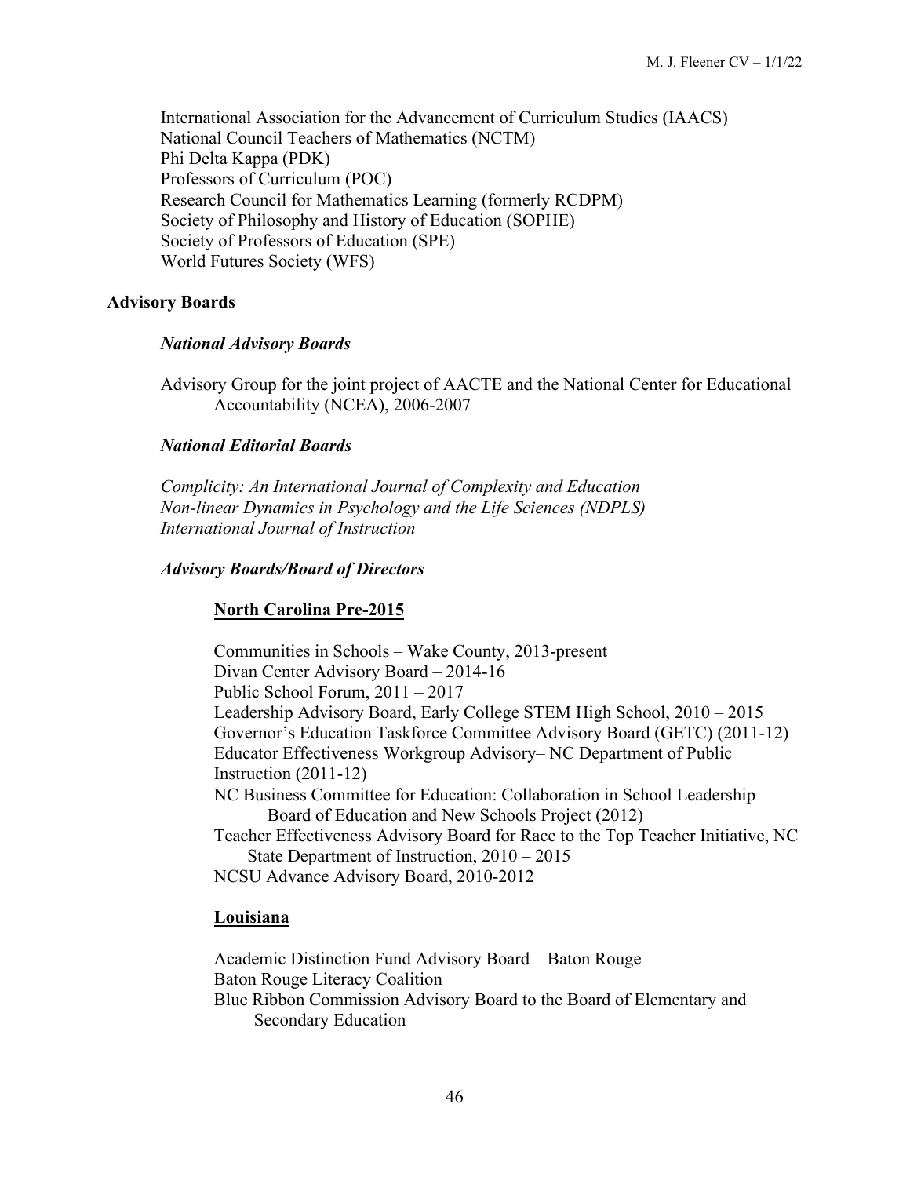International Association for the Advancement of Curriculum Studies (IAACS)
National Council Teachers of Mathematics (NCTM)
Phi Delta Kappa (PDK)
Professors of Curriculum (POC)
Research Council for Mathematics Learning (formerly RCDPM)
Society of Philosophy and History of Education (SOPHE)
Society of Professors of Education (SPE)
World Futures Society (WFS)

## Advisory Boards

### *National Advisory Boards*

Advisory Group for the joint project of AACTE and the National Center for Educational Accountability (NCEA), 2006-2007

### *National Editorial Boards*

*Complicity: An International Journal of Complexity and Education*
*Non-linear Dynamics in Psychology and the Life Sciences (NDPLS)*
*International Journal of Instruction*

### *Advisory Boards/Board of Directors*

#### North Carolina Pre-2015

Communities in Schools – Wake County, 2013-present
Divan Center Advisory Board – 2014-16
Public School Forum, 2011 – 2017
Leadership Advisory Board, Early College STEM High School, 2010 – 2015
Governor's Education Taskforce Committee Advisory Board (GETC) (2011-12)
Educator Effectiveness Workgroup Advisory– NC Department of Public Instruction (2011-12)
NC Business Committee for Education: Collaboration in School Leadership – Board of Education and New Schools Project (2012)
Teacher Effectiveness Advisory Board for Race to the Top Teacher Initiative, NC State Department of Instruction, 2010 – 2015
NCSU Advance Advisory Board, 2010-2012

#### Louisiana

Academic Distinction Fund Advisory Board – Baton Rouge
Baton Rouge Literacy Coalition
Blue Ribbon Commission Advisory Board to the Board of Elementary and Secondary Education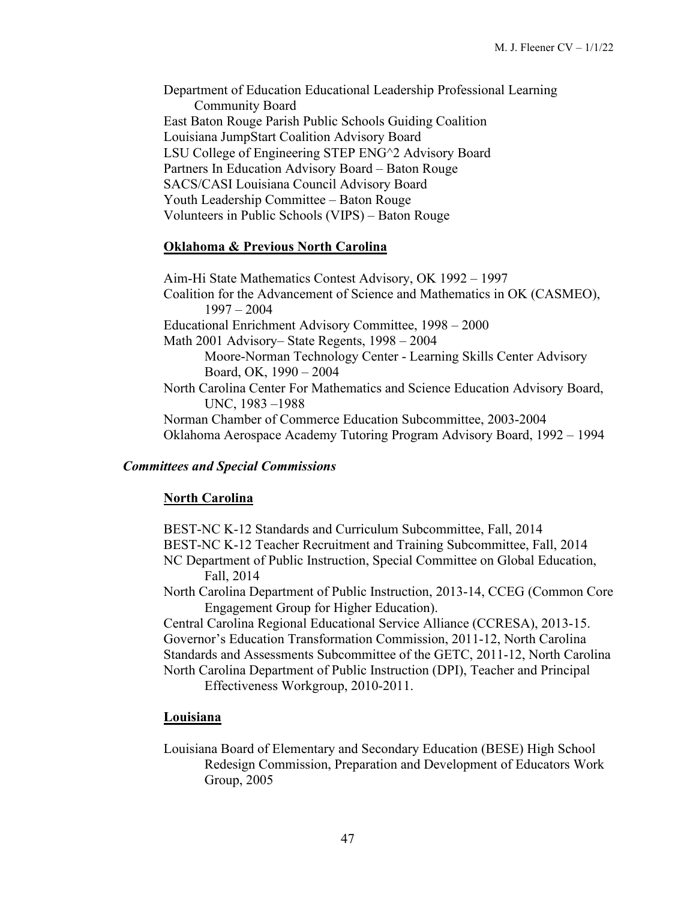Department of Education Educational Leadership Professional Learning Community Board
East Baton Rouge Parish Public Schools Guiding Coalition
Louisiana JumpStart Coalition Advisory Board
LSU College of Engineering STEP ENG^2 Advisory Board
Partners In Education Advisory Board – Baton Rouge
SACS/CASI Louisiana Council Advisory Board
Youth Leadership Committee – Baton Rouge
Volunteers in Public Schools (VIPS) – Baton Rouge

**Oklahoma & Previous North Carolina**

Aim-Hi State Mathematics Contest Advisory, OK 1992 – 1997
Coalition for the Advancement of Science and Mathematics in OK (CASMEO), 1997 – 2004
Educational Enrichment Advisory Committee, 1998 – 2000
Math 2001 Advisory– State Regents, 1998 – 2004
Moore-Norman Technology Center - Learning Skills Center Advisory Board, OK, 1990 – 2004
North Carolina Center For Mathematics and Science Education Advisory Board, UNC, 1983 –1988
Norman Chamber of Commerce Education Subcommittee, 2003-2004
Oklahoma Aerospace Academy Tutoring Program Advisory Board, 1992 – 1994

***Committees and Special Commissions***

**North Carolina**

BEST-NC K-12 Standards and Curriculum Subcommittee, Fall, 2014
BEST-NC K-12 Teacher Recruitment and Training Subcommittee, Fall, 2014
NC Department of Public Instruction, Special Committee on Global Education, Fall, 2014
North Carolina Department of Public Instruction, 2013-14, CCEG (Common Core Engagement Group for Higher Education).
Central Carolina Regional Educational Service Alliance (CCRESA), 2013-15.
Governor's Education Transformation Commission, 2011-12, North Carolina
Standards and Assessments Subcommittee of the GETC, 2011-12, North Carolina
North Carolina Department of Public Instruction (DPI), Teacher and Principal Effectiveness Workgroup, 2010-2011.

**Louisiana**

Louisiana Board of Elementary and Secondary Education (BESE) High School Redesign Commission, Preparation and Development of Educators Work Group, 2005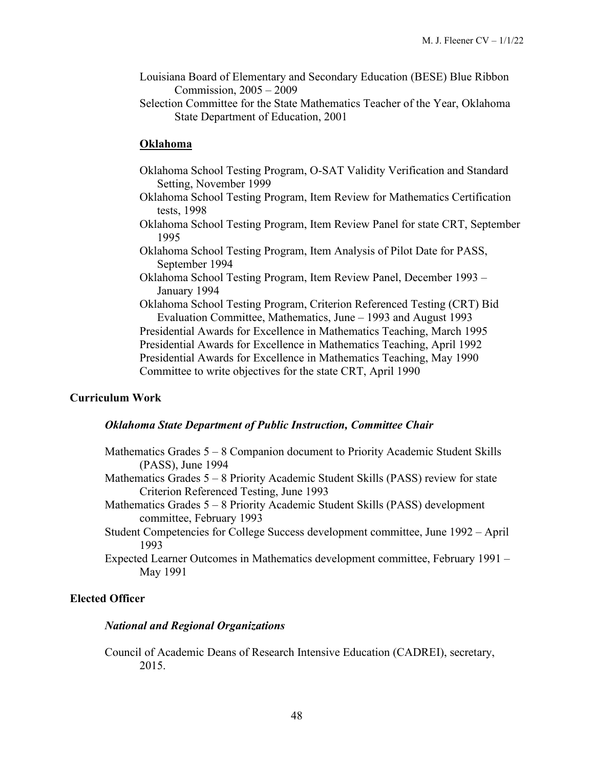Louisiana Board of Elementary and Secondary Education (BESE) Blue Ribbon Commission, 2005 – 2009

Selection Committee for the State Mathematics Teacher of the Year, Oklahoma State Department of Education, 2001

**Oklahoma**

Oklahoma School Testing Program, O-SAT Validity Verification and Standard Setting, November 1999

Oklahoma School Testing Program, Item Review for Mathematics Certification tests, 1998

Oklahoma School Testing Program, Item Review Panel for state CRT, September 1995

Oklahoma School Testing Program, Item Analysis of Pilot Date for PASS, September 1994

Oklahoma School Testing Program, Item Review Panel, December 1993 – January 1994

Oklahoma School Testing Program, Criterion Referenced Testing (CRT) Bid Evaluation Committee, Mathematics, June – 1993 and August 1993

Presidential Awards for Excellence in Mathematics Teaching, March 1995

Presidential Awards for Excellence in Mathematics Teaching, April 1992

Presidential Awards for Excellence in Mathematics Teaching, May 1990

Committee to write objectives for the state CRT, April 1990

### Curriculum Work

#### *Oklahoma State Department of Public Instruction, Committee Chair*

Mathematics Grades 5 – 8 Companion document to Priority Academic Student Skills (PASS), June 1994

Mathematics Grades 5 – 8 Priority Academic Student Skills (PASS) review for state Criterion Referenced Testing, June 1993

Mathematics Grades 5 – 8 Priority Academic Student Skills (PASS) development committee, February 1993

Student Competencies for College Success development committee, June 1992 – April 1993

Expected Learner Outcomes in Mathematics development committee, February 1991 – May 1991

### Elected Officer

#### *National and Regional Organizations*

Council of Academic Deans of Research Intensive Education (CADREI), secretary, 2015.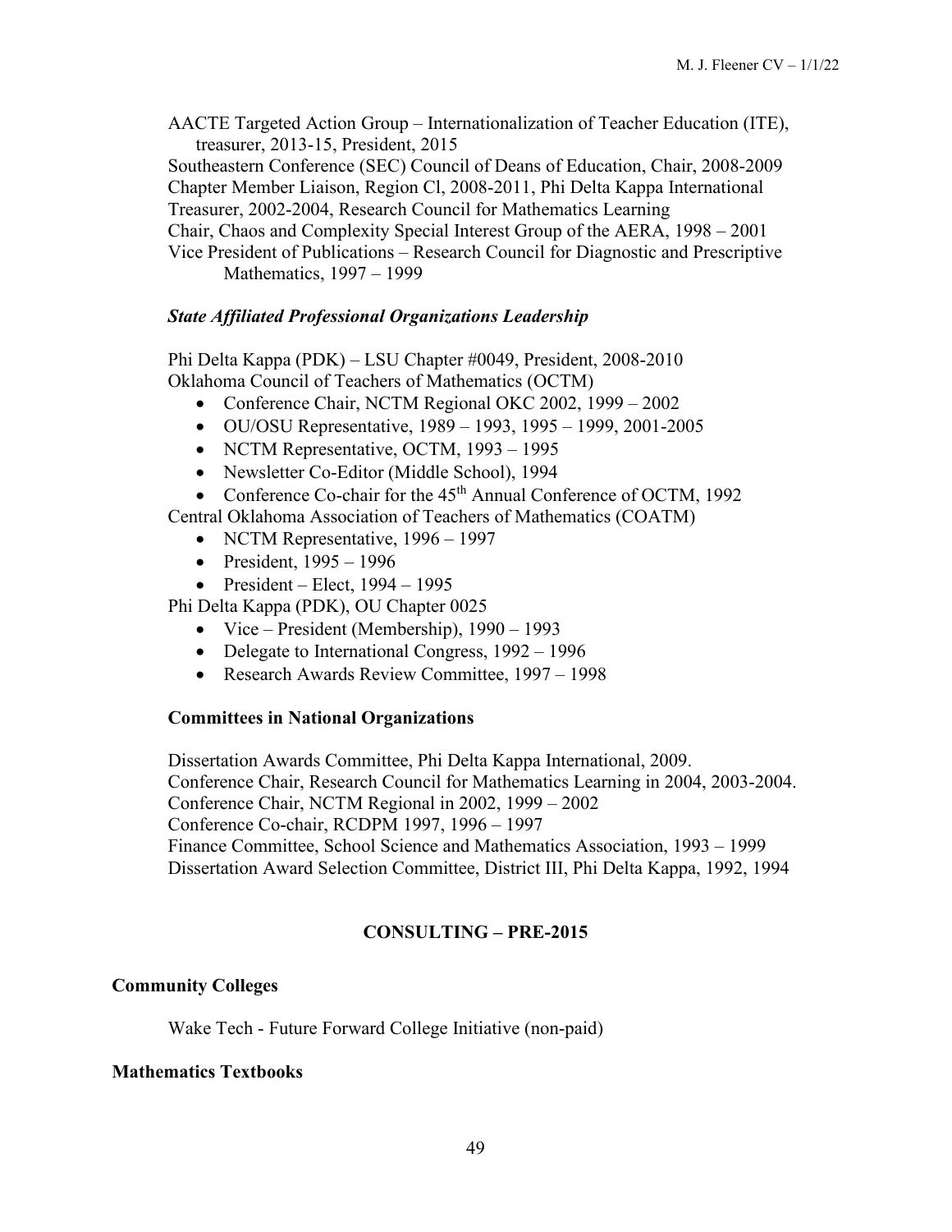AACTE Targeted Action Group – Internationalization of Teacher Education (ITE), treasurer, 2013-15, President, 2015
Southeastern Conference (SEC) Council of Deans of Education, Chair, 2008-2009
Chapter Member Liaison, Region Cl, 2008-2011, Phi Delta Kappa International
Treasurer, 2002-2004, Research Council for Mathematics Learning
Chair, Chaos and Complexity Special Interest Group of the AERA, 1998 – 2001
Vice President of Publications – Research Council for Diagnostic and Prescriptive Mathematics, 1997 – 1999

***State Affiliated Professional Organizations Leadership***

Phi Delta Kappa (PDK) – LSU Chapter #0049, President, 2008-2010
Oklahoma Council of Teachers of Mathematics (OCTM)

- Conference Chair, NCTM Regional OKC 2002, 1999 – 2002
- OU/OSU Representative, 1989 – 1993, 1995 – 1999, 2001-2005
- NCTM Representative, OCTM, 1993 – 1995
- Newsletter Co-Editor (Middle School), 1994
- Conference Co-chair for the 45th Annual Conference of OCTM, 1992

Central Oklahoma Association of Teachers of Mathematics (COATM)

- NCTM Representative, 1996 – 1997
- President, 1995 – 1996
- President – Elect, 1994 – 1995

Phi Delta Kappa (PDK), OU Chapter 0025

- Vice – President (Membership), 1990 – 1993
- Delegate to International Congress, 1992 – 1996
- Research Awards Review Committee, 1997 – 1998

**Committees in National Organizations**

Dissertation Awards Committee, Phi Delta Kappa International, 2009.
Conference Chair, Research Council for Mathematics Learning in 2004, 2003-2004.
Conference Chair, NCTM Regional in 2002, 1999 – 2002
Conference Co-chair, RCDPM 1997, 1996 – 1997
Finance Committee, School Science and Mathematics Association, 1993 – 1999
Dissertation Award Selection Committee, District III, Phi Delta Kappa, 1992, 1994

## CONSULTING – PRE-2015

### Community Colleges

Wake Tech - Future Forward College Initiative (non-paid)

### Mathematics Textbooks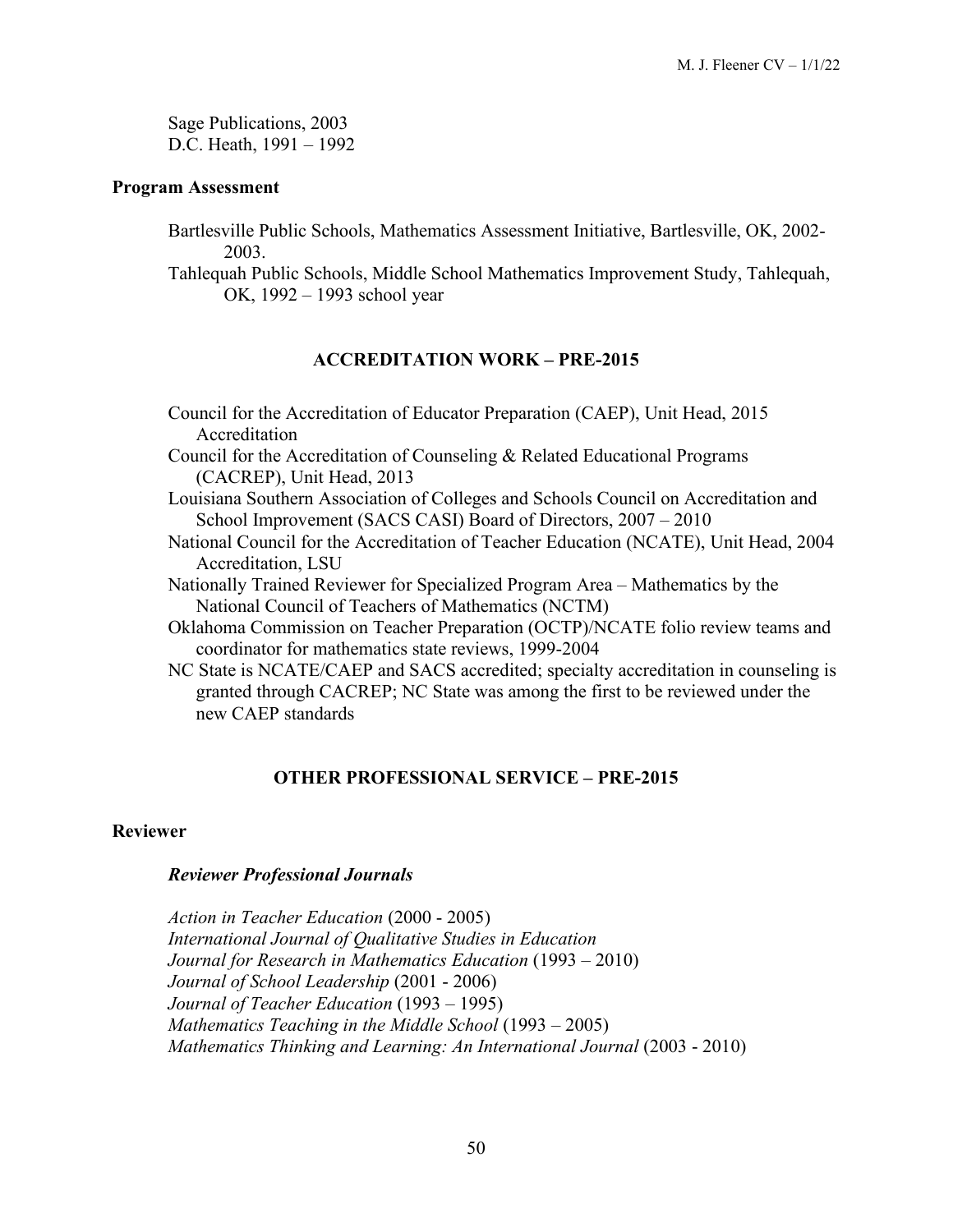Sage Publications, 2003
D.C. Heath, 1991 – 1992

### Program Assessment

Bartlesville Public Schools, Mathematics Assessment Initiative, Bartlesville, OK, 2002-2003.

Tahlequah Public Schools, Middle School Mathematics Improvement Study, Tahlequah, OK, 1992 – 1993 school year

## ACCREDITATION WORK – PRE-2015

Council for the Accreditation of Educator Preparation (CAEP), Unit Head, 2015 Accreditation

Council for the Accreditation of Counseling & Related Educational Programs (CACREP), Unit Head, 2013

Louisiana Southern Association of Colleges and Schools Council on Accreditation and School Improvement (SACS CASI) Board of Directors, 2007 – 2010

National Council for the Accreditation of Teacher Education (NCATE), Unit Head, 2004 Accreditation, LSU

Nationally Trained Reviewer for Specialized Program Area – Mathematics by the National Council of Teachers of Mathematics (NCTM)

Oklahoma Commission on Teacher Preparation (OCTP)/NCATE folio review teams and coordinator for mathematics state reviews, 1999-2004

NC State is NCATE/CAEP and SACS accredited; specialty accreditation in counseling is granted through CACREP; NC State was among the first to be reviewed under the new CAEP standards

## OTHER PROFESSIONAL SERVICE – PRE-2015

### Reviewer

#### *Reviewer Professional Journals*

*Action in Teacher Education* (2000 - 2005)
*International Journal of Qualitative Studies in Education*
*Journal for Research in Mathematics Education* (1993 – 2010)
*Journal of School Leadership* (2001 - 2006)
*Journal of Teacher Education* (1993 – 1995)
*Mathematics Teaching in the Middle School* (1993 – 2005)
*Mathematics Thinking and Learning: An International Journal* (2003 - 2010)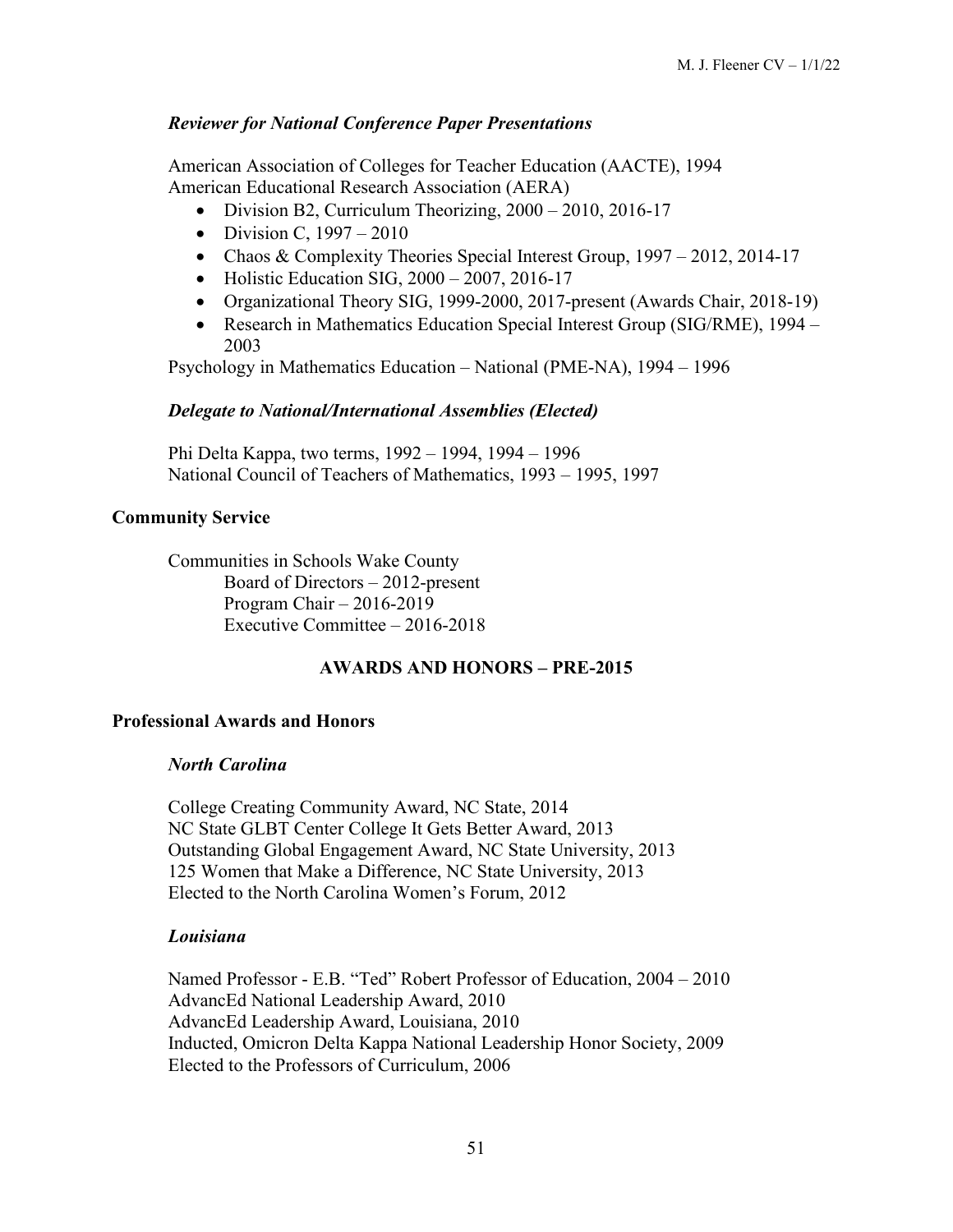### *Reviewer for National Conference Paper Presentations*

American Association of Colleges for Teacher Education (AACTE), 1994
American Educational Research Association (AERA)

- Division B2, Curriculum Theorizing, 2000 – 2010, 2016-17
- Division C, 1997 – 2010
- Chaos & Complexity Theories Special Interest Group, 1997 – 2012, 2014-17
- Holistic Education SIG, 2000 – 2007, 2016-17
- Organizational Theory SIG, 1999-2000, 2017-present (Awards Chair, 2018-19)
- Research in Mathematics Education Special Interest Group (SIG/RME), 1994 – 2003

Psychology in Mathematics Education – National (PME-NA), 1994 – 1996

### *Delegate to National/International Assemblies (Elected)*

Phi Delta Kappa, two terms, 1992 – 1994, 1994 – 1996
National Council of Teachers of Mathematics, 1993 – 1995, 1997

## Community Service

Communities in Schools Wake County
  Board of Directors – 2012-present
  Program Chair – 2016-2019
  Executive Committee – 2016-2018

# AWARDS AND HONORS – PRE-2015

## Professional Awards and Honors

### *North Carolina*

College Creating Community Award, NC State, 2014
NC State GLBT Center College It Gets Better Award, 2013
Outstanding Global Engagement Award, NC State University, 2013
125 Women that Make a Difference, NC State University, 2013
Elected to the North Carolina Women's Forum, 2012

### *Louisiana*

Named Professor - E.B. "Ted" Robert Professor of Education, 2004 – 2010
AdvancEd National Leadership Award, 2010
AdvancEd Leadership Award, Louisiana, 2010
Inducted, Omicron Delta Kappa National Leadership Honor Society, 2009
Elected to the Professors of Curriculum, 2006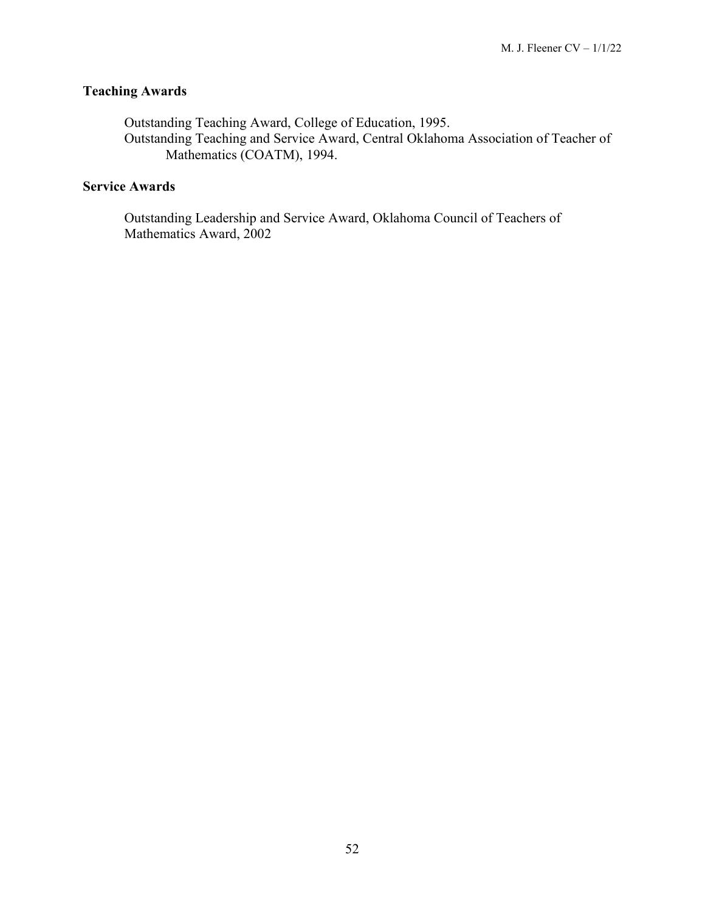## Teaching Awards

Outstanding Teaching Award, College of Education, 1995.
Outstanding Teaching and Service Award, Central Oklahoma Association of Teacher of Mathematics (COATM), 1994.

## Service Awards

Outstanding Leadership and Service Award, Oklahoma Council of Teachers of Mathematics Award, 2002